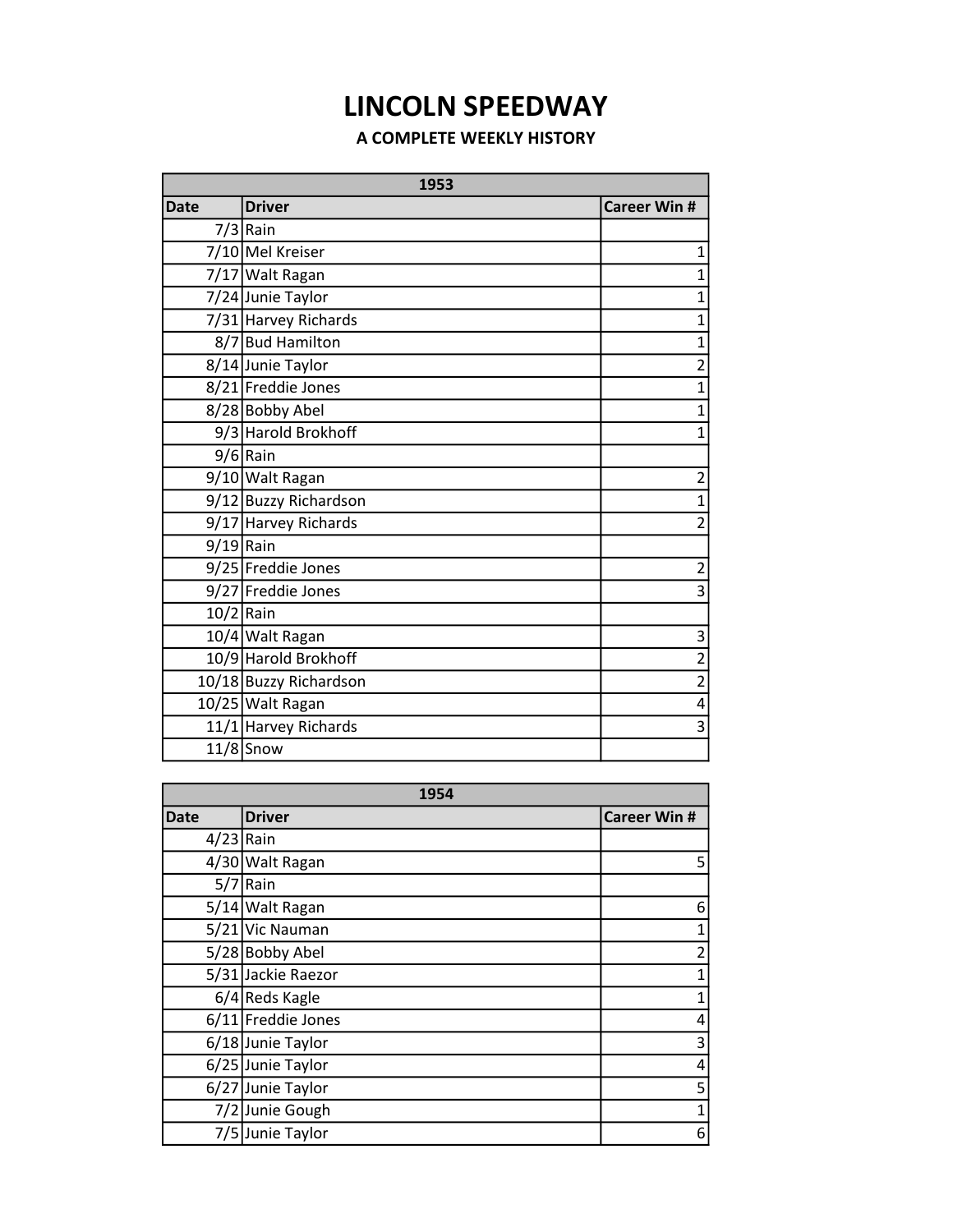# LINCOLN SPEEDWAY

## A COMPLETE WEEKLY HISTORY

| 1953 | | |
|---|---|---|
| **Date** | **Driver** | **Career Win #** |
| 7/3 | Rain | |
| 7/10 | Mel Kreiser | 1 |
| 7/17 | Walt Ragan | 1 |
| 7/24 | Junie Taylor | 1 |
| 7/31 | Harvey Richards | 1 |
| 8/7 | Bud Hamilton | 1 |
| 8/14 | Junie Taylor | 2 |
| 8/21 | Freddie Jones | 1 |
| 8/28 | Bobby Abel | 1 |
| 9/3 | Harold Brokhoff | 1 |
| 9/6 | Rain | |
| 9/10 | Walt Ragan | 2 |
| 9/12 | Buzzy Richardson | 1 |
| 9/17 | Harvey Richards | 2 |
| 9/19 | Rain | |
| 9/25 | Freddie Jones | 2 |
| 9/27 | Freddie Jones | 3 |
| 10/2 | Rain | |
| 10/4 | Walt Ragan | 3 |
| 10/9 | Harold Brokhoff | 2 |
| 10/18 | Buzzy Richardson | 2 |
| 10/25 | Walt Ragan | 4 |
| 11/1 | Harvey Richards | 3 |
| 11/8 | Snow | |

| 1954 | | |
|---|---|---|
| **Date** | **Driver** | **Career Win #** |
| 4/23 | Rain | |
| 4/30 | Walt Ragan | 5 |
| 5/7 | Rain | |
| 5/14 | Walt Ragan | 6 |
| 5/21 | Vic Nauman | 1 |
| 5/28 | Bobby Abel | 2 |
| 5/31 | Jackie Raezor | 1 |
| 6/4 | Reds Kagle | 1 |
| 6/11 | Freddie Jones | 4 |
| 6/18 | Junie Taylor | 3 |
| 6/25 | Junie Taylor | 4 |
| 6/27 | Junie Taylor | 5 |
| 7/2 | Junie Gough | 1 |
| 7/5 | Junie Taylor | 6 |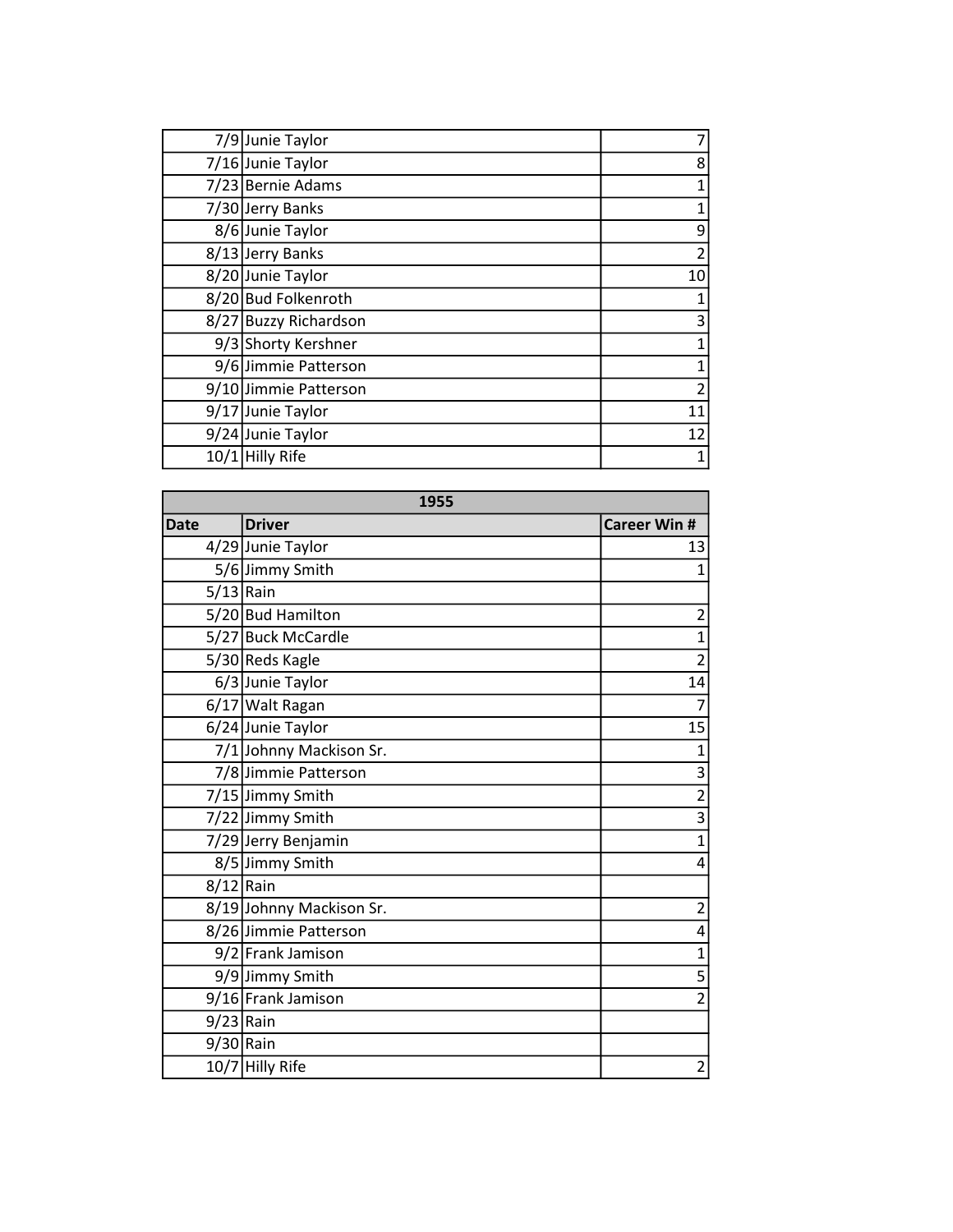| | | |
|---|---|---|
| 7/9 | Junie Taylor | 7 |
| 7/16 | Junie Taylor | 8 |
| 7/23 | Bernie Adams | 1 |
| 7/30 | Jerry Banks | 1 |
| 8/6 | Junie Taylor | 9 |
| 8/13 | Jerry Banks | 2 |
| 8/20 | Junie Taylor | 10 |
| 8/20 | Bud Folkenroth | 1 |
| 8/27 | Buzzy Richardson | 3 |
| 9/3 | Shorty Kershner | 1 |
| 9/6 | Jimmie Patterson | 1 |
| 9/10 | Jimmie Patterson | 2 |
| 9/17 | Junie Taylor | 11 |
| 9/24 | Junie Taylor | 12 |
| 10/1 | Hilly Rife | 1 |

| 1955 | | |
|---|---|---|
| **Date** | **Driver** | **Career Win #** |
| 4/29 | Junie Taylor | 13 |
| 5/6 | Jimmy Smith | 1 |
| 5/13 | Rain | |
| 5/20 | Bud Hamilton | 2 |
| 5/27 | Buck McCardle | 1 |
| 5/30 | Reds Kagle | 2 |
| 6/3 | Junie Taylor | 14 |
| 6/17 | Walt Ragan | 7 |
| 6/24 | Junie Taylor | 15 |
| 7/1 | Johnny Mackison Sr. | 1 |
| 7/8 | Jimmie Patterson | 3 |
| 7/15 | Jimmy Smith | 2 |
| 7/22 | Jimmy Smith | 3 |
| 7/29 | Jerry Benjamin | 1 |
| 8/5 | Jimmy Smith | 4 |
| 8/12 | Rain | |
| 8/19 | Johnny Mackison Sr. | 2 |
| 8/26 | Jimmie Patterson | 4 |
| 9/2 | Frank Jamison | 1 |
| 9/9 | Jimmy Smith | 5 |
| 9/16 | Frank Jamison | 2 |
| 9/23 | Rain | |
| 9/30 | Rain | |
| 10/7 | Hilly Rife | 2 |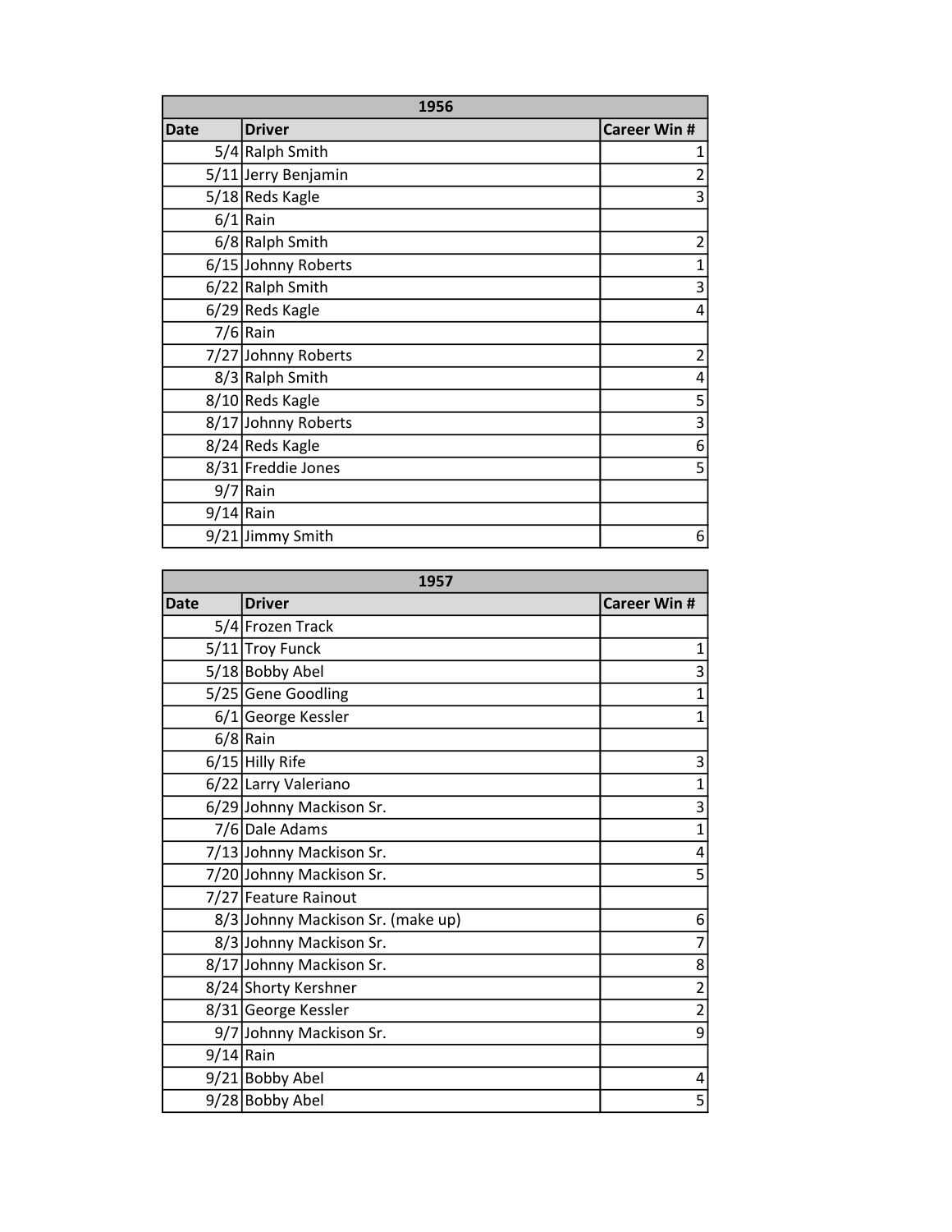| 1956 | | |
|---|---|---|
| Date | Driver | Career Win # |
| 5/4 | Ralph Smith | 1 |
| 5/11 | Jerry Benjamin | 2 |
| 5/18 | Reds Kagle | 3 |
| 6/1 | Rain | |
| 6/8 | Ralph Smith | 2 |
| 6/15 | Johnny Roberts | 1 |
| 6/22 | Ralph Smith | 3 |
| 6/29 | Reds Kagle | 4 |
| 7/6 | Rain | |
| 7/27 | Johnny Roberts | 2 |
| 8/3 | Ralph Smith | 4 |
| 8/10 | Reds Kagle | 5 |
| 8/17 | Johnny Roberts | 3 |
| 8/24 | Reds Kagle | 6 |
| 8/31 | Freddie Jones | 5 |
| 9/7 | Rain | |
| 9/14 | Rain | |
| 9/21 | Jimmy Smith | 6 |

| 1957 | | |
|---|---|---|
| Date | Driver | Career Win # |
| 5/4 | Frozen Track | |
| 5/11 | Troy Funck | 1 |
| 5/18 | Bobby Abel | 3 |
| 5/25 | Gene Goodling | 1 |
| 6/1 | George Kessler | 1 |
| 6/8 | Rain | |
| 6/15 | Hilly Rife | 3 |
| 6/22 | Larry Valeriano | 1 |
| 6/29 | Johnny Mackison Sr. | 3 |
| 7/6 | Dale Adams | 1 |
| 7/13 | Johnny Mackison Sr. | 4 |
| 7/20 | Johnny Mackison Sr. | 5 |
| 7/27 | Feature Rainout | |
| 8/3 | Johnny Mackison Sr. (make up) | 6 |
| 8/3 | Johnny Mackison Sr. | 7 |
| 8/17 | Johnny Mackison Sr. | 8 |
| 8/24 | Shorty Kershner | 2 |
| 8/31 | George Kessler | 2 |
| 9/7 | Johnny Mackison Sr. | 9 |
| 9/14 | Rain | |
| 9/21 | Bobby Abel | 4 |
| 9/28 | Bobby Abel | 5 |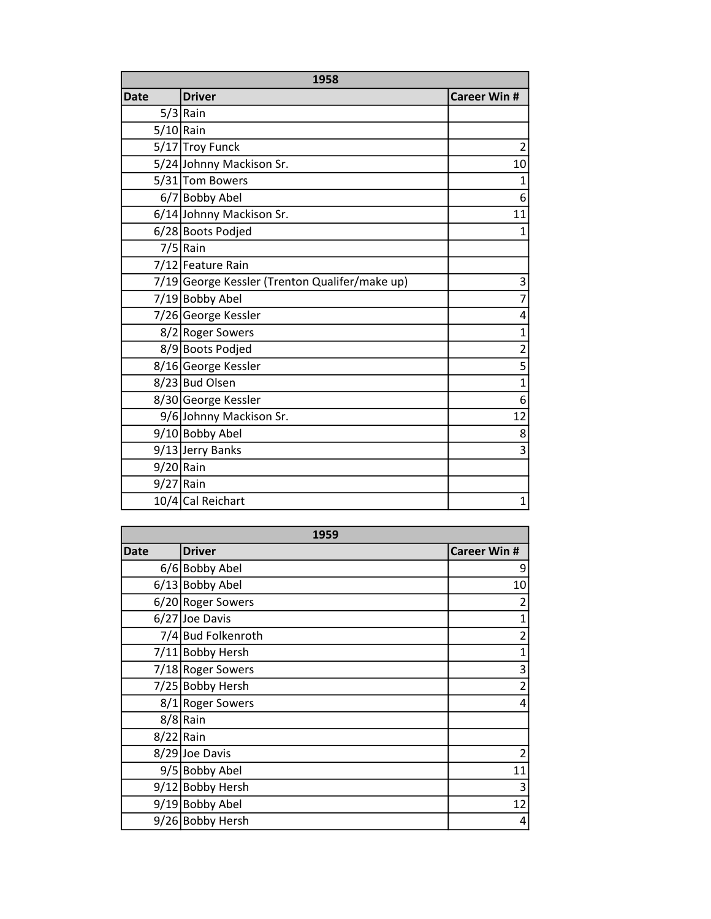| 1958 | | |
|---|---|---|
| Date | Driver | Career Win # |
| 5/3 | Rain | |
| 5/10 | Rain | |
| 5/17 | Troy Funck | 2 |
| 5/24 | Johnny Mackison Sr. | 10 |
| 5/31 | Tom Bowers | 1 |
| 6/7 | Bobby Abel | 6 |
| 6/14 | Johnny Mackison Sr. | 11 |
| 6/28 | Boots Podjed | 1 |
| 7/5 | Rain | |
| 7/12 | Feature Rain | |
| 7/19 | George Kessler (Trenton Qualifer/make up) | 3 |
| 7/19 | Bobby Abel | 7 |
| 7/26 | George Kessler | 4 |
| 8/2 | Roger Sowers | 1 |
| 8/9 | Boots Podjed | 2 |
| 8/16 | George Kessler | 5 |
| 8/23 | Bud Olsen | 1 |
| 8/30 | George Kessler | 6 |
| 9/6 | Johnny Mackison Sr. | 12 |
| 9/10 | Bobby Abel | 8 |
| 9/13 | Jerry Banks | 3 |
| 9/20 | Rain | |
| 9/27 | Rain | |
| 10/4 | Cal Reichart | 1 |

| 1959 | | |
|---|---|---|
| Date | Driver | Career Win # |
| 6/6 | Bobby Abel | 9 |
| 6/13 | Bobby Abel | 10 |
| 6/20 | Roger Sowers | 2 |
| 6/27 | Joe Davis | 1 |
| 7/4 | Bud Folkenroth | 2 |
| 7/11 | Bobby Hersh | 1 |
| 7/18 | Roger Sowers | 3 |
| 7/25 | Bobby Hersh | 2 |
| 8/1 | Roger Sowers | 4 |
| 8/8 | Rain | |
| 8/22 | Rain | |
| 8/29 | Joe Davis | 2 |
| 9/5 | Bobby Abel | 11 |
| 9/12 | Bobby Hersh | 3 |
| 9/19 | Bobby Abel | 12 |
| 9/26 | Bobby Hersh | 4 |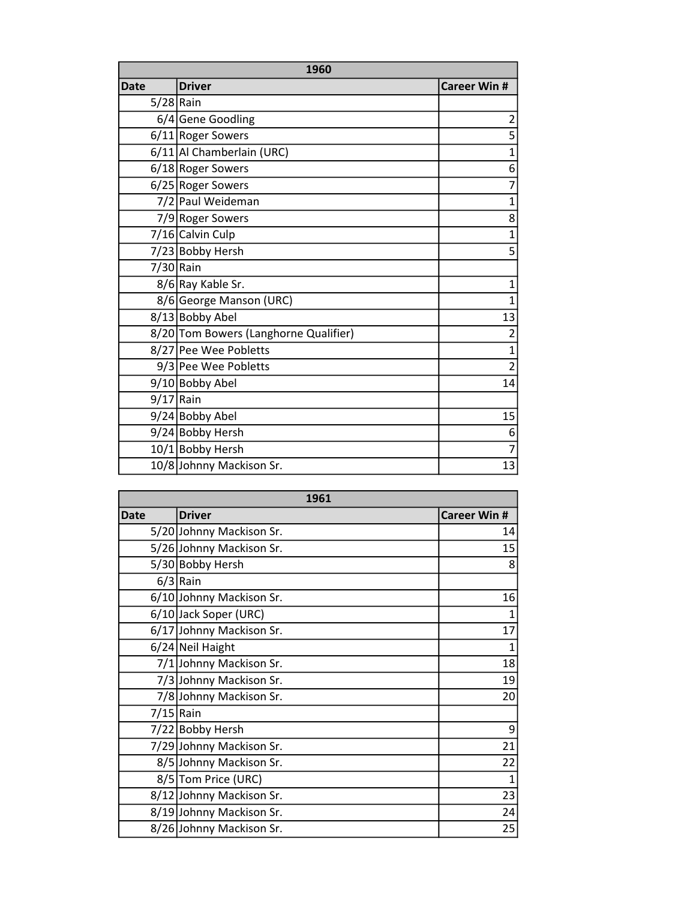| 1960 | | |
|---|---|---|
| **Date** | **Driver** | **Career Win #** |
| 5/28 | Rain | |
| 6/4 | Gene Goodling | 2 |
| 6/11 | Roger Sowers | 5 |
| 6/11 | Al Chamberlain (URC) | 1 |
| 6/18 | Roger Sowers | 6 |
| 6/25 | Roger Sowers | 7 |
| 7/2 | Paul Weideman | 1 |
| 7/9 | Roger Sowers | 8 |
| 7/16 | Calvin Culp | 1 |
| 7/23 | Bobby Hersh | 5 |
| 7/30 | Rain | |
| 8/6 | Ray Kable Sr. | 1 |
| 8/6 | George Manson (URC) | 1 |
| 8/13 | Bobby Abel | 13 |
| 8/20 | Tom Bowers (Langhorne Qualifier) | 2 |
| 8/27 | Pee Wee Pobletts | 1 |
| 9/3 | Pee Wee Pobletts | 2 |
| 9/10 | Bobby Abel | 14 |
| 9/17 | Rain | |
| 9/24 | Bobby Abel | 15 |
| 9/24 | Bobby Hersh | 6 |
| 10/1 | Bobby Hersh | 7 |
| 10/8 | Johnny Mackison Sr. | 13 |

| 1961 | | |
|---|---|---|
| **Date** | **Driver** | **Career Win #** |
| 5/20 | Johnny Mackison Sr. | 14 |
| 5/26 | Johnny Mackison Sr. | 15 |
| 5/30 | Bobby Hersh | 8 |
| 6/3 | Rain | |
| 6/10 | Johnny Mackison Sr. | 16 |
| 6/10 | Jack Soper (URC) | 1 |
| 6/17 | Johnny Mackison Sr. | 17 |
| 6/24 | Neil Haight | 1 |
| 7/1 | Johnny Mackison Sr. | 18 |
| 7/3 | Johnny Mackison Sr. | 19 |
| 7/8 | Johnny Mackison Sr. | 20 |
| 7/15 | Rain | |
| 7/22 | Bobby Hersh | 9 |
| 7/29 | Johnny Mackison Sr. | 21 |
| 8/5 | Johnny Mackison Sr. | 22 |
| 8/5 | Tom Price (URC) | 1 |
| 8/12 | Johnny Mackison Sr. | 23 |
| 8/19 | Johnny Mackison Sr. | 24 |
| 8/26 | Johnny Mackison Sr. | 25 |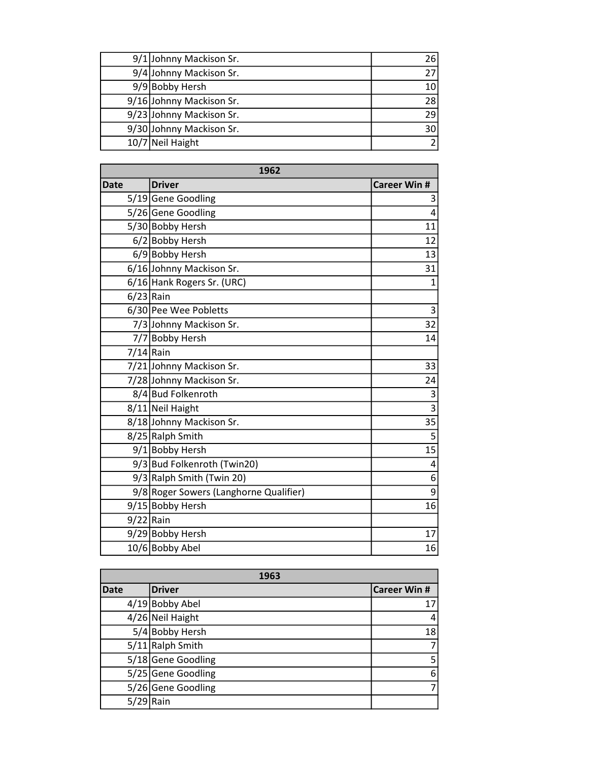| | | |
|---|---|---|
| 9/1 | Johnny Mackison Sr. | 26 |
| 9/4 | Johnny Mackison Sr. | 27 |
| 9/9 | Bobby Hersh | 10 |
| 9/16 | Johnny Mackison Sr. | 28 |
| 9/23 | Johnny Mackison Sr. | 29 |
| 9/30 | Johnny Mackison Sr. | 30 |
| 10/7 | Neil Haight | 2 |

| 1962 | | |
|---|---|---|
| Date | Driver | Career Win # |
| 5/19 | Gene Goodling | 3 |
| 5/26 | Gene Goodling | 4 |
| 5/30 | Bobby Hersh | 11 |
| 6/2 | Bobby Hersh | 12 |
| 6/9 | Bobby Hersh | 13 |
| 6/16 | Johnny Mackison Sr. | 31 |
| 6/16 | Hank Rogers Sr. (URC) | 1 |
| 6/23 | Rain | |
| 6/30 | Pee Wee Pobletts | 3 |
| 7/3 | Johnny Mackison Sr. | 32 |
| 7/7 | Bobby Hersh | 14 |
| 7/14 | Rain | |
| 7/21 | Johnny Mackison Sr. | 33 |
| 7/28 | Johnny Mackison Sr. | 24 |
| 8/4 | Bud Folkenroth | 3 |
| 8/11 | Neil Haight | 3 |
| 8/18 | Johnny Mackison Sr. | 35 |
| 8/25 | Ralph Smith | 5 |
| 9/1 | Bobby Hersh | 15 |
| 9/3 | Bud Folkenroth (Twin20) | 4 |
| 9/3 | Ralph Smith (Twin 20) | 6 |
| 9/8 | Roger Sowers (Langhorne Qualifier) | 9 |
| 9/15 | Bobby Hersh | 16 |
| 9/22 | Rain | |
| 9/29 | Bobby Hersh | 17 |
| 10/6 | Bobby Abel | 16 |

| 1963 | | |
|---|---|---|
| Date | Driver | Career Win # |
| 4/19 | Bobby Abel | 17 |
| 4/26 | Neil Haight | 4 |
| 5/4 | Bobby Hersh | 18 |
| 5/11 | Ralph Smith | 7 |
| 5/18 | Gene Goodling | 5 |
| 5/25 | Gene Goodling | 6 |
| 5/26 | Gene Goodling | 7 |
| 5/29 | Rain | |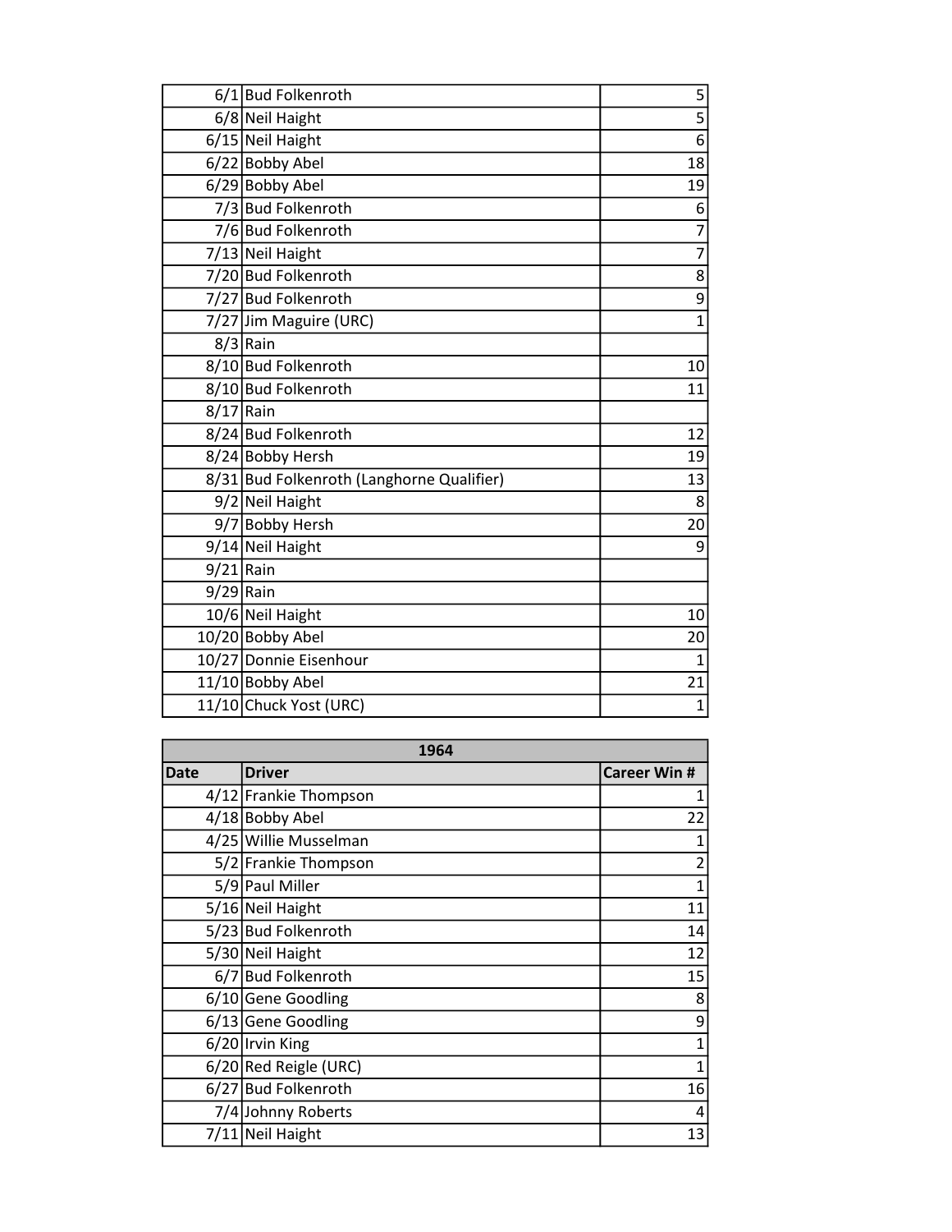| | | |
|---|---|---|
| 6/1 | Bud Folkenroth | 5 |
| 6/8 | Neil Haight | 5 |
| 6/15 | Neil Haight | 6 |
| 6/22 | Bobby Abel | 18 |
| 6/29 | Bobby Abel | 19 |
| 7/3 | Bud Folkenroth | 6 |
| 7/6 | Bud Folkenroth | 7 |
| 7/13 | Neil Haight | 7 |
| 7/20 | Bud Folkenroth | 8 |
| 7/27 | Bud Folkenroth | 9 |
| 7/27 | Jim Maguire (URC) | 1 |
| 8/3 | Rain | |
| 8/10 | Bud Folkenroth | 10 |
| 8/10 | Bud Folkenroth | 11 |
| 8/17 | Rain | |
| 8/24 | Bud Folkenroth | 12 |
| 8/24 | Bobby Hersh | 19 |
| 8/31 | Bud Folkenroth (Langhorne Qualifier) | 13 |
| 9/2 | Neil Haight | 8 |
| 9/7 | Bobby Hersh | 20 |
| 9/14 | Neil Haight | 9 |
| 9/21 | Rain | |
| 9/29 | Rain | |
| 10/6 | Neil Haight | 10 |
| 10/20 | Bobby Abel | 20 |
| 10/27 | Donnie Eisenhour | 1 |
| 11/10 | Bobby Abel | 21 |
| 11/10 | Chuck Yost (URC) | 1 |

| 1964 | | |
|---|---|---|
| **Date** | **Driver** | **Career Win #** |
| 4/12 | Frankie Thompson | 1 |
| 4/18 | Bobby Abel | 22 |
| 4/25 | Willie Musselman | 1 |
| 5/2 | Frankie Thompson | 2 |
| 5/9 | Paul Miller | 1 |
| 5/16 | Neil Haight | 11 |
| 5/23 | Bud Folkenroth | 14 |
| 5/30 | Neil Haight | 12 |
| 6/7 | Bud Folkenroth | 15 |
| 6/10 | Gene Goodling | 8 |
| 6/13 | Gene Goodling | 9 |
| 6/20 | Irvin King | 1 |
| 6/20 | Red Reigle (URC) | 1 |
| 6/27 | Bud Folkenroth | 16 |
| 7/4 | Johnny Roberts | 4 |
| 7/11 | Neil Haight | 13 |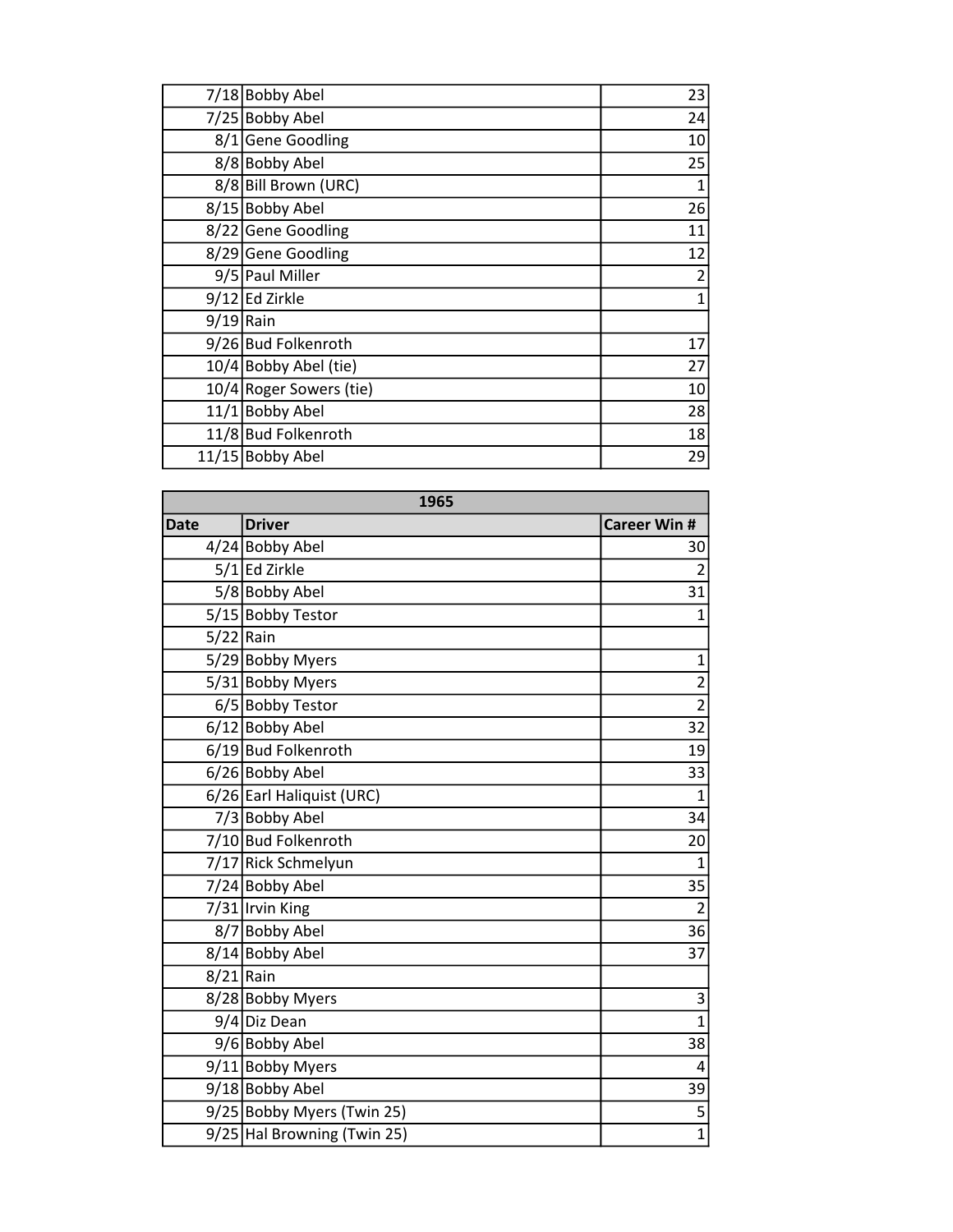| | | |
|---|---|---|
| 7/18 | Bobby Abel | 23 |
| 7/25 | Bobby Abel | 24 |
| 8/1 | Gene Goodling | 10 |
| 8/8 | Bobby Abel | 25 |
| 8/8 | Bill Brown (URC) | 1 |
| 8/15 | Bobby Abel | 26 |
| 8/22 | Gene Goodling | 11 |
| 8/29 | Gene Goodling | 12 |
| 9/5 | Paul Miller | 2 |
| 9/12 | Ed Zirkle | 1 |
| 9/19 | Rain | |
| 9/26 | Bud Folkenroth | 17 |
| 10/4 | Bobby Abel (tie) | 27 |
| 10/4 | Roger Sowers (tie) | 10 |
| 11/1 | Bobby Abel | 28 |
| 11/8 | Bud Folkenroth | 18 |
| 11/15 | Bobby Abel | 29 |

| 1965 | | |
|---|---|---|
| **Date** | **Driver** | **Career Win #** |
| 4/24 | Bobby Abel | 30 |
| 5/1 | Ed Zirkle | 2 |
| 5/8 | Bobby Abel | 31 |
| 5/15 | Bobby Testor | 1 |
| 5/22 | Rain | |
| 5/29 | Bobby Myers | 1 |
| 5/31 | Bobby Myers | 2 |
| 6/5 | Bobby Testor | 2 |
| 6/12 | Bobby Abel | 32 |
| 6/19 | Bud Folkenroth | 19 |
| 6/26 | Bobby Abel | 33 |
| 6/26 | Earl Haliquist (URC) | 1 |
| 7/3 | Bobby Abel | 34 |
| 7/10 | Bud Folkenroth | 20 |
| 7/17 | Rick Schmelyun | 1 |
| 7/24 | Bobby Abel | 35 |
| 7/31 | Irvin King | 2 |
| 8/7 | Bobby Abel | 36 |
| 8/14 | Bobby Abel | 37 |
| 8/21 | Rain | |
| 8/28 | Bobby Myers | 3 |
| 9/4 | Diz Dean | 1 |
| 9/6 | Bobby Abel | 38 |
| 9/11 | Bobby Myers | 4 |
| 9/18 | Bobby Abel | 39 |
| 9/25 | Bobby Myers (Twin 25) | 5 |
| 9/25 | Hal Browning (Twin 25) | 1 |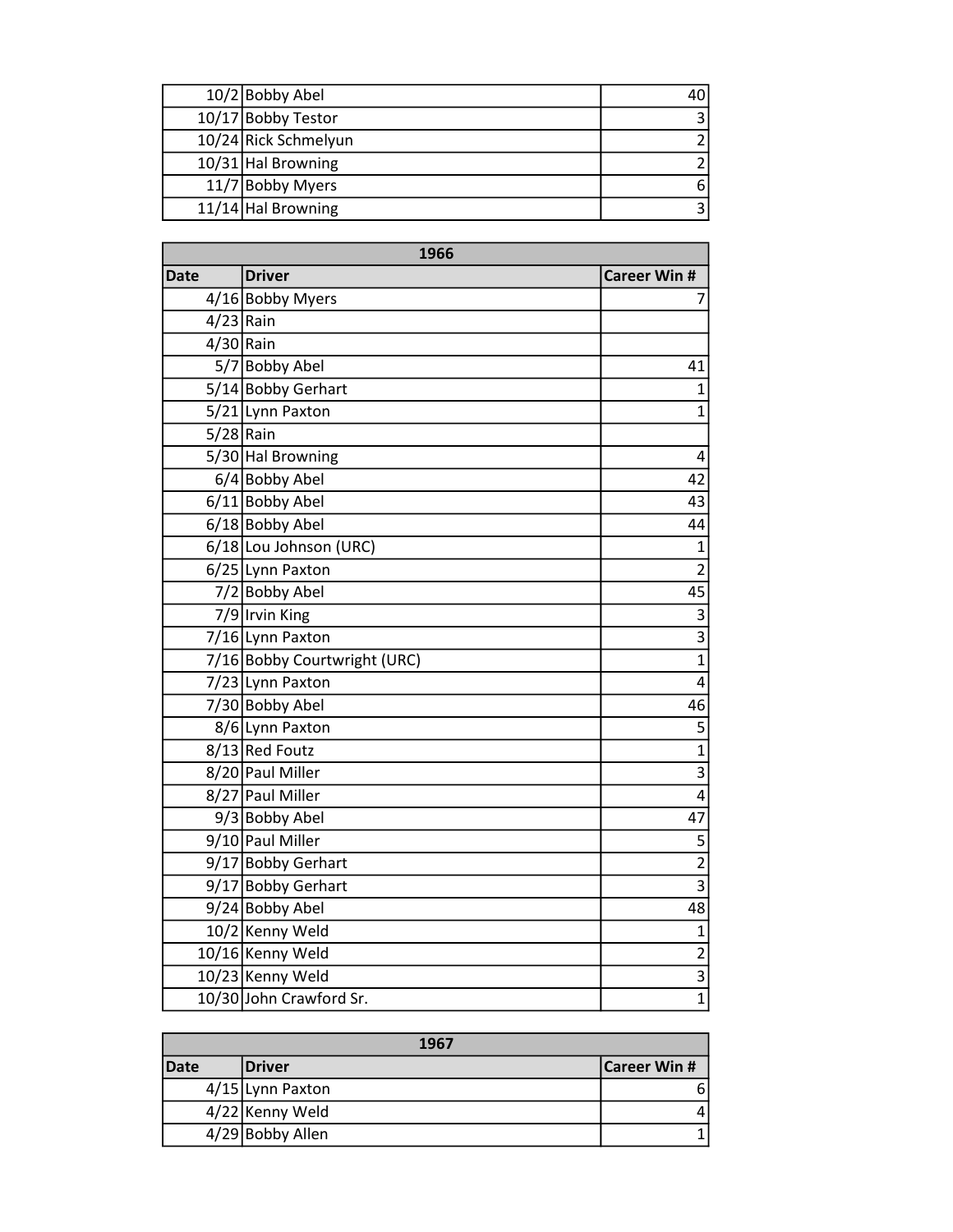| Date | Driver | Career Win # |
|---|---|---|
| 10/2 | Bobby Abel | 40 |
| 10/17 | Bobby Testor | 3 |
| 10/24 | Rick Schmelyun | 2 |
| 10/31 | Hal Browning | 2 |
| 11/7 | Bobby Myers | 6 |
| 11/14 | Hal Browning | 3 |

| 1966 | | |
|---|---|---|
| **Date** | **Driver** | **Career Win #** |
| 4/16 | Bobby Myers | 7 |
| 4/23 | Rain | |
| 4/30 | Rain | |
| 5/7 | Bobby Abel | 41 |
| 5/14 | Bobby Gerhart | 1 |
| 5/21 | Lynn Paxton | 1 |
| 5/28 | Rain | |
| 5/30 | Hal Browning | 4 |
| 6/4 | Bobby Abel | 42 |
| 6/11 | Bobby Abel | 43 |
| 6/18 | Bobby Abel | 44 |
| 6/18 | Lou Johnson (URC) | 1 |
| 6/25 | Lynn Paxton | 2 |
| 7/2 | Bobby Abel | 45 |
| 7/9 | Irvin King | 3 |
| 7/16 | Lynn Paxton | 3 |
| 7/16 | Bobby Courtwright (URC) | 1 |
| 7/23 | Lynn Paxton | 4 |
| 7/30 | Bobby Abel | 46 |
| 8/6 | Lynn Paxton | 5 |
| 8/13 | Red Foutz | 1 |
| 8/20 | Paul Miller | 3 |
| 8/27 | Paul Miller | 4 |
| 9/3 | Bobby Abel | 47 |
| 9/10 | Paul Miller | 5 |
| 9/17 | Bobby Gerhart | 2 |
| 9/17 | Bobby Gerhart | 3 |
| 9/24 | Bobby Abel | 48 |
| 10/2 | Kenny Weld | 1 |
| 10/16 | Kenny Weld | 2 |
| 10/23 | Kenny Weld | 3 |
| 10/30 | John Crawford Sr. | 1 |

| 1967 | | |
|---|---|---|
| **Date** | **Driver** | **Career Win #** |
| 4/15 | Lynn Paxton | 6 |
| 4/22 | Kenny Weld | 4 |
| 4/29 | Bobby Allen | 1 |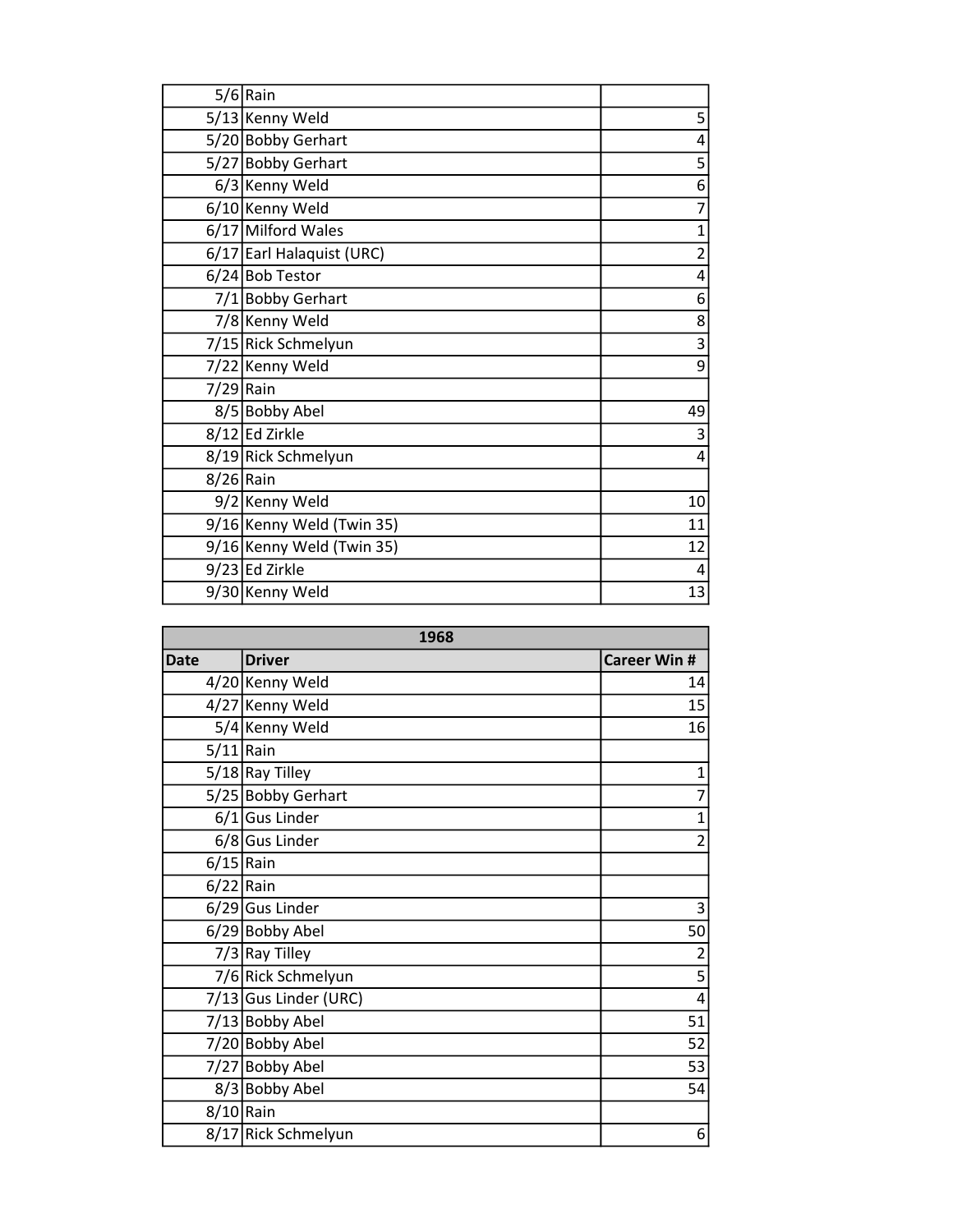| | | |
|---|---|---|
| 5/6 | Rain | |
| 5/13 | Kenny Weld | 5 |
| 5/20 | Bobby Gerhart | 4 |
| 5/27 | Bobby Gerhart | 5 |
| 6/3 | Kenny Weld | 6 |
| 6/10 | Kenny Weld | 7 |
| 6/17 | Milford Wales | 1 |
| 6/17 | Earl Halaquist (URC) | 2 |
| 6/24 | Bob Testor | 4 |
| 7/1 | Bobby Gerhart | 6 |
| 7/8 | Kenny Weld | 8 |
| 7/15 | Rick Schmelyun | 3 |
| 7/22 | Kenny Weld | 9 |
| 7/29 | Rain | |
| 8/5 | Bobby Abel | 49 |
| 8/12 | Ed Zirkle | 3 |
| 8/19 | Rick Schmelyun | 4 |
| 8/26 | Rain | |
| 9/2 | Kenny Weld | 10 |
| 9/16 | Kenny Weld (Twin 35) | 11 |
| 9/16 | Kenny Weld (Twin 35) | 12 |
| 9/23 | Ed Zirkle | 4 |
| 9/30 | Kenny Weld | 13 |

| 1968 | | |
|---|---|---|
| **Date** | **Driver** | **Career Win #** |
| 4/20 | Kenny Weld | 14 |
| 4/27 | Kenny Weld | 15 |
| 5/4 | Kenny Weld | 16 |
| 5/11 | Rain | |
| 5/18 | Ray Tilley | 1 |
| 5/25 | Bobby Gerhart | 7 |
| 6/1 | Gus Linder | 1 |
| 6/8 | Gus Linder | 2 |
| 6/15 | Rain | |
| 6/22 | Rain | |
| 6/29 | Gus Linder | 3 |
| 6/29 | Bobby Abel | 50 |
| 7/3 | Ray Tilley | 2 |
| 7/6 | Rick Schmelyun | 5 |
| 7/13 | Gus Linder (URC) | 4 |
| 7/13 | Bobby Abel | 51 |
| 7/20 | Bobby Abel | 52 |
| 7/27 | Bobby Abel | 53 |
| 8/3 | Bobby Abel | 54 |
| 8/10 | Rain | |
| 8/17 | Rick Schmelyun | 6 |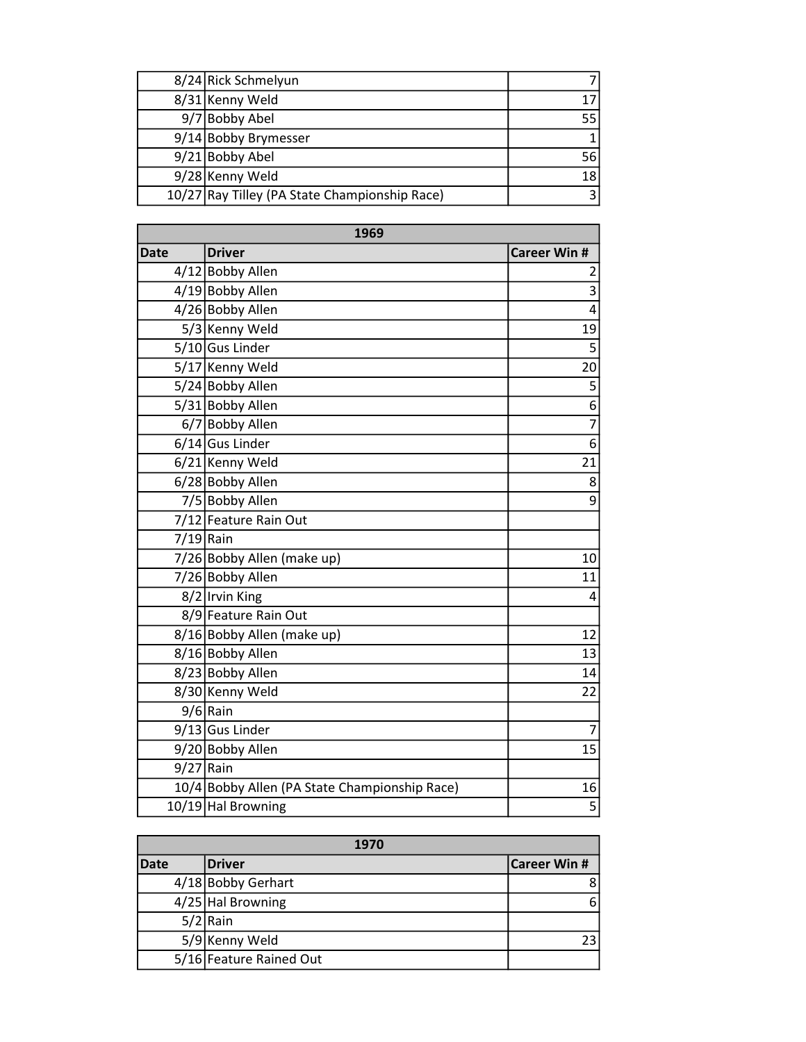| | | |
|---|---|---|
| 8/24 | Rick Schmelyun | 7 |
| 8/31 | Kenny Weld | 17 |
| 9/7 | Bobby Abel | 55 |
| 9/14 | Bobby Brymesser | 1 |
| 9/21 | Bobby Abel | 56 |
| 9/28 | Kenny Weld | 18 |
| 10/27 | Ray Tilley (PA State Championship Race) | 3 |

| 1969 | | |
|---|---|---|
| **Date** | **Driver** | **Career Win #** |
| 4/12 | Bobby Allen | 2 |
| 4/19 | Bobby Allen | 3 |
| 4/26 | Bobby Allen | 4 |
| 5/3 | Kenny Weld | 19 |
| 5/10 | Gus Linder | 5 |
| 5/17 | Kenny Weld | 20 |
| 5/24 | Bobby Allen | 5 |
| 5/31 | Bobby Allen | 6 |
| 6/7 | Bobby Allen | 7 |
| 6/14 | Gus Linder | 6 |
| 6/21 | Kenny Weld | 21 |
| 6/28 | Bobby Allen | 8 |
| 7/5 | Bobby Allen | 9 |
| 7/12 | Feature Rain Out | |
| 7/19 | Rain | |
| 7/26 | Bobby Allen (make up) | 10 |
| 7/26 | Bobby Allen | 11 |
| 8/2 | Irvin King | 4 |
| 8/9 | Feature Rain Out | |
| 8/16 | Bobby Allen (make up) | 12 |
| 8/16 | Bobby Allen | 13 |
| 8/23 | Bobby Allen | 14 |
| 8/30 | Kenny Weld | 22 |
| 9/6 | Rain | |
| 9/13 | Gus Linder | 7 |
| 9/20 | Bobby Allen | 15 |
| 9/27 | Rain | |
| 10/4 | Bobby Allen (PA State Championship Race) | 16 |
| 10/19 | Hal Browning | 5 |

| 1970 | | |
|---|---|---|
| **Date** | **Driver** | **Career Win #** |
| 4/18 | Bobby Gerhart | 8 |
| 4/25 | Hal Browning | 6 |
| 5/2 | Rain | |
| 5/9 | Kenny Weld | 23 |
| 5/16 | Feature Rained Out | |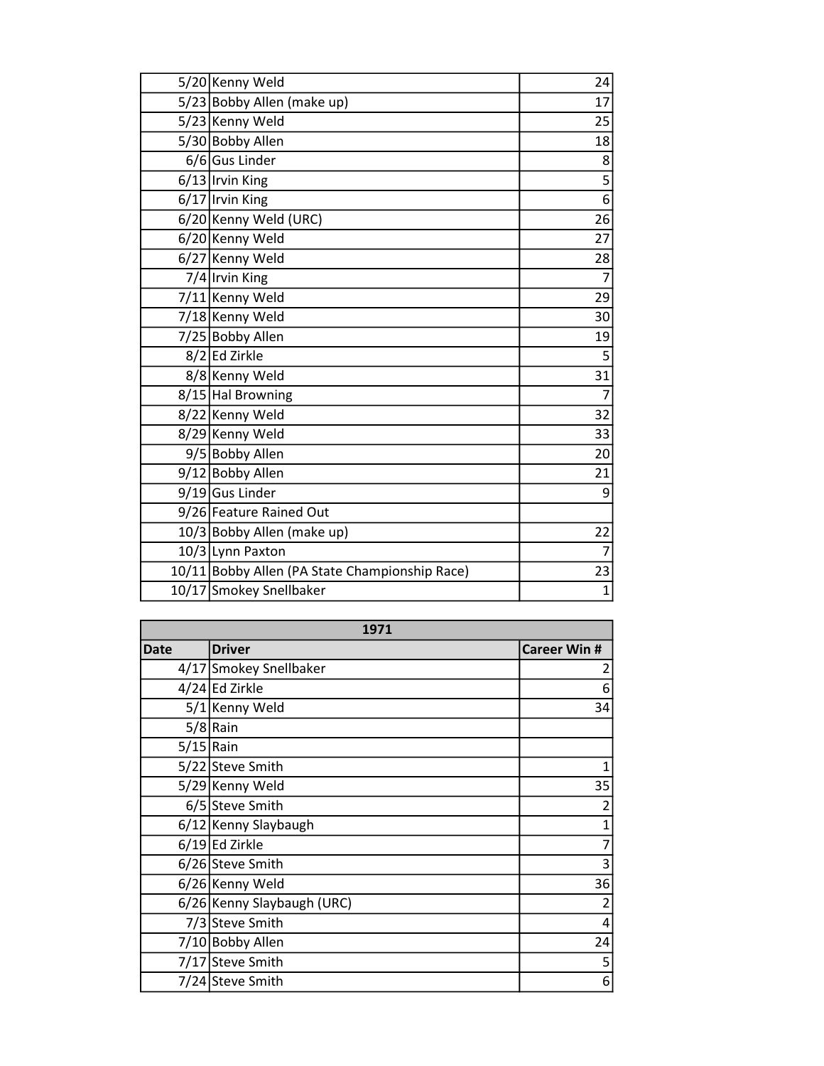| | | |
|---|---|---|
| 5/20 | Kenny Weld | 24 |
| 5/23 | Bobby Allen (make up) | 17 |
| 5/23 | Kenny Weld | 25 |
| 5/30 | Bobby Allen | 18 |
| 6/6 | Gus Linder | 8 |
| 6/13 | Irvin King | 5 |
| 6/17 | Irvin King | 6 |
| 6/20 | Kenny Weld (URC) | 26 |
| 6/20 | Kenny Weld | 27 |
| 6/27 | Kenny Weld | 28 |
| 7/4 | Irvin King | 7 |
| 7/11 | Kenny Weld | 29 |
| 7/18 | Kenny Weld | 30 |
| 7/25 | Bobby Allen | 19 |
| 8/2 | Ed Zirkle | 5 |
| 8/8 | Kenny Weld | 31 |
| 8/15 | Hal Browning | 7 |
| 8/22 | Kenny Weld | 32 |
| 8/29 | Kenny Weld | 33 |
| 9/5 | Bobby Allen | 20 |
| 9/12 | Bobby Allen | 21 |
| 9/19 | Gus Linder | 9 |
| 9/26 | Feature Rained Out | |
| 10/3 | Bobby Allen (make up) | 22 |
| 10/3 | Lynn Paxton | 7 |
| 10/11 | Bobby Allen (PA State Championship Race) | 23 |
| 10/17 | Smokey Snellbaker | 1 |

| 1971 | | |
|---|---|---|
| **Date** | **Driver** | **Career Win #** |
| 4/17 | Smokey Snellbaker | 2 |
| 4/24 | Ed Zirkle | 6 |
| 5/1 | Kenny Weld | 34 |
| 5/8 | Rain | |
| 5/15 | Rain | |
| 5/22 | Steve Smith | 1 |
| 5/29 | Kenny Weld | 35 |
| 6/5 | Steve Smith | 2 |
| 6/12 | Kenny Slaybaugh | 1 |
| 6/19 | Ed Zirkle | 7 |
| 6/26 | Steve Smith | 3 |
| 6/26 | Kenny Weld | 36 |
| 6/26 | Kenny Slaybaugh (URC) | 2 |
| 7/3 | Steve Smith | 4 |
| 7/10 | Bobby Allen | 24 |
| 7/17 | Steve Smith | 5 |
| 7/24 | Steve Smith | 6 |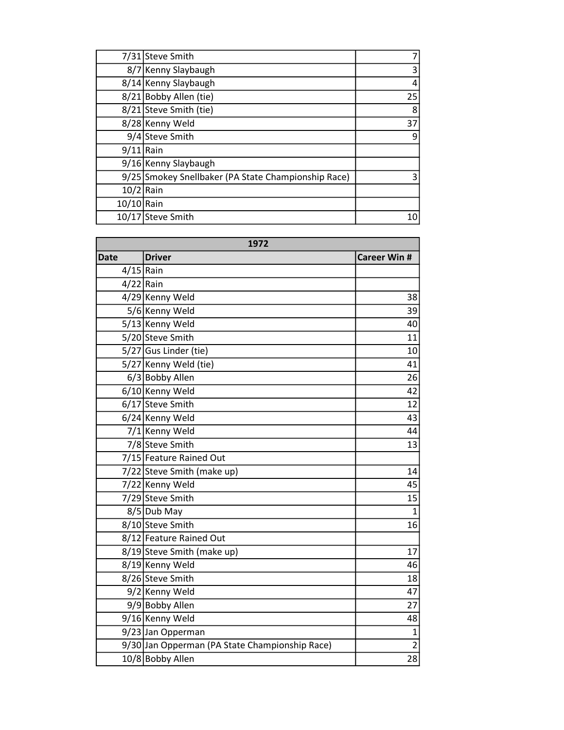| | | |
|---|---|---|
| 7/31 | Steve Smith | 7 |
| 8/7 | Kenny Slaybaugh | 3 |
| 8/14 | Kenny Slaybaugh | 4 |
| 8/21 | Bobby Allen (tie) | 25 |
| 8/21 | Steve Smith (tie) | 8 |
| 8/28 | Kenny Weld | 37 |
| 9/4 | Steve Smith | 9 |
| 9/11 | Rain | |
| 9/16 | Kenny Slaybaugh | |
| 9/25 | Smokey Snellbaker (PA State Championship Race) | 3 |
| 10/2 | Rain | |
| 10/10 | Rain | |
| 10/17 | Steve Smith | 10 |

| 1972 | | |
|---|---|---|
| **Date** | **Driver** | **Career Win #** |
| 4/15 | Rain | |
| 4/22 | Rain | |
| 4/29 | Kenny Weld | 38 |
| 5/6 | Kenny Weld | 39 |
| 5/13 | Kenny Weld | 40 |
| 5/20 | Steve Smith | 11 |
| 5/27 | Gus Linder (tie) | 10 |
| 5/27 | Kenny Weld (tie) | 41 |
| 6/3 | Bobby Allen | 26 |
| 6/10 | Kenny Weld | 42 |
| 6/17 | Steve Smith | 12 |
| 6/24 | Kenny Weld | 43 |
| 7/1 | Kenny Weld | 44 |
| 7/8 | Steve Smith | 13 |
| 7/15 | Feature Rained Out | |
| 7/22 | Steve Smith (make up) | 14 |
| 7/22 | Kenny Weld | 45 |
| 7/29 | Steve Smith | 15 |
| 8/5 | Dub May | 1 |
| 8/10 | Steve Smith | 16 |
| 8/12 | Feature Rained Out | |
| 8/19 | Steve Smith (make up) | 17 |
| 8/19 | Kenny Weld | 46 |
| 8/26 | Steve Smith | 18 |
| 9/2 | Kenny Weld | 47 |
| 9/9 | Bobby Allen | 27 |
| 9/16 | Kenny Weld | 48 |
| 9/23 | Jan Opperman | 1 |
| 9/30 | Jan Opperman (PA State Championship Race) | 2 |
| 10/8 | Bobby Allen | 28 |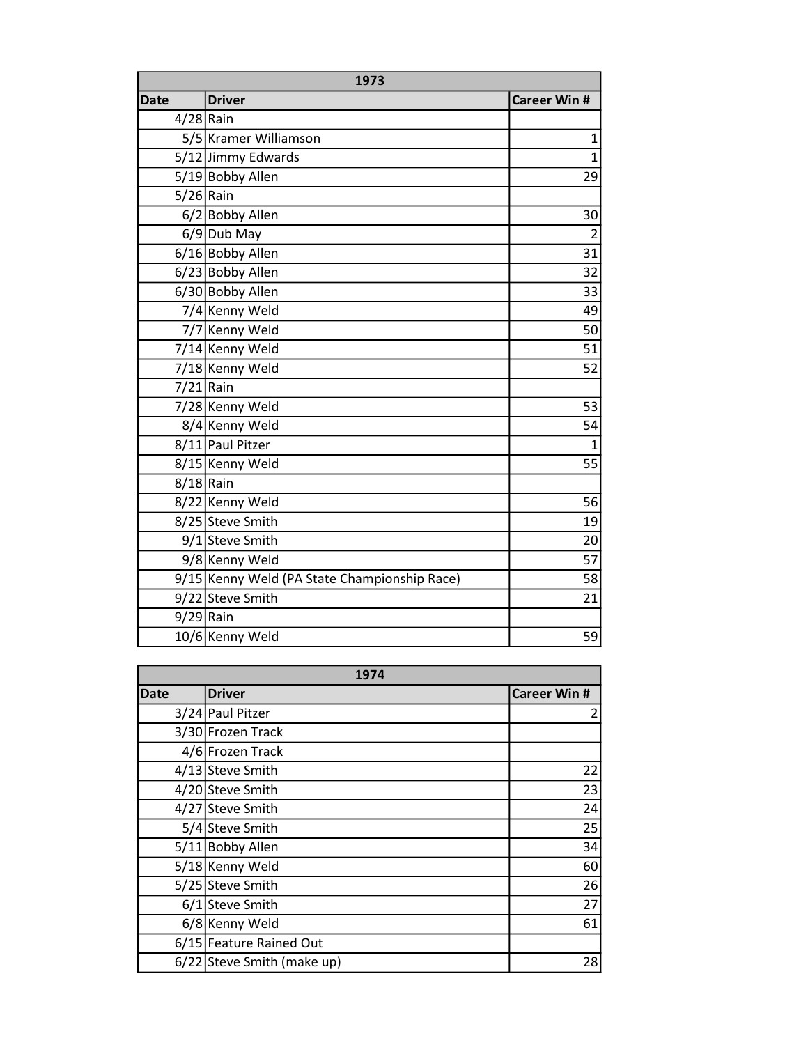| 1973 | | |
|---|---|---|
| **Date** | **Driver** | **Career Win #** |
| 4/28 | Rain | |
| 5/5 | Kramer Williamson | 1 |
| 5/12 | Jimmy Edwards | 1 |
| 5/19 | Bobby Allen | 29 |
| 5/26 | Rain | |
| 6/2 | Bobby Allen | 30 |
| 6/9 | Dub May | 2 |
| 6/16 | Bobby Allen | 31 |
| 6/23 | Bobby Allen | 32 |
| 6/30 | Bobby Allen | 33 |
| 7/4 | Kenny Weld | 49 |
| 7/7 | Kenny Weld | 50 |
| 7/14 | Kenny Weld | 51 |
| 7/18 | Kenny Weld | 52 |
| 7/21 | Rain | |
| 7/28 | Kenny Weld | 53 |
| 8/4 | Kenny Weld | 54 |
| 8/11 | Paul Pitzer | 1 |
| 8/15 | Kenny Weld | 55 |
| 8/18 | Rain | |
| 8/22 | Kenny Weld | 56 |
| 8/25 | Steve Smith | 19 |
| 9/1 | Steve Smith | 20 |
| 9/8 | Kenny Weld | 57 |
| 9/15 | Kenny Weld (PA State Championship Race) | 58 |
| 9/22 | Steve Smith | 21 |
| 9/29 | Rain | |
| 10/6 | Kenny Weld | 59 |

| 1974 | | |
|---|---|---|
| **Date** | **Driver** | **Career Win #** |
| 3/24 | Paul Pitzer | 2 |
| 3/30 | Frozen Track | |
| 4/6 | Frozen Track | |
| 4/13 | Steve Smith | 22 |
| 4/20 | Steve Smith | 23 |
| 4/27 | Steve Smith | 24 |
| 5/4 | Steve Smith | 25 |
| 5/11 | Bobby Allen | 34 |
| 5/18 | Kenny Weld | 60 |
| 5/25 | Steve Smith | 26 |
| 6/1 | Steve Smith | 27 |
| 6/8 | Kenny Weld | 61 |
| 6/15 | Feature Rained Out | |
| 6/22 | Steve Smith (make up) | 28 |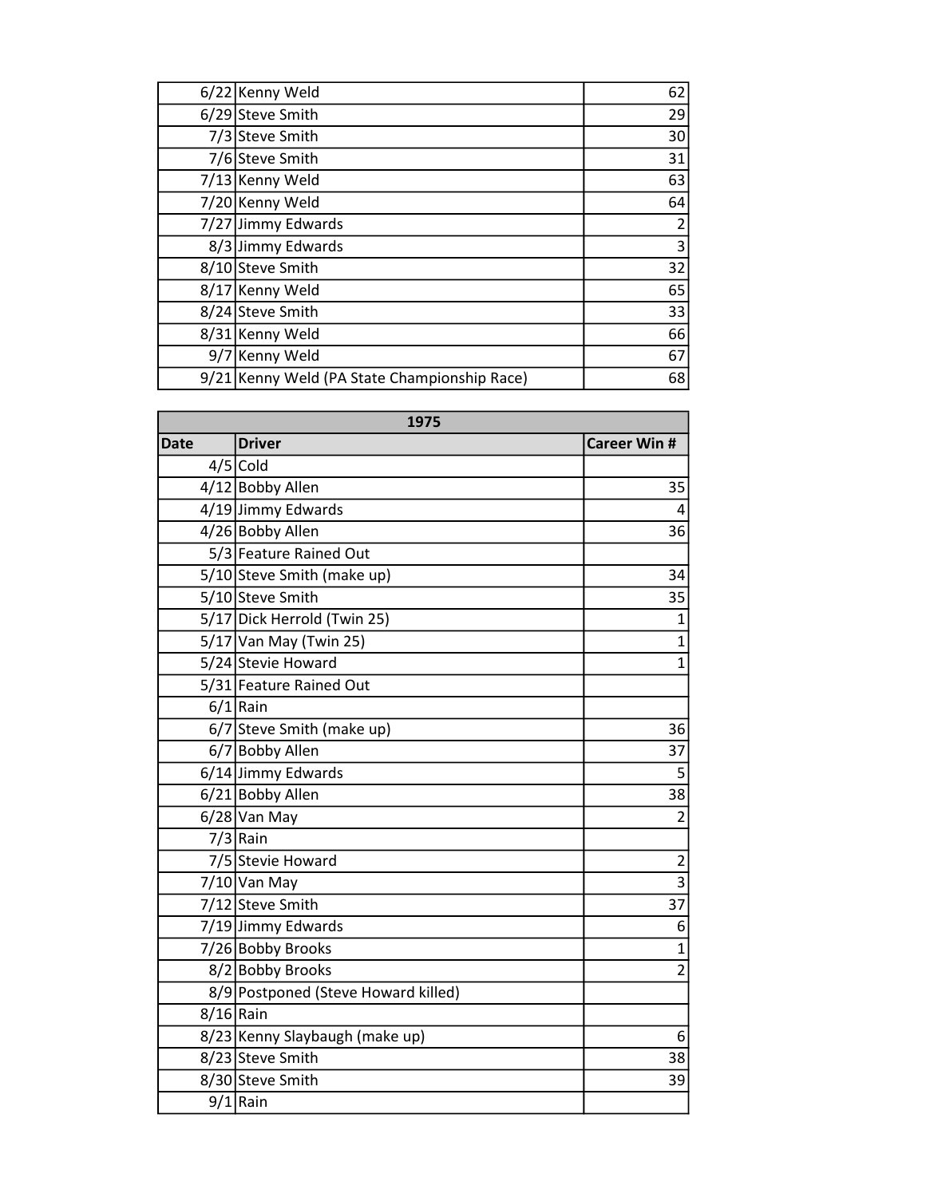| | | |
|---|---|---|
| 6/22 | Kenny Weld | 62 |
| 6/29 | Steve Smith | 29 |
| 7/3 | Steve Smith | 30 |
| 7/6 | Steve Smith | 31 |
| 7/13 | Kenny Weld | 63 |
| 7/20 | Kenny Weld | 64 |
| 7/27 | Jimmy Edwards | 2 |
| 8/3 | Jimmy Edwards | 3 |
| 8/10 | Steve Smith | 32 |
| 8/17 | Kenny Weld | 65 |
| 8/24 | Steve Smith | 33 |
| 8/31 | Kenny Weld | 66 |
| 9/7 | Kenny Weld | 67 |
| 9/21 | Kenny Weld (PA State Championship Race) | 68 |

| 1975 | | |
|---|---|---|
| **Date** | **Driver** | **Career Win #** |
| 4/5 | Cold | |
| 4/12 | Bobby Allen | 35 |
| 4/19 | Jimmy Edwards | 4 |
| 4/26 | Bobby Allen | 36 |
| 5/3 | Feature Rained Out | |
| 5/10 | Steve Smith (make up) | 34 |
| 5/10 | Steve Smith | 35 |
| 5/17 | Dick Herrold (Twin 25) | 1 |
| 5/17 | Van May (Twin 25) | 1 |
| 5/24 | Stevie Howard | 1 |
| 5/31 | Feature Rained Out | |
| 6/1 | Rain | |
| 6/7 | Steve Smith (make up) | 36 |
| 6/7 | Bobby Allen | 37 |
| 6/14 | Jimmy Edwards | 5 |
| 6/21 | Bobby Allen | 38 |
| 6/28 | Van May | 2 |
| 7/3 | Rain | |
| 7/5 | Stevie Howard | 2 |
| 7/10 | Van May | 3 |
| 7/12 | Steve Smith | 37 |
| 7/19 | Jimmy Edwards | 6 |
| 7/26 | Bobby Brooks | 1 |
| 8/2 | Bobby Brooks | 2 |
| 8/9 | Postponed (Steve Howard killed) | |
| 8/16 | Rain | |
| 8/23 | Kenny Slaybaugh (make up) | 6 |
| 8/23 | Steve Smith | 38 |
| 8/30 | Steve Smith | 39 |
| 9/1 | Rain | |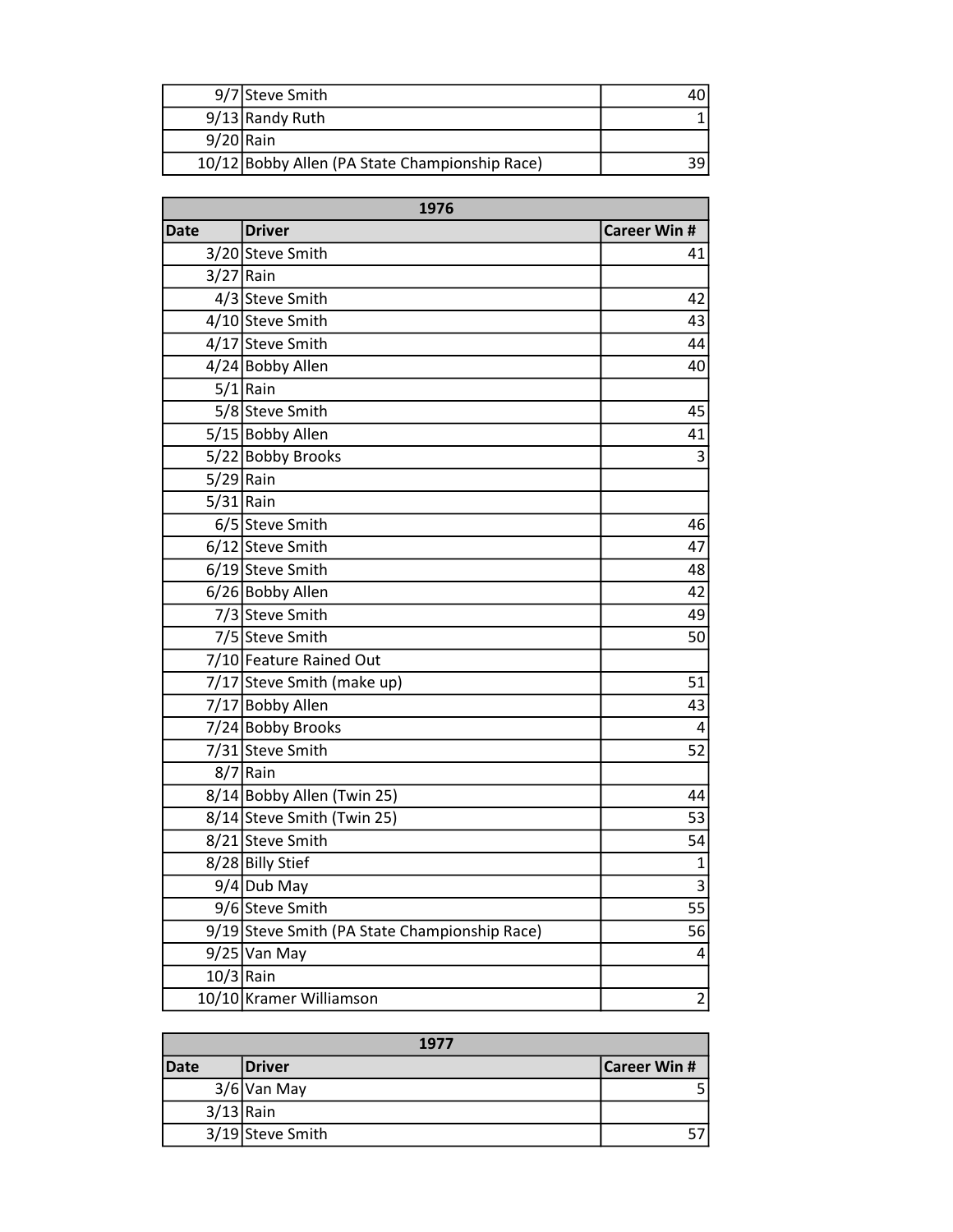| | | |
|---|---|---|
| 9/7 | Steve Smith | 40 |
| 9/13 | Randy Ruth | 1 |
| 9/20 | Rain | |
| 10/12 | Bobby Allen (PA State Championship Race) | 39 |

| 1976 | | |
|---|---|---|
| **Date** | **Driver** | **Career Win #** |
| 3/20 | Steve Smith | 41 |
| 3/27 | Rain | |
| 4/3 | Steve Smith | 42 |
| 4/10 | Steve Smith | 43 |
| 4/17 | Steve Smith | 44 |
| 4/24 | Bobby Allen | 40 |
| 5/1 | Rain | |
| 5/8 | Steve Smith | 45 |
| 5/15 | Bobby Allen | 41 |
| 5/22 | Bobby Brooks | 3 |
| 5/29 | Rain | |
| 5/31 | Rain | |
| 6/5 | Steve Smith | 46 |
| 6/12 | Steve Smith | 47 |
| 6/19 | Steve Smith | 48 |
| 6/26 | Bobby Allen | 42 |
| 7/3 | Steve Smith | 49 |
| 7/5 | Steve Smith | 50 |
| 7/10 | Feature Rained Out | |
| 7/17 | Steve Smith (make up) | 51 |
| 7/17 | Bobby Allen | 43 |
| 7/24 | Bobby Brooks | 4 |
| 7/31 | Steve Smith | 52 |
| 8/7 | Rain | |
| 8/14 | Bobby Allen (Twin 25) | 44 |
| 8/14 | Steve Smith (Twin 25) | 53 |
| 8/21 | Steve Smith | 54 |
| 8/28 | Billy Stief | 1 |
| 9/4 | Dub May | 3 |
| 9/6 | Steve Smith | 55 |
| 9/19 | Steve Smith (PA State Championship Race) | 56 |
| 9/25 | Van May | 4 |
| 10/3 | Rain | |
| 10/10 | Kramer Williamson | 2 |

| 1977 | | |
|---|---|---|
| **Date** | **Driver** | **Career Win #** |
| 3/6 | Van May | 5 |
| 3/13 | Rain | |
| 3/19 | Steve Smith | 57 |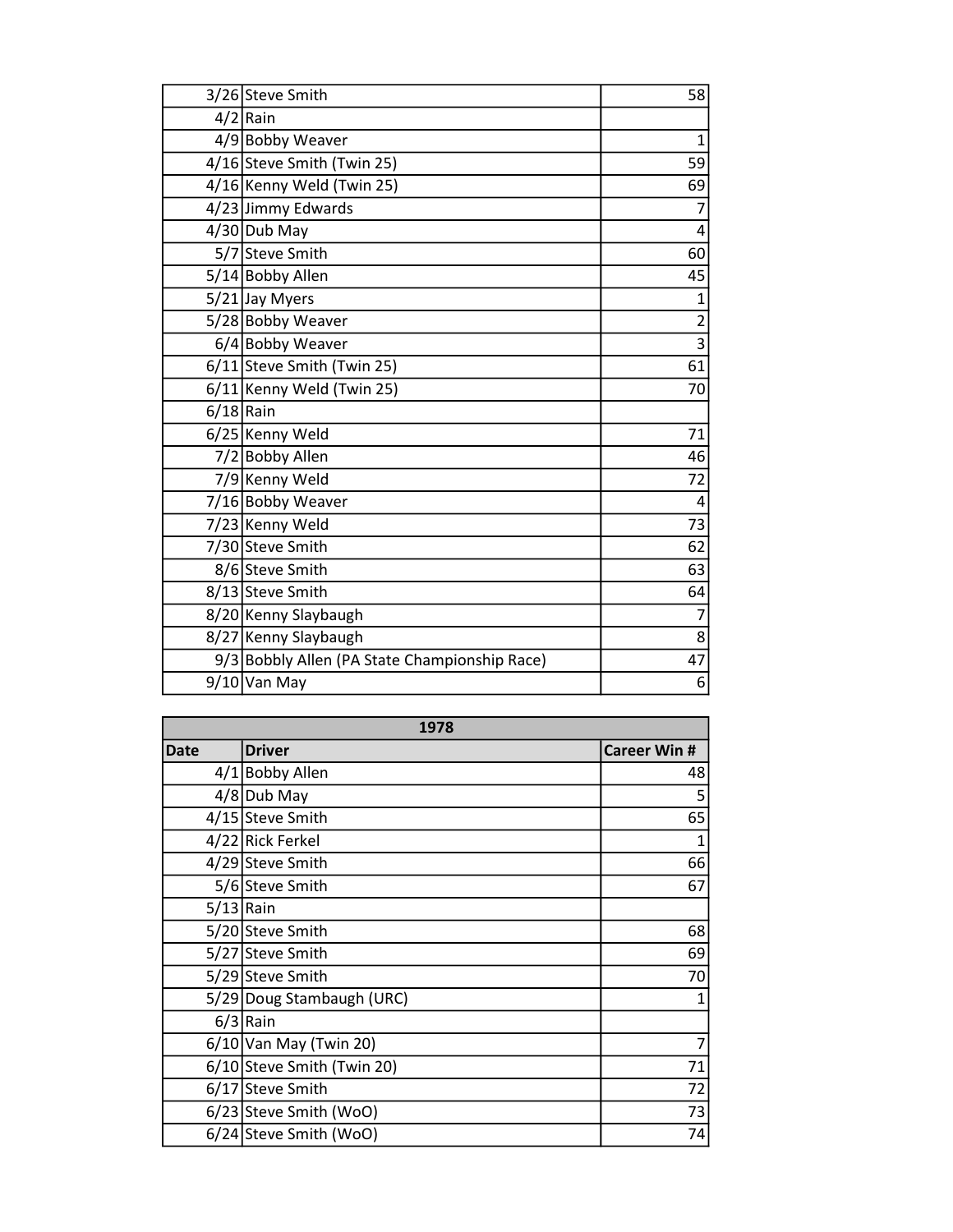| | | |
|---|---|---|
| 3/26 | Steve Smith | 58 |
| 4/2 | Rain | |
| 4/9 | Bobby Weaver | 1 |
| 4/16 | Steve Smith (Twin 25) | 59 |
| 4/16 | Kenny Weld (Twin 25) | 69 |
| 4/23 | Jimmy Edwards | 7 |
| 4/30 | Dub May | 4 |
| 5/7 | Steve Smith | 60 |
| 5/14 | Bobby Allen | 45 |
| 5/21 | Jay Myers | 1 |
| 5/28 | Bobby Weaver | 2 |
| 6/4 | Bobby Weaver | 3 |
| 6/11 | Steve Smith (Twin 25) | 61 |
| 6/11 | Kenny Weld (Twin 25) | 70 |
| 6/18 | Rain | |
| 6/25 | Kenny Weld | 71 |
| 7/2 | Bobby Allen | 46 |
| 7/9 | Kenny Weld | 72 |
| 7/16 | Bobby Weaver | 4 |
| 7/23 | Kenny Weld | 73 |
| 7/30 | Steve Smith | 62 |
| 8/6 | Steve Smith | 63 |
| 8/13 | Steve Smith | 64 |
| 8/20 | Kenny Slaybaugh | 7 |
| 8/27 | Kenny Slaybaugh | 8 |
| 9/3 | Bobbly Allen (PA State Championship Race) | 47 |
| 9/10 | Van May | 6 |

| 1978 | | |
|---|---|---|
| **Date** | **Driver** | **Career Win #** |
| 4/1 | Bobby Allen | 48 |
| 4/8 | Dub May | 5 |
| 4/15 | Steve Smith | 65 |
| 4/22 | Rick Ferkel | 1 |
| 4/29 | Steve Smith | 66 |
| 5/6 | Steve Smith | 67 |
| 5/13 | Rain | |
| 5/20 | Steve Smith | 68 |
| 5/27 | Steve Smith | 69 |
| 5/29 | Steve Smith | 70 |
| 5/29 | Doug Stambaugh (URC) | 1 |
| 6/3 | Rain | |
| 6/10 | Van May (Twin 20) | 7 |
| 6/10 | Steve Smith (Twin 20) | 71 |
| 6/17 | Steve Smith | 72 |
| 6/23 | Steve Smith (WoO) | 73 |
| 6/24 | Steve Smith (WoO) | 74 |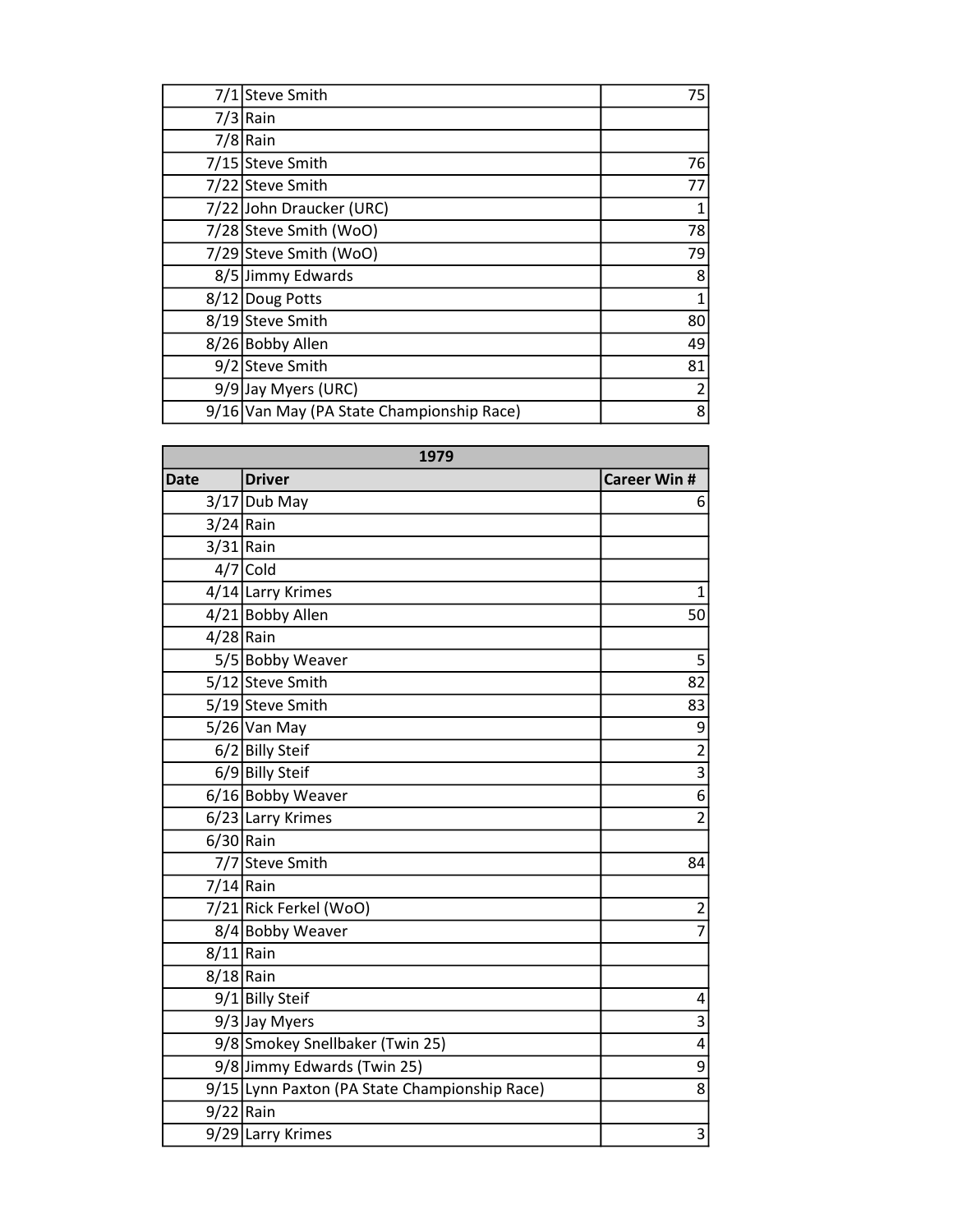| | | |
|---|---|---|
| 7/1 | Steve Smith | 75 |
| 7/3 | Rain | |
| 7/8 | Rain | |
| 7/15 | Steve Smith | 76 |
| 7/22 | Steve Smith | 77 |
| 7/22 | John Draucker (URC) | 1 |
| 7/28 | Steve Smith (WoO) | 78 |
| 7/29 | Steve Smith (WoO) | 79 |
| 8/5 | Jimmy Edwards | 8 |
| 8/12 | Doug Potts | 1 |
| 8/19 | Steve Smith | 80 |
| 8/26 | Bobby Allen | 49 |
| 9/2 | Steve Smith | 81 |
| 9/9 | Jay Myers (URC) | 2 |
| 9/16 | Van May (PA State Championship Race) | 8 |

| 1979 | | |
|---|---|---|
| **Date** | **Driver** | **Career Win #** |
| 3/17 | Dub May | 6 |
| 3/24 | Rain | |
| 3/31 | Rain | |
| 4/7 | Cold | |
| 4/14 | Larry Krimes | 1 |
| 4/21 | Bobby Allen | 50 |
| 4/28 | Rain | |
| 5/5 | Bobby Weaver | 5 |
| 5/12 | Steve Smith | 82 |
| 5/19 | Steve Smith | 83 |
| 5/26 | Van May | 9 |
| 6/2 | Billy Steif | 2 |
| 6/9 | Billy Steif | 3 |
| 6/16 | Bobby Weaver | 6 |
| 6/23 | Larry Krimes | 2 |
| 6/30 | Rain | |
| 7/7 | Steve Smith | 84 |
| 7/14 | Rain | |
| 7/21 | Rick Ferkel (WoO) | 2 |
| 8/4 | Bobby Weaver | 7 |
| 8/11 | Rain | |
| 8/18 | Rain | |
| 9/1 | Billy Steif | 4 |
| 9/3 | Jay Myers | 3 |
| 9/8 | Smokey Snellbaker (Twin 25) | 4 |
| 9/8 | Jimmy Edwards (Twin 25) | 9 |
| 9/15 | Lynn Paxton (PA State Championship Race) | 8 |
| 9/22 | Rain | |
| 9/29 | Larry Krimes | 3 |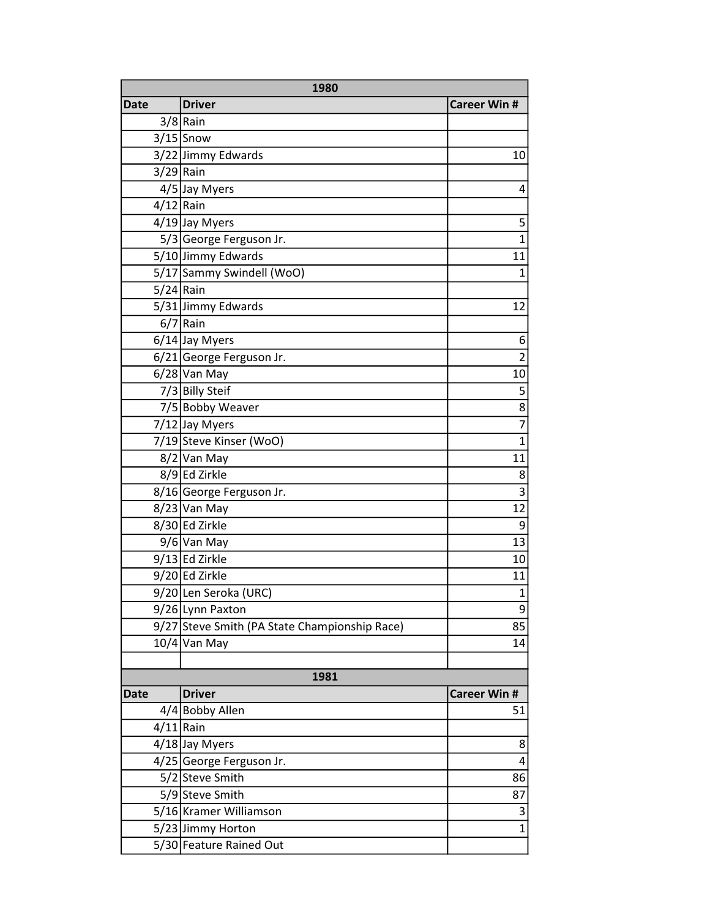| 1980 | | |
|---|---|---|
| Date | Driver | Career Win # |
| 3/8 | Rain | |
| 3/15 | Snow | |
| 3/22 | Jimmy Edwards | 10 |
| 3/29 | Rain | |
| 4/5 | Jay Myers | 4 |
| 4/12 | Rain | |
| 4/19 | Jay Myers | 5 |
| 5/3 | George Ferguson Jr. | 1 |
| 5/10 | Jimmy Edwards | 11 |
| 5/17 | Sammy Swindell (WoO) | 1 |
| 5/24 | Rain | |
| 5/31 | Jimmy Edwards | 12 |
| 6/7 | Rain | |
| 6/14 | Jay Myers | 6 |
| 6/21 | George Ferguson Jr. | 2 |
| 6/28 | Van May | 10 |
| 7/3 | Billy Steif | 5 |
| 7/5 | Bobby Weaver | 8 |
| 7/12 | Jay Myers | 7 |
| 7/19 | Steve Kinser (WoO) | 1 |
| 8/2 | Van May | 11 |
| 8/9 | Ed Zirkle | 8 |
| 8/16 | George Ferguson Jr. | 3 |
| 8/23 | Van May | 12 |
| 8/30 | Ed Zirkle | 9 |
| 9/6 | Van May | 13 |
| 9/13 | Ed Zirkle | 10 |
| 9/20 | Ed Zirkle | 11 |
| 9/20 | Len Seroka (URC) | 1 |
| 9/26 | Lynn Paxton | 9 |
| 9/27 | Steve Smith (PA State Championship Race) | 85 |
| 10/4 | Van May | 14 |

| 1981 | | |
|---|---|---|
| Date | Driver | Career Win # |
| 4/4 | Bobby Allen | 51 |
| 4/11 | Rain | |
| 4/18 | Jay Myers | 8 |
| 4/25 | George Ferguson Jr. | 4 |
| 5/2 | Steve Smith | 86 |
| 5/9 | Steve Smith | 87 |
| 5/16 | Kramer Williamson | 3 |
| 5/23 | Jimmy Horton | 1 |
| 5/30 | Feature Rained Out | |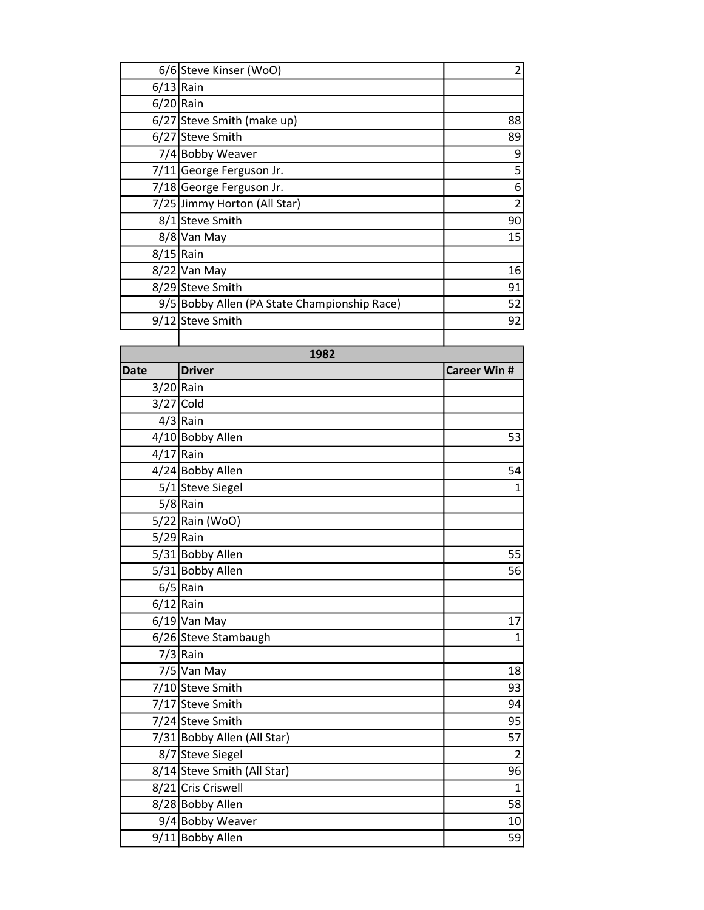| Date | Driver | Career Win # |
|---|---|---|
| 6/6 | Steve Kinser (WoO) | 2 |
| 6/13 | Rain | |
| 6/20 | Rain | |
| 6/27 | Steve Smith (make up) | 88 |
| 6/27 | Steve Smith | 89 |
| 7/4 | Bobby Weaver | 9 |
| 7/11 | George Ferguson Jr. | 5 |
| 7/18 | George Ferguson Jr. | 6 |
| 7/25 | Jimmy Horton (All Star) | 2 |
| 8/1 | Steve Smith | 90 |
| 8/8 | Van May | 15 |
| 8/15 | Rain | |
| 8/22 | Van May | 16 |
| 8/29 | Steve Smith | 91 |
| 9/5 | Bobby Allen (PA State Championship Race) | 52 |
| 9/12 | Steve Smith | 92 |

| 1982 | | |
|---|---|---|
| **Date** | **Driver** | **Career Win #** |
| 3/20 | Rain | |
| 3/27 | Cold | |
| 4/3 | Rain | |
| 4/10 | Bobby Allen | 53 |
| 4/17 | Rain | |
| 4/24 | Bobby Allen | 54 |
| 5/1 | Steve Siegel | 1 |
| 5/8 | Rain | |
| 5/22 | Rain (WoO) | |
| 5/29 | Rain | |
| 5/31 | Bobby Allen | 55 |
| 5/31 | Bobby Allen | 56 |
| 6/5 | Rain | |
| 6/12 | Rain | |
| 6/19 | Van May | 17 |
| 6/26 | Steve Stambaugh | 1 |
| 7/3 | Rain | |
| 7/5 | Van May | 18 |
| 7/10 | Steve Smith | 93 |
| 7/17 | Steve Smith | 94 |
| 7/24 | Steve Smith | 95 |
| 7/31 | Bobby Allen (All Star) | 57 |
| 8/7 | Steve Siegel | 2 |
| 8/14 | Steve Smith (All Star) | 96 |
| 8/21 | Cris Criswell | 1 |
| 8/28 | Bobby Allen | 58 |
| 9/4 | Bobby Weaver | 10 |
| 9/11 | Bobby Allen | 59 |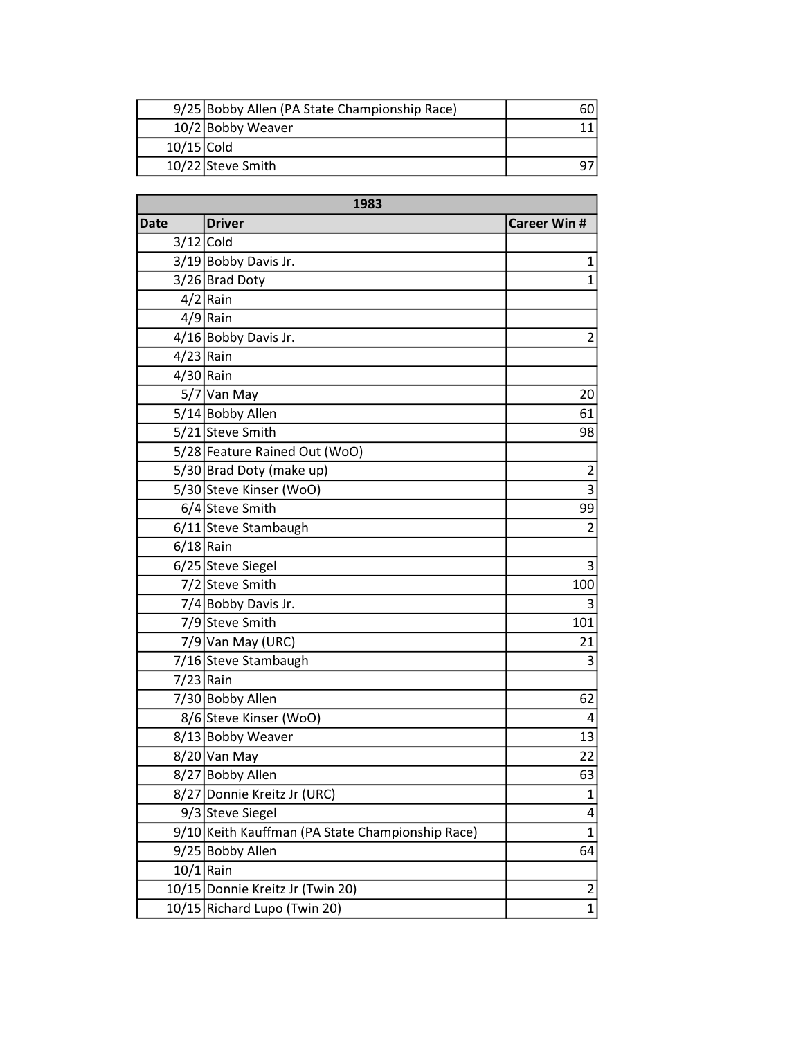| | | |
|---|---|---|
| 9/25 | Bobby Allen (PA State Championship Race) | 60 |
| 10/2 | Bobby Weaver | 11 |
| 10/15 | Cold | |
| 10/22 | Steve Smith | 97 |

| 1983 | | |
|---|---|---|
| **Date** | **Driver** | **Career Win #** |
| 3/12 | Cold | |
| 3/19 | Bobby Davis Jr. | 1 |
| 3/26 | Brad Doty | 1 |
| 4/2 | Rain | |
| 4/9 | Rain | |
| 4/16 | Bobby Davis Jr. | 2 |
| 4/23 | Rain | |
| 4/30 | Rain | |
| 5/7 | Van May | 20 |
| 5/14 | Bobby Allen | 61 |
| 5/21 | Steve Smith | 98 |
| 5/28 | Feature Rained Out (WoO) | |
| 5/30 | Brad Doty (make up) | 2 |
| 5/30 | Steve Kinser (WoO) | 3 |
| 6/4 | Steve Smith | 99 |
| 6/11 | Steve Stambaugh | 2 |
| 6/18 | Rain | |
| 6/25 | Steve Siegel | 3 |
| 7/2 | Steve Smith | 100 |
| 7/4 | Bobby Davis Jr. | 3 |
| 7/9 | Steve Smith | 101 |
| 7/9 | Van May (URC) | 21 |
| 7/16 | Steve Stambaugh | 3 |
| 7/23 | Rain | |
| 7/30 | Bobby Allen | 62 |
| 8/6 | Steve Kinser (WoO) | 4 |
| 8/13 | Bobby Weaver | 13 |
| 8/20 | Van May | 22 |
| 8/27 | Bobby Allen | 63 |
| 8/27 | Donnie Kreitz Jr (URC) | 1 |
| 9/3 | Steve Siegel | 4 |
| 9/10 | Keith Kauffman (PA State Championship Race) | 1 |
| 9/25 | Bobby Allen | 64 |
| 10/1 | Rain | |
| 10/15 | Donnie Kreitz Jr (Twin 20) | 2 |
| 10/15 | Richard Lupo (Twin 20) | 1 |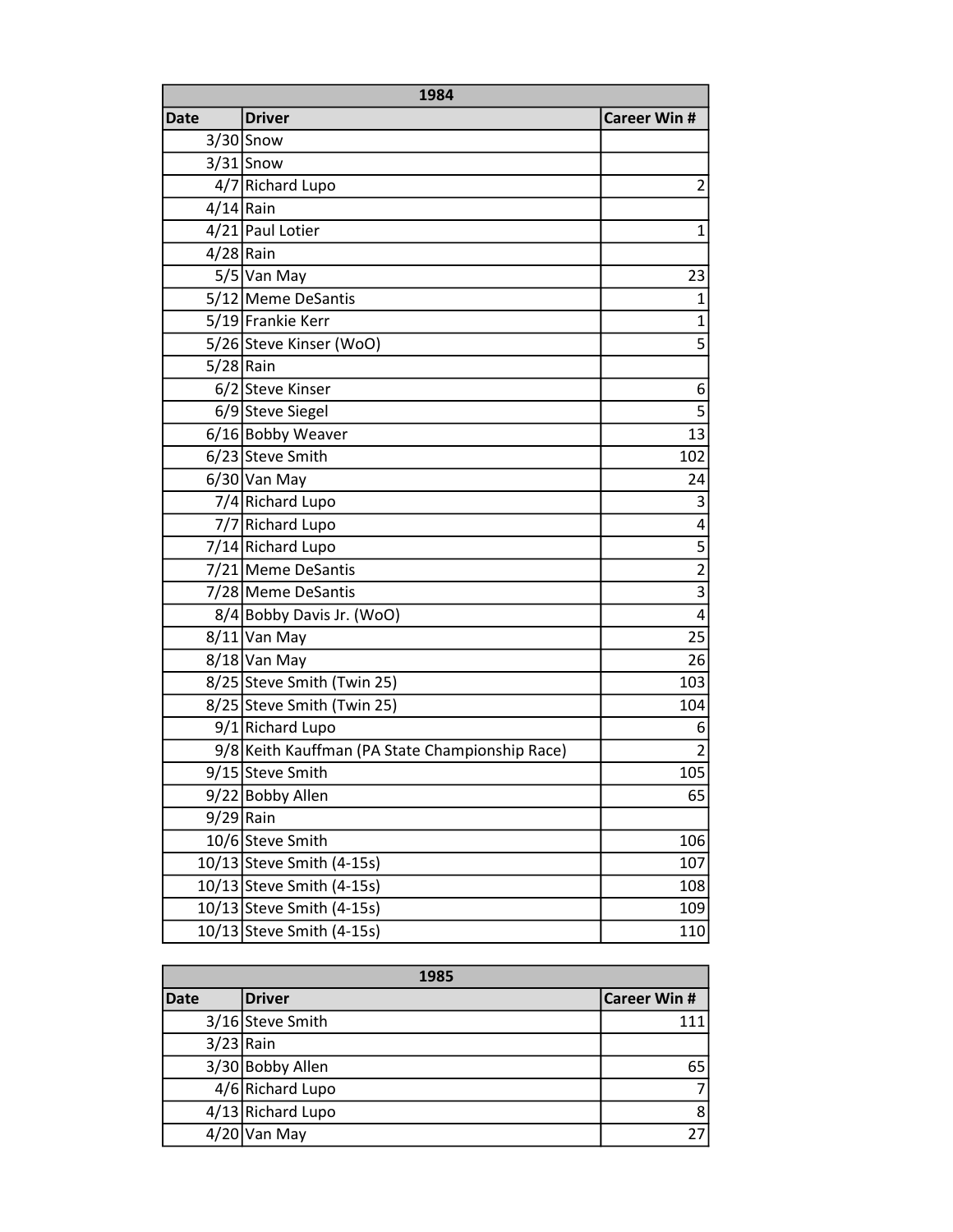| 1984 | | |
|---|---|---|
| **Date** | **Driver** | **Career Win #** |
| 3/30 | Snow | |
| 3/31 | Snow | |
| 4/7 | Richard Lupo | 2 |
| 4/14 | Rain | |
| 4/21 | Paul Lotier | 1 |
| 4/28 | Rain | |
| 5/5 | Van May | 23 |
| 5/12 | Meme DeSantis | 1 |
| 5/19 | Frankie Kerr | 1 |
| 5/26 | Steve Kinser (WoO) | 5 |
| 5/28 | Rain | |
| 6/2 | Steve Kinser | 6 |
| 6/9 | Steve Siegel | 5 |
| 6/16 | Bobby Weaver | 13 |
| 6/23 | Steve Smith | 102 |
| 6/30 | Van May | 24 |
| 7/4 | Richard Lupo | 3 |
| 7/7 | Richard Lupo | 4 |
| 7/14 | Richard Lupo | 5 |
| 7/21 | Meme DeSantis | 2 |
| 7/28 | Meme DeSantis | 3 |
| 8/4 | Bobby Davis Jr. (WoO) | 4 |
| 8/11 | Van May | 25 |
| 8/18 | Van May | 26 |
| 8/25 | Steve Smith (Twin 25) | 103 |
| 8/25 | Steve Smith (Twin 25) | 104 |
| 9/1 | Richard Lupo | 6 |
| 9/8 | Keith Kauffman (PA State Championship Race) | 2 |
| 9/15 | Steve Smith | 105 |
| 9/22 | Bobby Allen | 65 |
| 9/29 | Rain | |
| 10/6 | Steve Smith | 106 |
| 10/13 | Steve Smith (4-15s) | 107 |
| 10/13 | Steve Smith (4-15s) | 108 |
| 10/13 | Steve Smith (4-15s) | 109 |
| 10/13 | Steve Smith (4-15s) | 110 |

| 1985 | | |
|---|---|---|
| **Date** | **Driver** | **Career Win #** |
| 3/16 | Steve Smith | 111 |
| 3/23 | Rain | |
| 3/30 | Bobby Allen | 65 |
| 4/6 | Richard Lupo | 7 |
| 4/13 | Richard Lupo | 8 |
| 4/20 | Van May | 27 |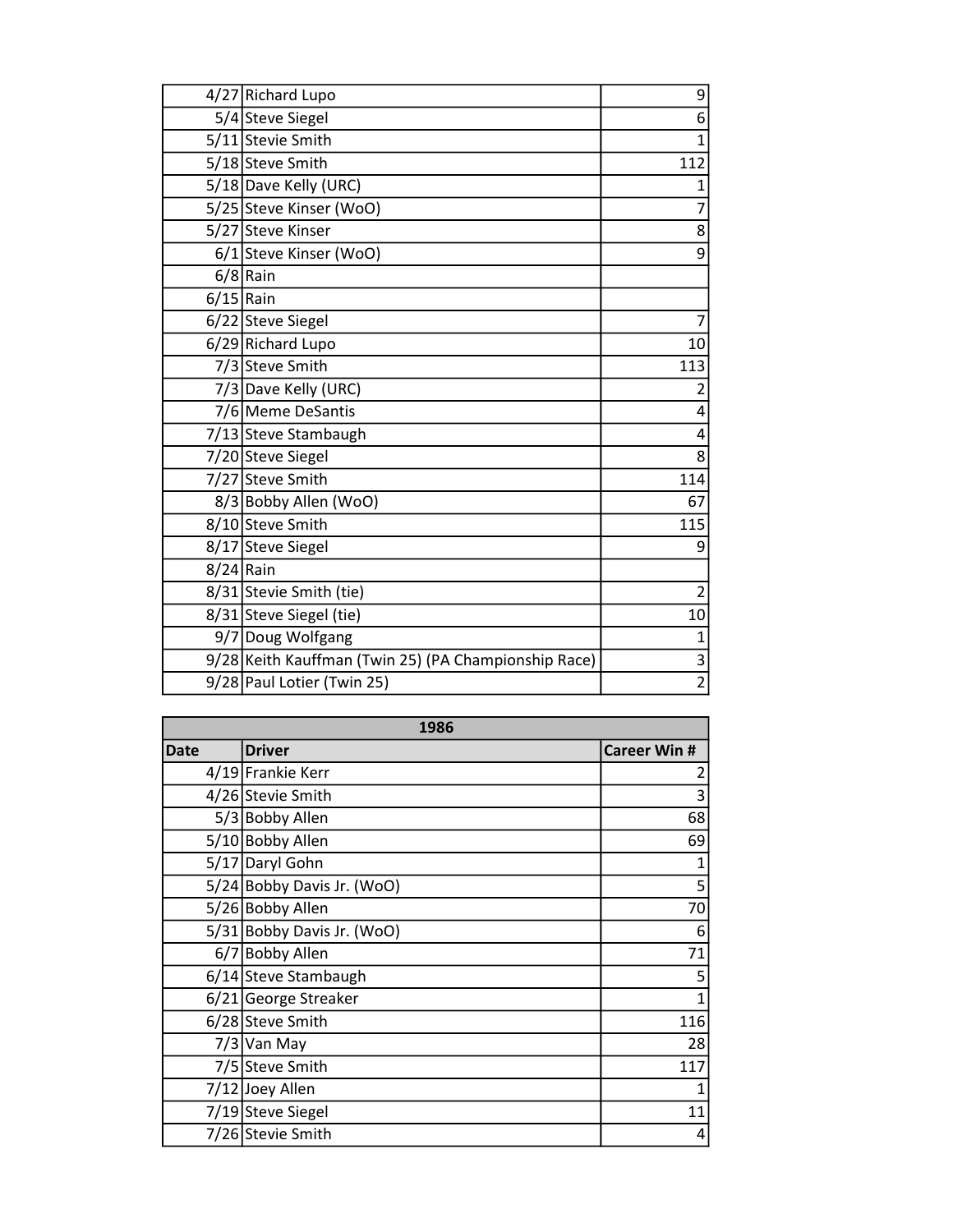| | | |
|---|---|---|
| 4/27 | Richard Lupo | 9 |
| 5/4 | Steve Siegel | 6 |
| 5/11 | Stevie Smith | 1 |
| 5/18 | Steve Smith | 112 |
| 5/18 | Dave Kelly (URC) | 1 |
| 5/25 | Steve Kinser (WoO) | 7 |
| 5/27 | Steve Kinser | 8 |
| 6/1 | Steve Kinser (WoO) | 9 |
| 6/8 | Rain | |
| 6/15 | Rain | |
| 6/22 | Steve Siegel | 7 |
| 6/29 | Richard Lupo | 10 |
| 7/3 | Steve Smith | 113 |
| 7/3 | Dave Kelly (URC) | 2 |
| 7/6 | Meme DeSantis | 4 |
| 7/13 | Steve Stambaugh | 4 |
| 7/20 | Steve Siegel | 8 |
| 7/27 | Steve Smith | 114 |
| 8/3 | Bobby Allen (WoO) | 67 |
| 8/10 | Steve Smith | 115 |
| 8/17 | Steve Siegel | 9 |
| 8/24 | Rain | |
| 8/31 | Stevie Smith (tie) | 2 |
| 8/31 | Steve Siegel (tie) | 10 |
| 9/7 | Doug Wolfgang | 1 |
| 9/28 | Keith Kauffman (Twin 25) (PA Championship Race) | 3 |
| 9/28 | Paul Lotier (Twin 25) | 2 |

| 1986 | | |
|---|---|---|
| **Date** | **Driver** | **Career Win #** |
| 4/19 | Frankie Kerr | 2 |
| 4/26 | Stevie Smith | 3 |
| 5/3 | Bobby Allen | 68 |
| 5/10 | Bobby Allen | 69 |
| 5/17 | Daryl Gohn | 1 |
| 5/24 | Bobby Davis Jr. (WoO) | 5 |
| 5/26 | Bobby Allen | 70 |
| 5/31 | Bobby Davis Jr. (WoO) | 6 |
| 6/7 | Bobby Allen | 71 |
| 6/14 | Steve Stambaugh | 5 |
| 6/21 | George Streaker | 1 |
| 6/28 | Steve Smith | 116 |
| 7/3 | Van May | 28 |
| 7/5 | Steve Smith | 117 |
| 7/12 | Joey Allen | 1 |
| 7/19 | Steve Siegel | 11 |
| 7/26 | Stevie Smith | 4 |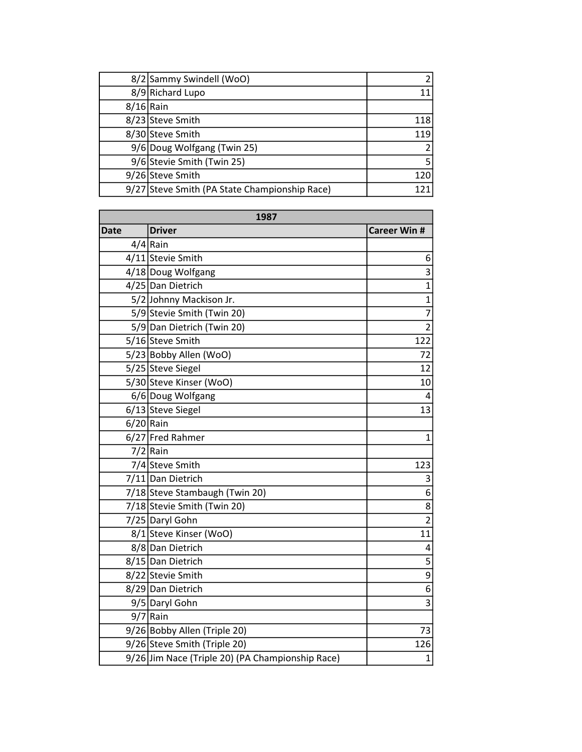| | | |
|---|---|---|
| 8/2 | Sammy Swindell (WoO) | 2 |
| 8/9 | Richard Lupo | 11 |
| 8/16 | Rain | |
| 8/23 | Steve Smith | 118 |
| 8/30 | Steve Smith | 119 |
| 9/6 | Doug Wolfgang (Twin 25) | 2 |
| 9/6 | Stevie Smith (Twin 25) | 5 |
| 9/26 | Steve Smith | 120 |
| 9/27 | Steve Smith (PA State Championship Race) | 121 |

| 1987 | | |
|---|---|---|
| **Date** | **Driver** | **Career Win #** |
| 4/4 | Rain | |
| 4/11 | Stevie Smith | 6 |
| 4/18 | Doug Wolfgang | 3 |
| 4/25 | Dan Dietrich | 1 |
| 5/2 | Johnny Mackison Jr. | 1 |
| 5/9 | Stevie Smith (Twin 20) | 7 |
| 5/9 | Dan Dietrich (Twin 20) | 2 |
| 5/16 | Steve Smith | 122 |
| 5/23 | Bobby Allen (WoO) | 72 |
| 5/25 | Steve Siegel | 12 |
| 5/30 | Steve Kinser (WoO) | 10 |
| 6/6 | Doug Wolfgang | 4 |
| 6/13 | Steve Siegel | 13 |
| 6/20 | Rain | |
| 6/27 | Fred Rahmer | 1 |
| 7/2 | Rain | |
| 7/4 | Steve Smith | 123 |
| 7/11 | Dan Dietrich | 3 |
| 7/18 | Steve Stambaugh (Twin 20) | 6 |
| 7/18 | Stevie Smith (Twin 20) | 8 |
| 7/25 | Daryl Gohn | 2 |
| 8/1 | Steve Kinser (WoO) | 11 |
| 8/8 | Dan Dietrich | 4 |
| 8/15 | Dan Dietrich | 5 |
| 8/22 | Stevie Smith | 9 |
| 8/29 | Dan Dietrich | 6 |
| 9/5 | Daryl Gohn | 3 |
| 9/7 | Rain | |
| 9/26 | Bobby Allen (Triple 20) | 73 |
| 9/26 | Steve Smith (Triple 20) | 126 |
| 9/26 | Jim Nace (Triple 20) (PA Championship Race) | 1 |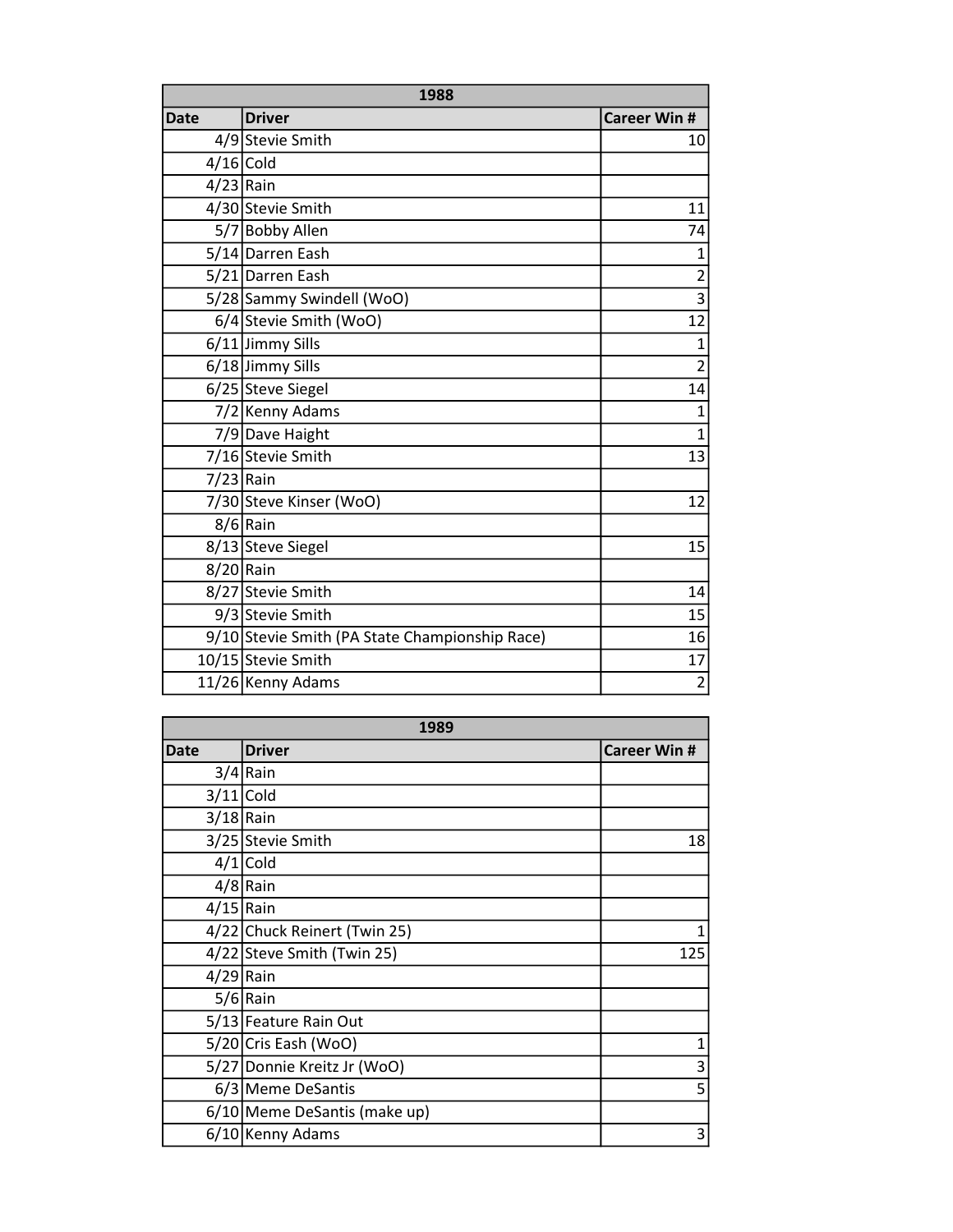| 1988 | | |
|---|---|---|
| Date | Driver | Career Win # |
| 4/9 | Stevie Smith | 10 |
| 4/16 | Cold | |
| 4/23 | Rain | |
| 4/30 | Stevie Smith | 11 |
| 5/7 | Bobby Allen | 74 |
| 5/14 | Darren Eash | 1 |
| 5/21 | Darren Eash | 2 |
| 5/28 | Sammy Swindell (WoO) | 3 |
| 6/4 | Stevie Smith (WoO) | 12 |
| 6/11 | Jimmy Sills | 1 |
| 6/18 | Jimmy Sills | 2 |
| 6/25 | Steve Siegel | 14 |
| 7/2 | Kenny Adams | 1 |
| 7/9 | Dave Haight | 1 |
| 7/16 | Stevie Smith | 13 |
| 7/23 | Rain | |
| 7/30 | Steve Kinser (WoO) | 12 |
| 8/6 | Rain | |
| 8/13 | Steve Siegel | 15 |
| 8/20 | Rain | |
| 8/27 | Stevie Smith | 14 |
| 9/3 | Stevie Smith | 15 |
| 9/10 | Stevie Smith (PA State Championship Race) | 16 |
| 10/15 | Stevie Smith | 17 |
| 11/26 | Kenny Adams | 2 |

| 1989 | | |
|---|---|---|
| Date | Driver | Career Win # |
| 3/4 | Rain | |
| 3/11 | Cold | |
| 3/18 | Rain | |
| 3/25 | Stevie Smith | 18 |
| 4/1 | Cold | |
| 4/8 | Rain | |
| 4/15 | Rain | |
| 4/22 | Chuck Reinert (Twin 25) | 1 |
| 4/22 | Steve Smith (Twin 25) | 125 |
| 4/29 | Rain | |
| 5/6 | Rain | |
| 5/13 | Feature Rain Out | |
| 5/20 | Cris Eash (WoO) | 1 |
| 5/27 | Donnie Kreitz Jr (WoO) | 3 |
| 6/3 | Meme DeSantis | 5 |
| 6/10 | Meme DeSantis (make up) | |
| 6/10 | Kenny Adams | 3 |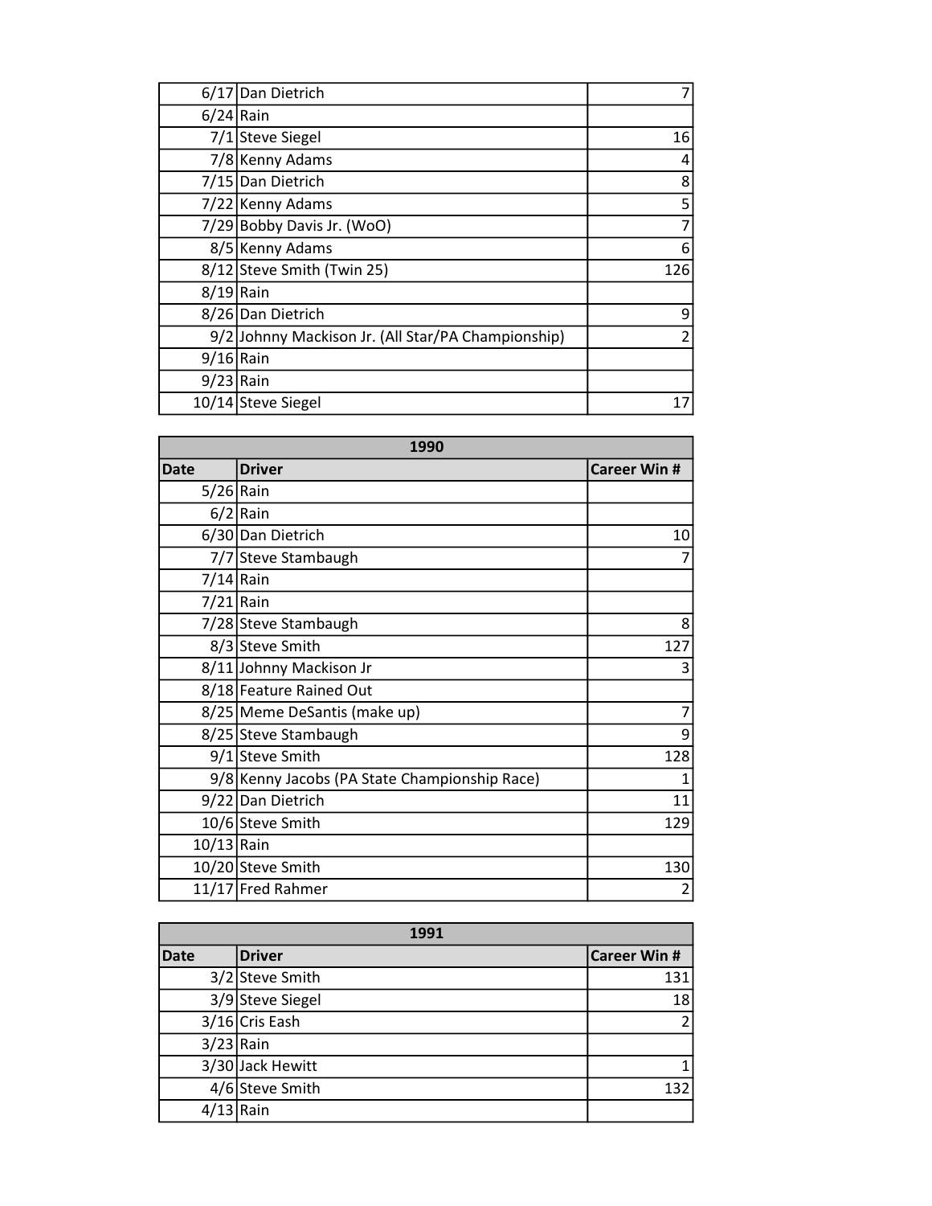| | | |
|---|---|---|
| 6/17 | Dan Dietrich | 7 |
| 6/24 | Rain | |
| 7/1 | Steve Siegel | 16 |
| 7/8 | Kenny Adams | 4 |
| 7/15 | Dan Dietrich | 8 |
| 7/22 | Kenny Adams | 5 |
| 7/29 | Bobby Davis Jr. (WoO) | 7 |
| 8/5 | Kenny Adams | 6 |
| 8/12 | Steve Smith (Twin 25) | 126 |
| 8/19 | Rain | |
| 8/26 | Dan Dietrich | 9 |
| 9/2 | Johnny Mackison Jr. (All Star/PA Championship) | 2 |
| 9/16 | Rain | |
| 9/23 | Rain | |
| 10/14 | Steve Siegel | 17 |

| 1990 | | |
|---|---|---|
| **Date** | **Driver** | **Career Win #** |
| 5/26 | Rain | |
| 6/2 | Rain | |
| 6/30 | Dan Dietrich | 10 |
| 7/7 | Steve Stambaugh | 7 |
| 7/14 | Rain | |
| 7/21 | Rain | |
| 7/28 | Steve Stambaugh | 8 |
| 8/3 | Steve Smith | 127 |
| 8/11 | Johnny Mackison Jr | 3 |
| 8/18 | Feature Rained Out | |
| 8/25 | Meme DeSantis (make up) | 7 |
| 8/25 | Steve Stambaugh | 9 |
| 9/1 | Steve Smith | 128 |
| 9/8 | Kenny Jacobs (PA State Championship Race) | 1 |
| 9/22 | Dan Dietrich | 11 |
| 10/6 | Steve Smith | 129 |
| 10/13 | Rain | |
| 10/20 | Steve Smith | 130 |
| 11/17 | Fred Rahmer | 2 |

| 1991 | | |
|---|---|---|
| **Date** | **Driver** | **Career Win #** |
| 3/2 | Steve Smith | 131 |
| 3/9 | Steve Siegel | 18 |
| 3/16 | Cris Eash | 2 |
| 3/23 | Rain | |
| 3/30 | Jack Hewitt | 1 |
| 4/6 | Steve Smith | 132 |
| 4/13 | Rain | |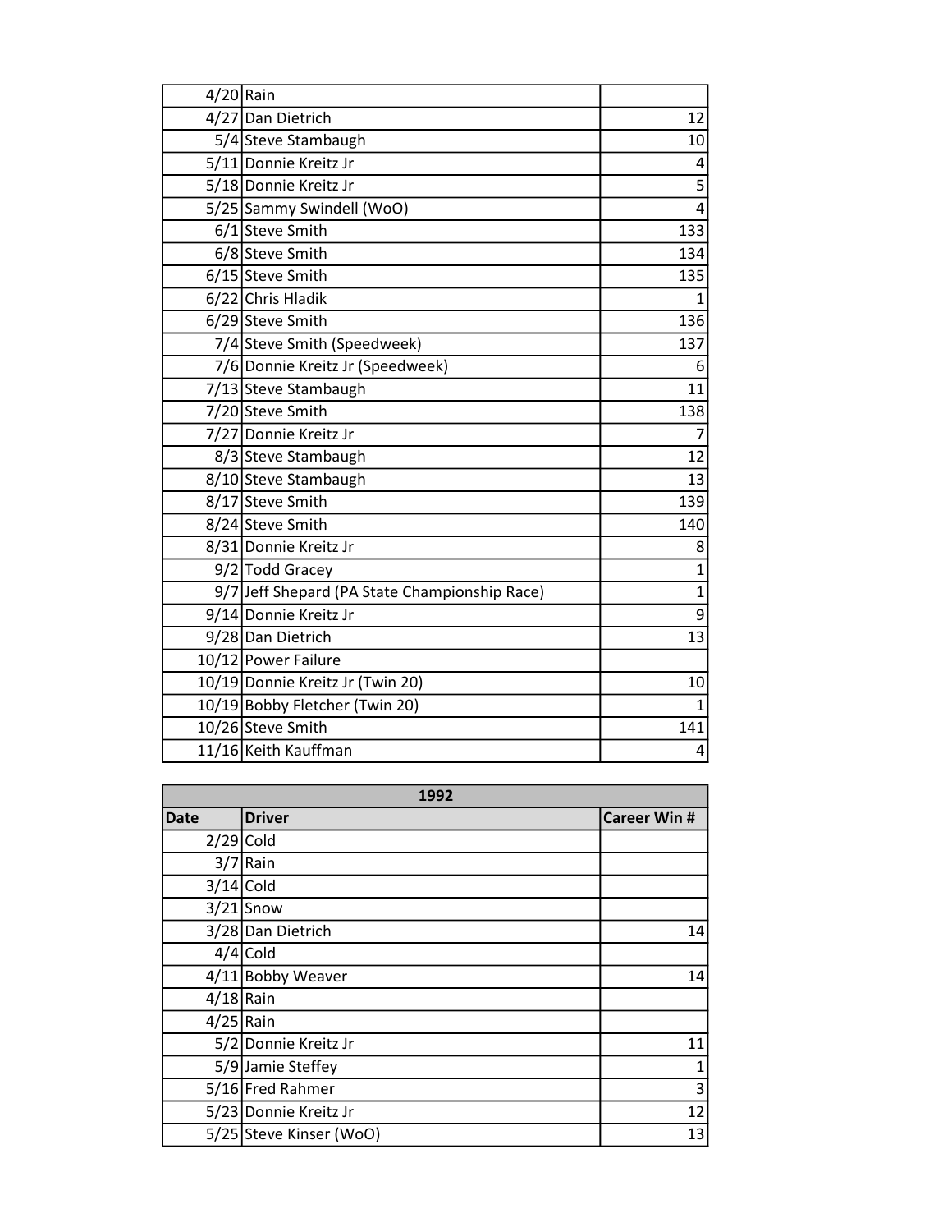| | | |
|---|---|---|
| 4/20 | Rain | |
| 4/27 | Dan Dietrich | 12 |
| 5/4 | Steve Stambaugh | 10 |
| 5/11 | Donnie Kreitz Jr | 4 |
| 5/18 | Donnie Kreitz Jr | 5 |
| 5/25 | Sammy Swindell (WoO) | 4 |
| 6/1 | Steve Smith | 133 |
| 6/8 | Steve Smith | 134 |
| 6/15 | Steve Smith | 135 |
| 6/22 | Chris Hladik | 1 |
| 6/29 | Steve Smith | 136 |
| 7/4 | Steve Smith (Speedweek) | 137 |
| 7/6 | Donnie Kreitz Jr (Speedweek) | 6 |
| 7/13 | Steve Stambaugh | 11 |
| 7/20 | Steve Smith | 138 |
| 7/27 | Donnie Kreitz Jr | 7 |
| 8/3 | Steve Stambaugh | 12 |
| 8/10 | Steve Stambaugh | 13 |
| 8/17 | Steve Smith | 139 |
| 8/24 | Steve Smith | 140 |
| 8/31 | Donnie Kreitz Jr | 8 |
| 9/2 | Todd Gracey | 1 |
| 9/7 | Jeff Shepard (PA State Championship Race) | 1 |
| 9/14 | Donnie Kreitz Jr | 9 |
| 9/28 | Dan Dietrich | 13 |
| 10/12 | Power Failure | |
| 10/19 | Donnie Kreitz Jr (Twin 20) | 10 |
| 10/19 | Bobby Fletcher (Twin 20) | 1 |
| 10/26 | Steve Smith | 141 |
| 11/16 | Keith Kauffman | 4 |

| 1992 | | |
|---|---|---|
| **Date** | **Driver** | **Career Win #** |
| 2/29 | Cold | |
| 3/7 | Rain | |
| 3/14 | Cold | |
| 3/21 | Snow | |
| 3/28 | Dan Dietrich | 14 |
| 4/4 | Cold | |
| 4/11 | Bobby Weaver | 14 |
| 4/18 | Rain | |
| 4/25 | Rain | |
| 5/2 | Donnie Kreitz Jr | 11 |
| 5/9 | Jamie Steffey | 1 |
| 5/16 | Fred Rahmer | 3 |
| 5/23 | Donnie Kreitz Jr | 12 |
| 5/25 | Steve Kinser (WoO) | 13 |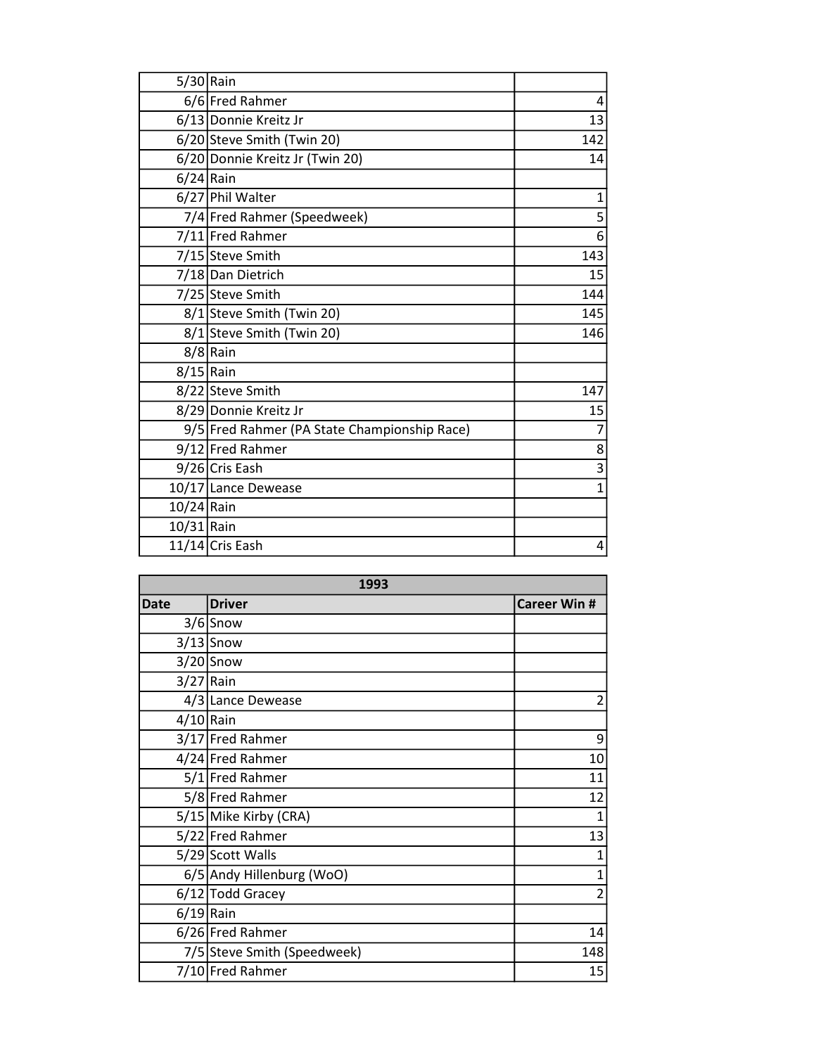| | | |
|---|---|---|
| 5/30 | Rain | |
| 6/6 | Fred Rahmer | 4 |
| 6/13 | Donnie Kreitz Jr | 13 |
| 6/20 | Steve Smith (Twin 20) | 142 |
| 6/20 | Donnie Kreitz Jr (Twin 20) | 14 |
| 6/24 | Rain | |
| 6/27 | Phil Walter | 1 |
| 7/4 | Fred Rahmer (Speedweek) | 5 |
| 7/11 | Fred Rahmer | 6 |
| 7/15 | Steve Smith | 143 |
| 7/18 | Dan Dietrich | 15 |
| 7/25 | Steve Smith | 144 |
| 8/1 | Steve Smith (Twin 20) | 145 |
| 8/1 | Steve Smith (Twin 20) | 146 |
| 8/8 | Rain | |
| 8/15 | Rain | |
| 8/22 | Steve Smith | 147 |
| 8/29 | Donnie Kreitz Jr | 15 |
| 9/5 | Fred Rahmer (PA State Championship Race) | 7 |
| 9/12 | Fred Rahmer | 8 |
| 9/26 | Cris Eash | 3 |
| 10/17 | Lance Dewease | 1 |
| 10/24 | Rain | |
| 10/31 | Rain | |
| 11/14 | Cris Eash | 4 |

| 1993 | | |
|---|---|---|
| **Date** | **Driver** | **Career Win #** |
| 3/6 | Snow | |
| 3/13 | Snow | |
| 3/20 | Snow | |
| 3/27 | Rain | |
| 4/3 | Lance Dewease | 2 |
| 4/10 | Rain | |
| 3/17 | Fred Rahmer | 9 |
| 4/24 | Fred Rahmer | 10 |
| 5/1 | Fred Rahmer | 11 |
| 5/8 | Fred Rahmer | 12 |
| 5/15 | Mike Kirby (CRA) | 1 |
| 5/22 | Fred Rahmer | 13 |
| 5/29 | Scott Walls | 1 |
| 6/5 | Andy Hillenburg (WoO) | 1 |
| 6/12 | Todd Gracey | 2 |
| 6/19 | Rain | |
| 6/26 | Fred Rahmer | 14 |
| 7/5 | Steve Smith (Speedweek) | 148 |
| 7/10 | Fred Rahmer | 15 |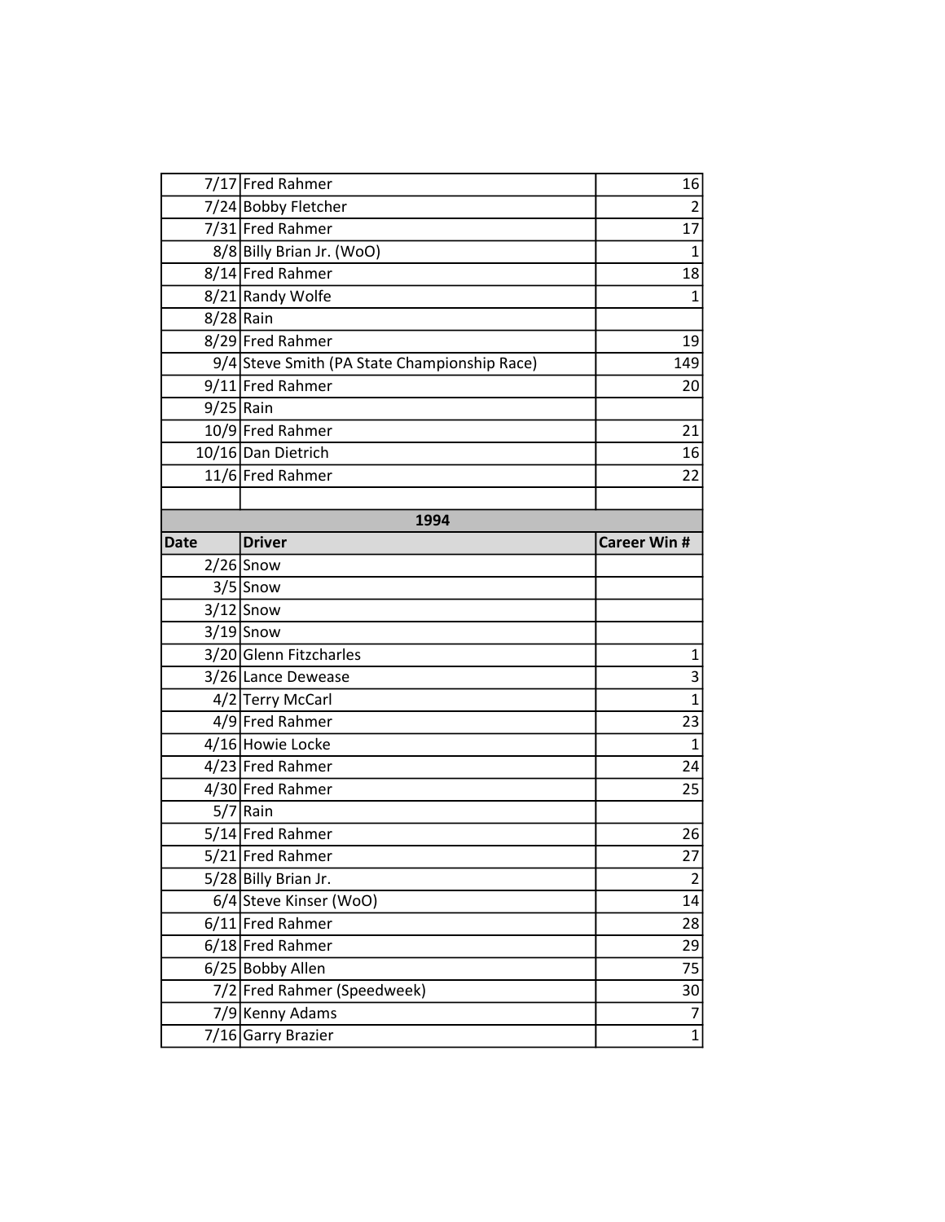| | | |
|---|---|---|
| 7/17 | Fred Rahmer | 16 |
| 7/24 | Bobby Fletcher | 2 |
| 7/31 | Fred Rahmer | 17 |
| 8/8 | Billy Brian Jr. (WoO) | 1 |
| 8/14 | Fred Rahmer | 18 |
| 8/21 | Randy Wolfe | 1 |
| 8/28 | Rain | |
| 8/29 | Fred Rahmer | 19 |
| 9/4 | Steve Smith (PA State Championship Race) | 149 |
| 9/11 | Fred Rahmer | 20 |
| 9/25 | Rain | |
| 10/9 | Fred Rahmer | 21 |
| 10/16 | Dan Dietrich | 16 |
| 11/6 | Fred Rahmer | 22 |

| 1994 | | |
|---|---|---|
| **Date** | **Driver** | **Career Win #** |
| 2/26 | Snow | |
| 3/5 | Snow | |
| 3/12 | Snow | |
| 3/19 | Snow | |
| 3/20 | Glenn Fitzcharles | 1 |
| 3/26 | Lance Dewease | 3 |
| 4/2 | Terry McCarl | 1 |
| 4/9 | Fred Rahmer | 23 |
| 4/16 | Howie Locke | 1 |
| 4/23 | Fred Rahmer | 24 |
| 4/30 | Fred Rahmer | 25 |
| 5/7 | Rain | |
| 5/14 | Fred Rahmer | 26 |
| 5/21 | Fred Rahmer | 27 |
| 5/28 | Billy Brian Jr. | 2 |
| 6/4 | Steve Kinser (WoO) | 14 |
| 6/11 | Fred Rahmer | 28 |
| 6/18 | Fred Rahmer | 29 |
| 6/25 | Bobby Allen | 75 |
| 7/2 | Fred Rahmer (Speedweek) | 30 |
| 7/9 | Kenny Adams | 7 |
| 7/16 | Garry Brazier | 1 |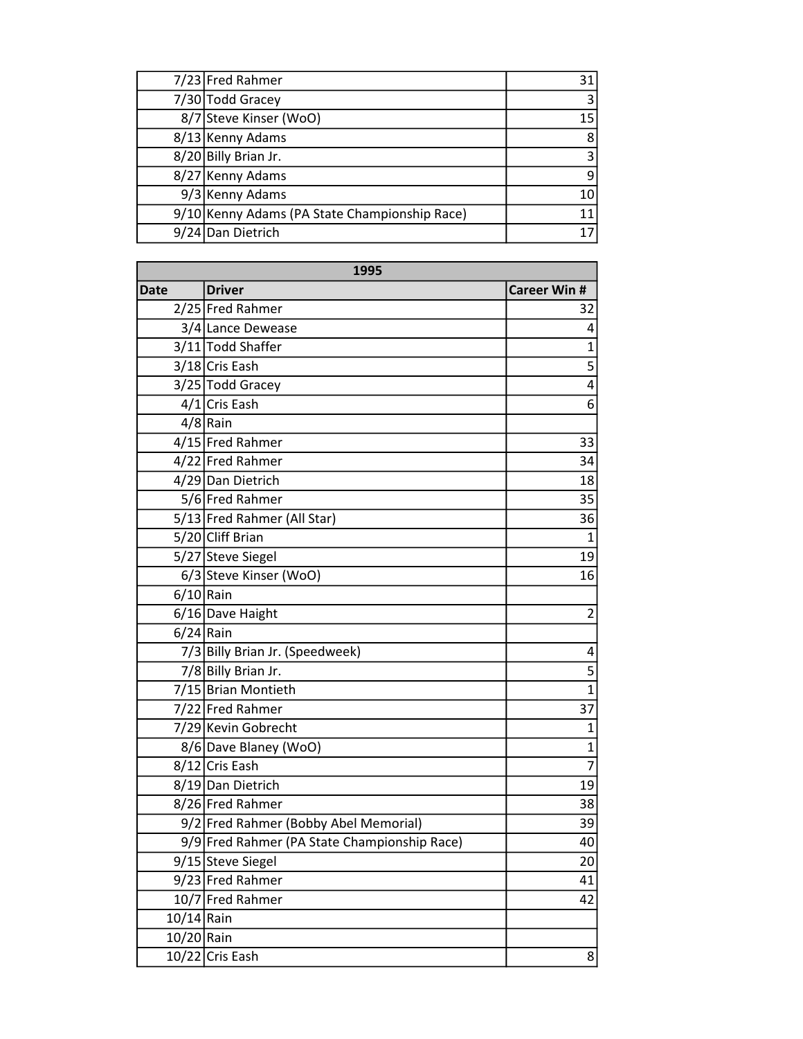| | | |
|---|---|---|
| 7/23 | Fred Rahmer | 31 |
| 7/30 | Todd Gracey | 3 |
| 8/7 | Steve Kinser (WoO) | 15 |
| 8/13 | Kenny Adams | 8 |
| 8/20 | Billy Brian Jr. | 3 |
| 8/27 | Kenny Adams | 9 |
| 9/3 | Kenny Adams | 10 |
| 9/10 | Kenny Adams (PA State Championship Race) | 11 |
| 9/24 | Dan Dietrich | 17 |

| 1995 | | |
|---|---|---|
| **Date** | **Driver** | **Career Win #** |
| 2/25 | Fred Rahmer | 32 |
| 3/4 | Lance Dewease | 4 |
| 3/11 | Todd Shaffer | 1 |
| 3/18 | Cris Eash | 5 |
| 3/25 | Todd Gracey | 4 |
| 4/1 | Cris Eash | 6 |
| 4/8 | Rain | |
| 4/15 | Fred Rahmer | 33 |
| 4/22 | Fred Rahmer | 34 |
| 4/29 | Dan Dietrich | 18 |
| 5/6 | Fred Rahmer | 35 |
| 5/13 | Fred Rahmer (All Star) | 36 |
| 5/20 | Cliff Brian | 1 |
| 5/27 | Steve Siegel | 19 |
| 6/3 | Steve Kinser (WoO) | 16 |
| 6/10 | Rain | |
| 6/16 | Dave Haight | 2 |
| 6/24 | Rain | |
| 7/3 | Billy Brian Jr. (Speedweek) | 4 |
| 7/8 | Billy Brian Jr. | 5 |
| 7/15 | Brian Montieth | 1 |
| 7/22 | Fred Rahmer | 37 |
| 7/29 | Kevin Gobrecht | 1 |
| 8/6 | Dave Blaney (WoO) | 1 |
| 8/12 | Cris Eash | 7 |
| 8/19 | Dan Dietrich | 19 |
| 8/26 | Fred Rahmer | 38 |
| 9/2 | Fred Rahmer (Bobby Abel Memorial) | 39 |
| 9/9 | Fred Rahmer (PA State Championship Race) | 40 |
| 9/15 | Steve Siegel | 20 |
| 9/23 | Fred Rahmer | 41 |
| 10/7 | Fred Rahmer | 42 |
| 10/14 | Rain | |
| 10/20 | Rain | |
| 10/22 | Cris Eash | 8 |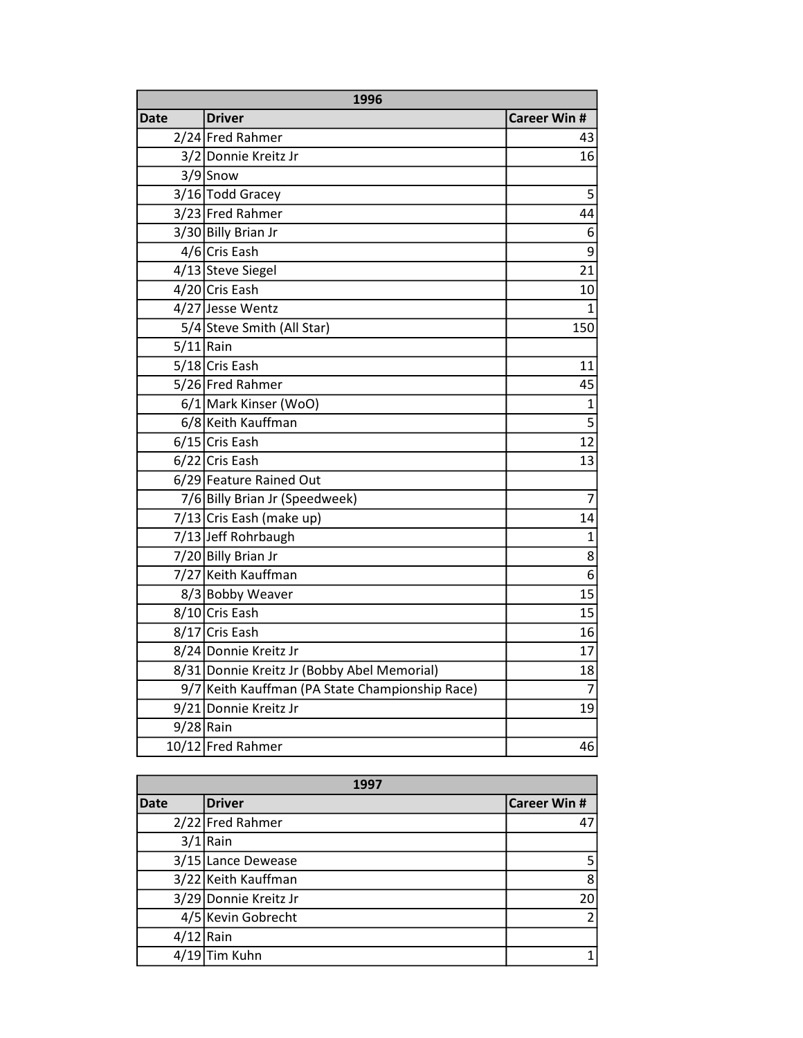| 1996 | | |
|---|---|---|
| Date | Driver | Career Win # |
| 2/24 | Fred Rahmer | 43 |
| 3/2 | Donnie Kreitz Jr | 16 |
| 3/9 | Snow | |
| 3/16 | Todd Gracey | 5 |
| 3/23 | Fred Rahmer | 44 |
| 3/30 | Billy Brian Jr | 6 |
| 4/6 | Cris Eash | 9 |
| 4/13 | Steve Siegel | 21 |
| 4/20 | Cris Eash | 10 |
| 4/27 | Jesse Wentz | 1 |
| 5/4 | Steve Smith (All Star) | 150 |
| 5/11 | Rain | |
| 5/18 | Cris Eash | 11 |
| 5/26 | Fred Rahmer | 45 |
| 6/1 | Mark Kinser (WoO) | 1 |
| 6/8 | Keith Kauffman | 5 |
| 6/15 | Cris Eash | 12 |
| 6/22 | Cris Eash | 13 |
| 6/29 | Feature Rained Out | |
| 7/6 | Billy Brian Jr (Speedweek) | 7 |
| 7/13 | Cris Eash (make up) | 14 |
| 7/13 | Jeff Rohrbaugh | 1 |
| 7/20 | Billy Brian Jr | 8 |
| 7/27 | Keith Kauffman | 6 |
| 8/3 | Bobby Weaver | 15 |
| 8/10 | Cris Eash | 15 |
| 8/17 | Cris Eash | 16 |
| 8/24 | Donnie Kreitz Jr | 17 |
| 8/31 | Donnie Kreitz Jr (Bobby Abel Memorial) | 18 |
| 9/7 | Keith Kauffman (PA State Championship Race) | 7 |
| 9/21 | Donnie Kreitz Jr | 19 |
| 9/28 | Rain | |
| 10/12 | Fred Rahmer | 46 |

| 1997 | | |
|---|---|---|
| Date | Driver | Career Win # |
| 2/22 | Fred Rahmer | 47 |
| 3/1 | Rain | |
| 3/15 | Lance Dewease | 5 |
| 3/22 | Keith Kauffman | 8 |
| 3/29 | Donnie Kreitz Jr | 20 |
| 4/5 | Kevin Gobrecht | 2 |
| 4/12 | Rain | |
| 4/19 | Tim Kuhn | 1 |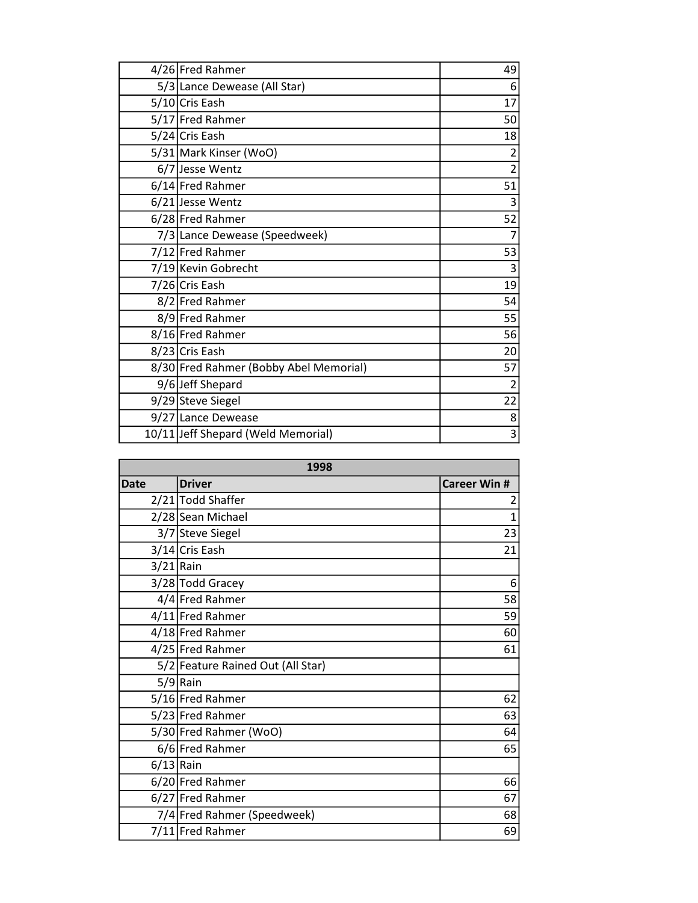| | | |
|---|---|---|
| 4/26 | Fred Rahmer | 49 |
| 5/3 | Lance Dewease (All Star) | 6 |
| 5/10 | Cris Eash | 17 |
| 5/17 | Fred Rahmer | 50 |
| 5/24 | Cris Eash | 18 |
| 5/31 | Mark Kinser (WoO) | 2 |
| 6/7 | Jesse Wentz | 2 |
| 6/14 | Fred Rahmer | 51 |
| 6/21 | Jesse Wentz | 3 |
| 6/28 | Fred Rahmer | 52 |
| 7/3 | Lance Dewease (Speedweek) | 7 |
| 7/12 | Fred Rahmer | 53 |
| 7/19 | Kevin Gobrecht | 3 |
| 7/26 | Cris Eash | 19 |
| 8/2 | Fred Rahmer | 54 |
| 8/9 | Fred Rahmer | 55 |
| 8/16 | Fred Rahmer | 56 |
| 8/23 | Cris Eash | 20 |
| 8/30 | Fred Rahmer (Bobby Abel Memorial) | 57 |
| 9/6 | Jeff Shepard | 2 |
| 9/29 | Steve Siegel | 22 |
| 9/27 | Lance Dewease | 8 |
| 10/11 | Jeff Shepard (Weld Memorial) | 3 |

| 1998 | | |
|---|---|---|
| **Date** | **Driver** | **Career Win #** |
| 2/21 | Todd Shaffer | 2 |
| 2/28 | Sean Michael | 1 |
| 3/7 | Steve Siegel | 23 |
| 3/14 | Cris Eash | 21 |
| 3/21 | Rain | |
| 3/28 | Todd Gracey | 6 |
| 4/4 | Fred Rahmer | 58 |
| 4/11 | Fred Rahmer | 59 |
| 4/18 | Fred Rahmer | 60 |
| 4/25 | Fred Rahmer | 61 |
| 5/2 | Feature Rained Out (All Star) | |
| 5/9 | Rain | |
| 5/16 | Fred Rahmer | 62 |
| 5/23 | Fred Rahmer | 63 |
| 5/30 | Fred Rahmer (WoO) | 64 |
| 6/6 | Fred Rahmer | 65 |
| 6/13 | Rain | |
| 6/20 | Fred Rahmer | 66 |
| 6/27 | Fred Rahmer | 67 |
| 7/4 | Fred Rahmer (Speedweek) | 68 |
| 7/11 | Fred Rahmer | 69 |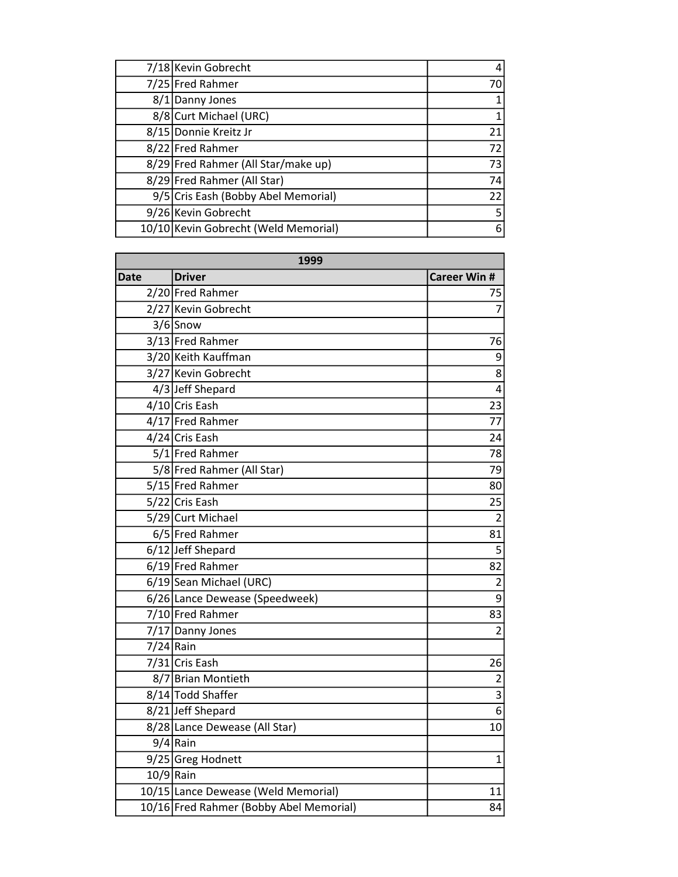| | | |
|---|---|---|
| 7/18 | Kevin Gobrecht | 4 |
| 7/25 | Fred Rahmer | 70 |
| 8/1 | Danny Jones | 1 |
| 8/8 | Curt Michael (URC) | 1 |
| 8/15 | Donnie Kreitz Jr | 21 |
| 8/22 | Fred Rahmer | 72 |
| 8/29 | Fred Rahmer (All Star/make up) | 73 |
| 8/29 | Fred Rahmer (All Star) | 74 |
| 9/5 | Cris Eash (Bobby Abel Memorial) | 22 |
| 9/26 | Kevin Gobrecht | 5 |
| 10/10 | Kevin Gobrecht (Weld Memorial) | 6 |

| 1999 | | |
|---|---|---|
| **Date** | **Driver** | **Career Win #** |
| 2/20 | Fred Rahmer | 75 |
| 2/27 | Kevin Gobrecht | 7 |
| 3/6 | Snow | |
| 3/13 | Fred Rahmer | 76 |
| 3/20 | Keith Kauffman | 9 |
| 3/27 | Kevin Gobrecht | 8 |
| 4/3 | Jeff Shepard | 4 |
| 4/10 | Cris Eash | 23 |
| 4/17 | Fred Rahmer | 77 |
| 4/24 | Cris Eash | 24 |
| 5/1 | Fred Rahmer | 78 |
| 5/8 | Fred Rahmer (All Star) | 79 |
| 5/15 | Fred Rahmer | 80 |
| 5/22 | Cris Eash | 25 |
| 5/29 | Curt Michael | 2 |
| 6/5 | Fred Rahmer | 81 |
| 6/12 | Jeff Shepard | 5 |
| 6/19 | Fred Rahmer | 82 |
| 6/19 | Sean Michael (URC) | 2 |
| 6/26 | Lance Dewease (Speedweek) | 9 |
| 7/10 | Fred Rahmer | 83 |
| 7/17 | Danny Jones | 2 |
| 7/24 | Rain | |
| 7/31 | Cris Eash | 26 |
| 8/7 | Brian Montieth | 2 |
| 8/14 | Todd Shaffer | 3 |
| 8/21 | Jeff Shepard | 6 |
| 8/28 | Lance Dewease (All Star) | 10 |
| 9/4 | Rain | |
| 9/25 | Greg Hodnett | 1 |
| 10/9 | Rain | |
| 10/15 | Lance Dewease (Weld Memorial) | 11 |
| 10/16 | Fred Rahmer (Bobby Abel Memorial) | 84 |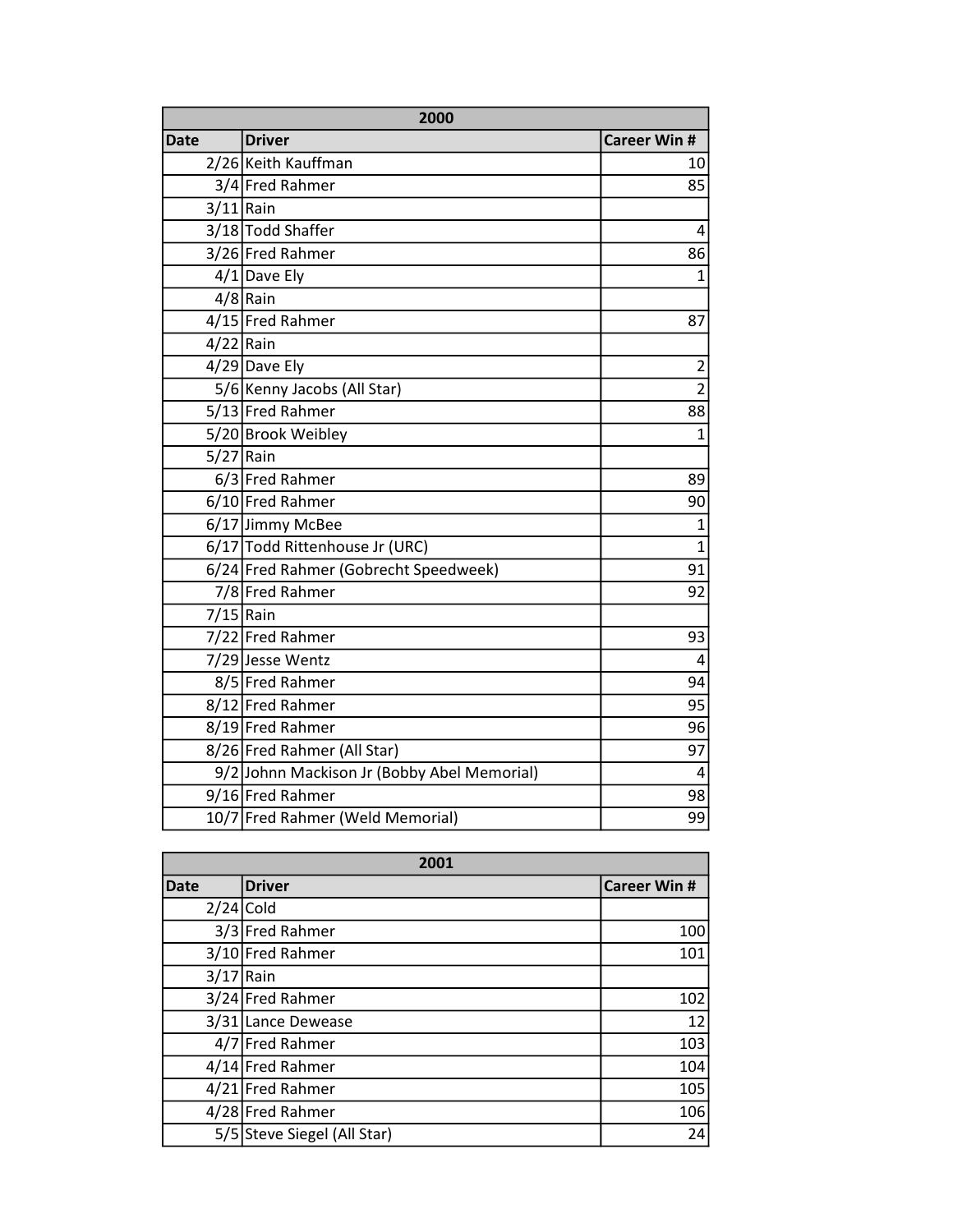| 2000 | | |
|---|---|---|
| Date | Driver | Career Win # |
| 2/26 | Keith Kauffman | 10 |
| 3/4 | Fred Rahmer | 85 |
| 3/11 | Rain | |
| 3/18 | Todd Shaffer | 4 |
| 3/26 | Fred Rahmer | 86 |
| 4/1 | Dave Ely | 1 |
| 4/8 | Rain | |
| 4/15 | Fred Rahmer | 87 |
| 4/22 | Rain | |
| 4/29 | Dave Ely | 2 |
| 5/6 | Kenny Jacobs (All Star) | 2 |
| 5/13 | Fred Rahmer | 88 |
| 5/20 | Brook Weibley | 1 |
| 5/27 | Rain | |
| 6/3 | Fred Rahmer | 89 |
| 6/10 | Fred Rahmer | 90 |
| 6/17 | Jimmy McBee | 1 |
| 6/17 | Todd Rittenhouse Jr (URC) | 1 |
| 6/24 | Fred Rahmer (Gobrecht Speedweek) | 91 |
| 7/8 | Fred Rahmer | 92 |
| 7/15 | Rain | |
| 7/22 | Fred Rahmer | 93 |
| 7/29 | Jesse Wentz | 4 |
| 8/5 | Fred Rahmer | 94 |
| 8/12 | Fred Rahmer | 95 |
| 8/19 | Fred Rahmer | 96 |
| 8/26 | Fred Rahmer (All Star) | 97 |
| 9/2 | John Mackison Jr (Bobby Abel Memorial) | 4 |
| 9/16 | Fred Rahmer | 98 |
| 10/7 | Fred Rahmer (Weld Memorial) | 99 |

| 2001 | | |
|---|---|---|
| Date | Driver | Career Win # |
| 2/24 | Cold | |
| 3/3 | Fred Rahmer | 100 |
| 3/10 | Fred Rahmer | 101 |
| 3/17 | Rain | |
| 3/24 | Fred Rahmer | 102 |
| 3/31 | Lance Dewease | 12 |
| 4/7 | Fred Rahmer | 103 |
| 4/14 | Fred Rahmer | 104 |
| 4/21 | Fred Rahmer | 105 |
| 4/28 | Fred Rahmer | 106 |
| 5/5 | Steve Siegel (All Star) | 24 |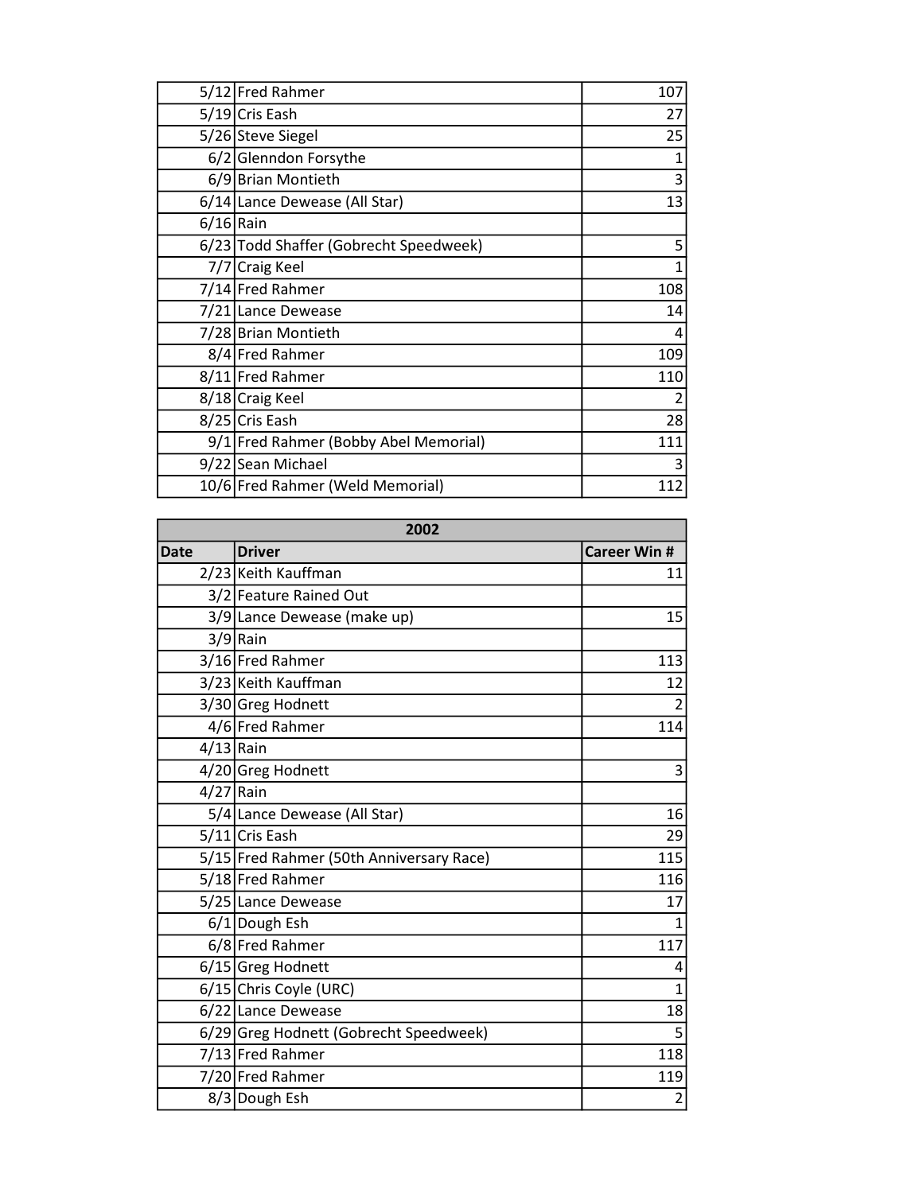| | | |
|---|---|---|
| 5/12 | Fred Rahmer | 107 |
| 5/19 | Cris Eash | 27 |
| 5/26 | Steve Siegel | 25 |
| 6/2 | Glenndon Forsythe | 1 |
| 6/9 | Brian Montieth | 3 |
| 6/14 | Lance Dewease (All Star) | 13 |
| 6/16 | Rain | |
| 6/23 | Todd Shaffer (Gobrecht Speedweek) | 5 |
| 7/7 | Craig Keel | 1 |
| 7/14 | Fred Rahmer | 108 |
| 7/21 | Lance Dewease | 14 |
| 7/28 | Brian Montieth | 4 |
| 8/4 | Fred Rahmer | 109 |
| 8/11 | Fred Rahmer | 110 |
| 8/18 | Craig Keel | 2 |
| 8/25 | Cris Eash | 28 |
| 9/1 | Fred Rahmer (Bobby Abel Memorial) | 111 |
| 9/22 | Sean Michael | 3 |
| 10/6 | Fred Rahmer (Weld Memorial) | 112 |

| 2002 | | |
|---|---|---|
| **Date** | **Driver** | **Career Win #** |
| 2/23 | Keith Kauffman | 11 |
| 3/2 | Feature Rained Out | |
| 3/9 | Lance Dewease (make up) | 15 |
| 3/9 | Rain | |
| 3/16 | Fred Rahmer | 113 |
| 3/23 | Keith Kauffman | 12 |
| 3/30 | Greg Hodnett | 2 |
| 4/6 | Fred Rahmer | 114 |
| 4/13 | Rain | |
| 4/20 | Greg Hodnett | 3 |
| 4/27 | Rain | |
| 5/4 | Lance Dewease (All Star) | 16 |
| 5/11 | Cris Eash | 29 |
| 5/15 | Fred Rahmer (50th Anniversary Race) | 115 |
| 5/18 | Fred Rahmer | 116 |
| 5/25 | Lance Dewease | 17 |
| 6/1 | Dough Esh | 1 |
| 6/8 | Fred Rahmer | 117 |
| 6/15 | Greg Hodnett | 4 |
| 6/15 | Chris Coyle (URC) | 1 |
| 6/22 | Lance Dewease | 18 |
| 6/29 | Greg Hodnett (Gobrecht Speedweek) | 5 |
| 7/13 | Fred Rahmer | 118 |
| 7/20 | Fred Rahmer | 119 |
| 8/3 | Dough Esh | 2 |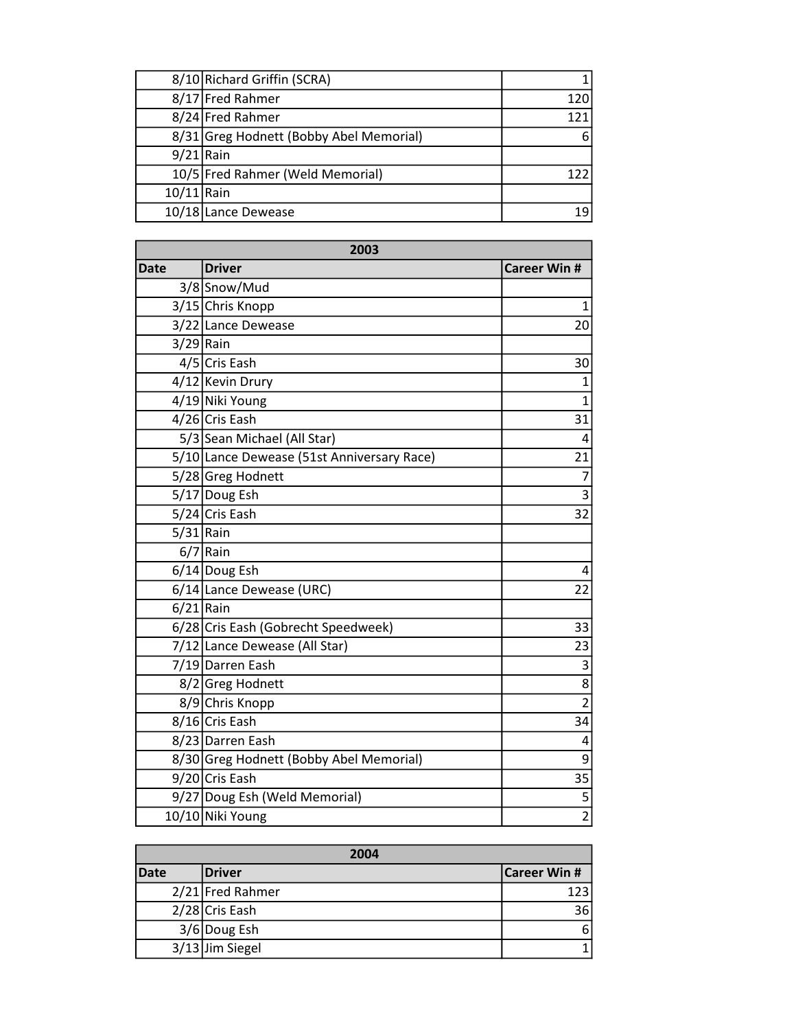| | | |
|---|---|---|
| 8/10 | Richard Griffin (SCRA) | 1 |
| 8/17 | Fred Rahmer | 120 |
| 8/24 | Fred Rahmer | 121 |
| 8/31 | Greg Hodnett (Bobby Abel Memorial) | 6 |
| 9/21 | Rain | |
| 10/5 | Fred Rahmer (Weld Memorial) | 122 |
| 10/11 | Rain | |
| 10/18 | Lance Dewease | 19 |

| 2003 | | |
|---|---|---|
| **Date** | **Driver** | **Career Win #** |
| 3/8 | Snow/Mud | |
| 3/15 | Chris Knopp | 1 |
| 3/22 | Lance Dewease | 20 |
| 3/29 | Rain | |
| 4/5 | Cris Eash | 30 |
| 4/12 | Kevin Drury | 1 |
| 4/19 | Niki Young | 1 |
| 4/26 | Cris Eash | 31 |
| 5/3 | Sean Michael (All Star) | 4 |
| 5/10 | Lance Dewease (51st Anniversary Race) | 21 |
| 5/28 | Greg Hodnett | 7 |
| 5/17 | Doug Esh | 3 |
| 5/24 | Cris Eash | 32 |
| 5/31 | Rain | |
| 6/7 | Rain | |
| 6/14 | Doug Esh | 4 |
| 6/14 | Lance Dewease (URC) | 22 |
| 6/21 | Rain | |
| 6/28 | Cris Eash (Gobrecht Speedweek) | 33 |
| 7/12 | Lance Dewease (All Star) | 23 |
| 7/19 | Darren Eash | 3 |
| 8/2 | Greg Hodnett | 8 |
| 8/9 | Chris Knopp | 2 |
| 8/16 | Cris Eash | 34 |
| 8/23 | Darren Eash | 4 |
| 8/30 | Greg Hodnett (Bobby Abel Memorial) | 9 |
| 9/20 | Cris Eash | 35 |
| 9/27 | Doug Esh (Weld Memorial) | 5 |
| 10/10 | Niki Young | 2 |

| 2004 | | |
|---|---|---|
| **Date** | **Driver** | **Career Win #** |
| 2/21 | Fred Rahmer | 123 |
| 2/28 | Cris Eash | 36 |
| 3/6 | Doug Esh | 6 |
| 3/13 | Jim Siegel | 1 |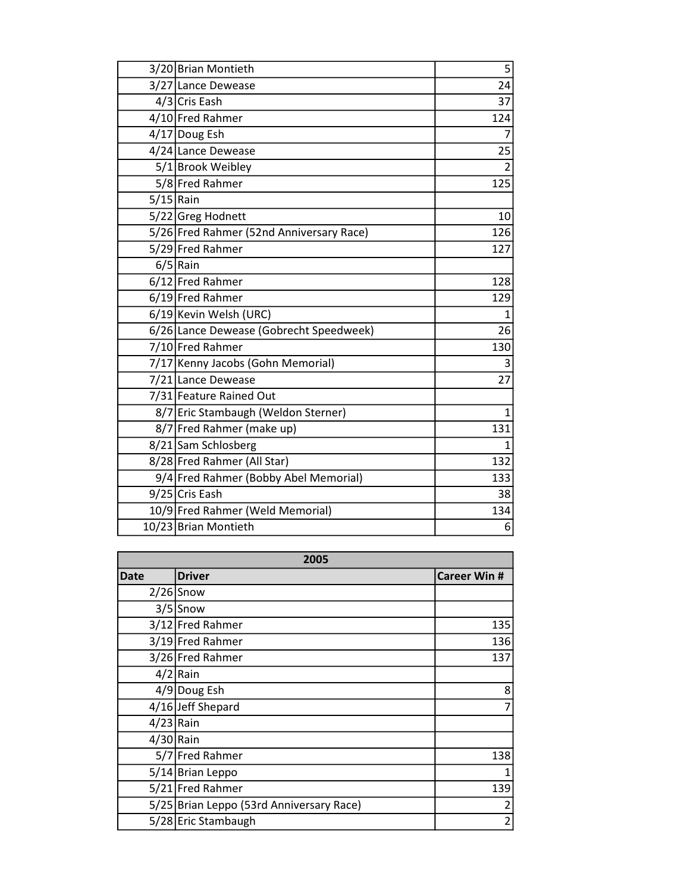| | | |
|---|---|---|
| 3/20 | Brian Montieth | 5 |
| 3/27 | Lance Dewease | 24 |
| 4/3 | Cris Eash | 37 |
| 4/10 | Fred Rahmer | 124 |
| 4/17 | Doug Esh | 7 |
| 4/24 | Lance Dewease | 25 |
| 5/1 | Brook Weibley | 2 |
| 5/8 | Fred Rahmer | 125 |
| 5/15 | Rain | |
| 5/22 | Greg Hodnett | 10 |
| 5/26 | Fred Rahmer (52nd Anniversary Race) | 126 |
| 5/29 | Fred Rahmer | 127 |
| 6/5 | Rain | |
| 6/12 | Fred Rahmer | 128 |
| 6/19 | Fred Rahmer | 129 |
| 6/19 | Kevin Welsh (URC) | 1 |
| 6/26 | Lance Dewease (Gobrecht Speedweek) | 26 |
| 7/10 | Fred Rahmer | 130 |
| 7/17 | Kenny Jacobs (Gohn Memorial) | 3 |
| 7/21 | Lance Dewease | 27 |
| 7/31 | Feature Rained Out | |
| 8/7 | Eric Stambaugh (Weldon Sterner) | 1 |
| 8/7 | Fred Rahmer (make up) | 131 |
| 8/21 | Sam Schlosberg | 1 |
| 8/28 | Fred Rahmer (All Star) | 132 |
| 9/4 | Fred Rahmer (Bobby Abel Memorial) | 133 |
| 9/25 | Cris Eash | 38 |
| 10/9 | Fred Rahmer (Weld Memorial) | 134 |
| 10/23 | Brian Montieth | 6 |

| 2005 | | |
|---|---|---|
| **Date** | **Driver** | **Career Win #** |
| 2/26 | Snow | |
| 3/5 | Snow | |
| 3/12 | Fred Rahmer | 135 |
| 3/19 | Fred Rahmer | 136 |
| 3/26 | Fred Rahmer | 137 |
| 4/2 | Rain | |
| 4/9 | Doug Esh | 8 |
| 4/16 | Jeff Shepard | 7 |
| 4/23 | Rain | |
| 4/30 | Rain | |
| 5/7 | Fred Rahmer | 138 |
| 5/14 | Brian Leppo | 1 |
| 5/21 | Fred Rahmer | 139 |
| 5/25 | Brian Leppo (53rd Anniversary Race) | 2 |
| 5/28 | Eric Stambaugh | 2 |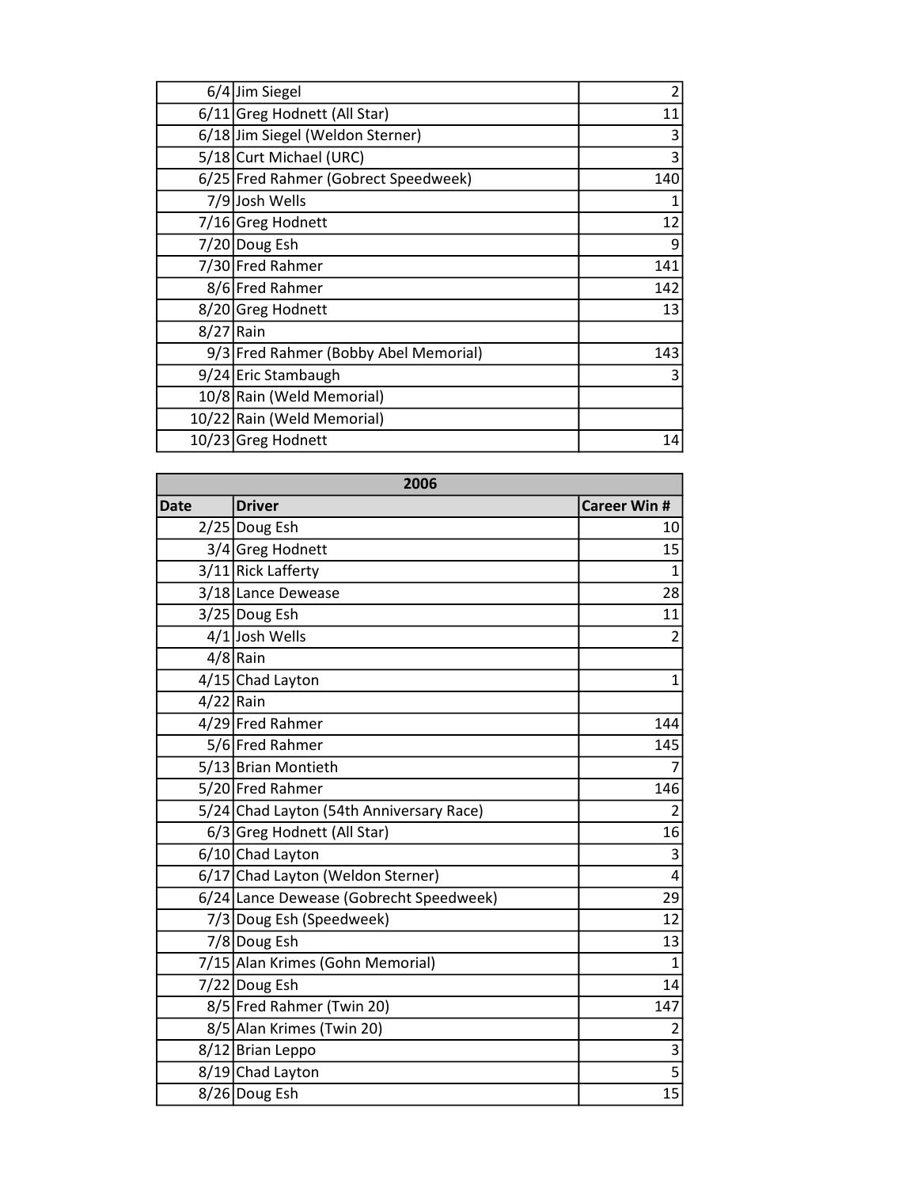| | | |
|---|---|---|
| 6/4 | Jim Siegel | 2 |
| 6/11 | Greg Hodnett (All Star) | 11 |
| 6/18 | Jim Siegel (Weldon Sterner) | 3 |
| 5/18 | Curt Michael (URC) | 3 |
| 6/25 | Fred Rahmer (Gobrect Speedweek) | 140 |
| 7/9 | Josh Wells | 1 |
| 7/16 | Greg Hodnett | 12 |
| 7/20 | Doug Esh | 9 |
| 7/30 | Fred Rahmer | 141 |
| 8/6 | Fred Rahmer | 142 |
| 8/20 | Greg Hodnett | 13 |
| 8/27 | Rain | |
| 9/3 | Fred Rahmer (Bobby Abel Memorial) | 143 |
| 9/24 | Eric Stambaugh | 3 |
| 10/8 | Rain (Weld Memorial) | |
| 10/22 | Rain (Weld Memorial) | |
| 10/23 | Greg Hodnett | 14 |

| 2006 | | |
|---|---|---|
| **Date** | **Driver** | **Career Win #** |
| 2/25 | Doug Esh | 10 |
| 3/4 | Greg Hodnett | 15 |
| 3/11 | Rick Lafferty | 1 |
| 3/18 | Lance Dewease | 28 |
| 3/25 | Doug Esh | 11 |
| 4/1 | Josh Wells | 2 |
| 4/8 | Rain | |
| 4/15 | Chad Layton | 1 |
| 4/22 | Rain | |
| 4/29 | Fred Rahmer | 144 |
| 5/6 | Fred Rahmer | 145 |
| 5/13 | Brian Montieth | 7 |
| 5/20 | Fred Rahmer | 146 |
| 5/24 | Chad Layton (54th Anniversary Race) | 2 |
| 6/3 | Greg Hodnett (All Star) | 16 |
| 6/10 | Chad Layton | 3 |
| 6/17 | Chad Layton (Weldon Sterner) | 4 |
| 6/24 | Lance Dewease (Gobrecht Speedweek) | 29 |
| 7/3 | Doug Esh (Speedweek) | 12 |
| 7/8 | Doug Esh | 13 |
| 7/15 | Alan Krimes (Gohn Memorial) | 1 |
| 7/22 | Doug Esh | 14 |
| 8/5 | Fred Rahmer (Twin 20) | 147 |
| 8/5 | Alan Krimes (Twin 20) | 2 |
| 8/12 | Brian Leppo | 3 |
| 8/19 | Chad Layton | 5 |
| 8/26 | Doug Esh | 15 |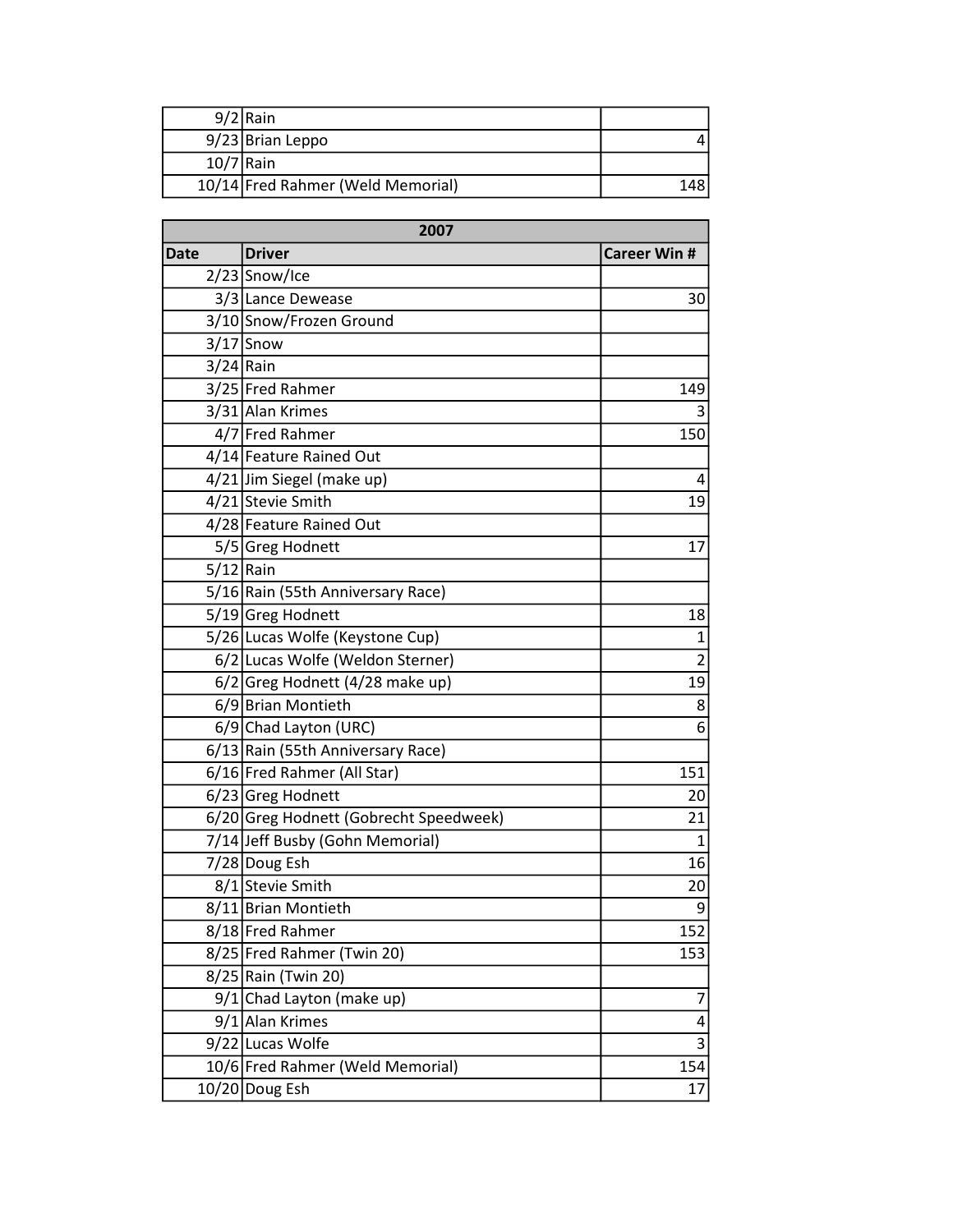| | | |
|---|---|---|
| 9/2 | Rain | |
| 9/23 | Brian Leppo | 4 |
| 10/7 | Rain | |
| 10/14 | Fred Rahmer (Weld Memorial) | 148 |

| 2007 | | |
|---|---|---|
| **Date** | **Driver** | **Career Win #** |
| 2/23 | Snow/Ice | |
| 3/3 | Lance Dewease | 30 |
| 3/10 | Snow/Frozen Ground | |
| 3/17 | Snow | |
| 3/24 | Rain | |
| 3/25 | Fred Rahmer | 149 |
| 3/31 | Alan Krimes | 3 |
| 4/7 | Fred Rahmer | 150 |
| 4/14 | Feature Rained Out | |
| 4/21 | Jim Siegel (make up) | 4 |
| 4/21 | Stevie Smith | 19 |
| 4/28 | Feature Rained Out | |
| 5/5 | Greg Hodnett | 17 |
| 5/12 | Rain | |
| 5/16 | Rain (55th Anniversary Race) | |
| 5/19 | Greg Hodnett | 18 |
| 5/26 | Lucas Wolfe (Keystone Cup) | 1 |
| 6/2 | Lucas Wolfe (Weldon Sterner) | 2 |
| 6/2 | Greg Hodnett (4/28 make up) | 19 |
| 6/9 | Brian Montieth | 8 |
| 6/9 | Chad Layton (URC) | 6 |
| 6/13 | Rain (55th Anniversary Race) | |
| 6/16 | Fred Rahmer (All Star) | 151 |
| 6/23 | Greg Hodnett | 20 |
| 6/20 | Greg Hodnett (Gobrecht Speedweek) | 21 |
| 7/14 | Jeff Busby (Gohn Memorial) | 1 |
| 7/28 | Doug Esh | 16 |
| 8/1 | Stevie Smith | 20 |
| 8/11 | Brian Montieth | 9 |
| 8/18 | Fred Rahmer | 152 |
| 8/25 | Fred Rahmer (Twin 20) | 153 |
| 8/25 | Rain (Twin 20) | |
| 9/1 | Chad Layton (make up) | 7 |
| 9/1 | Alan Krimes | 4 |
| 9/22 | Lucas Wolfe | 3 |
| 10/6 | Fred Rahmer (Weld Memorial) | 154 |
| 10/20 | Doug Esh | 17 |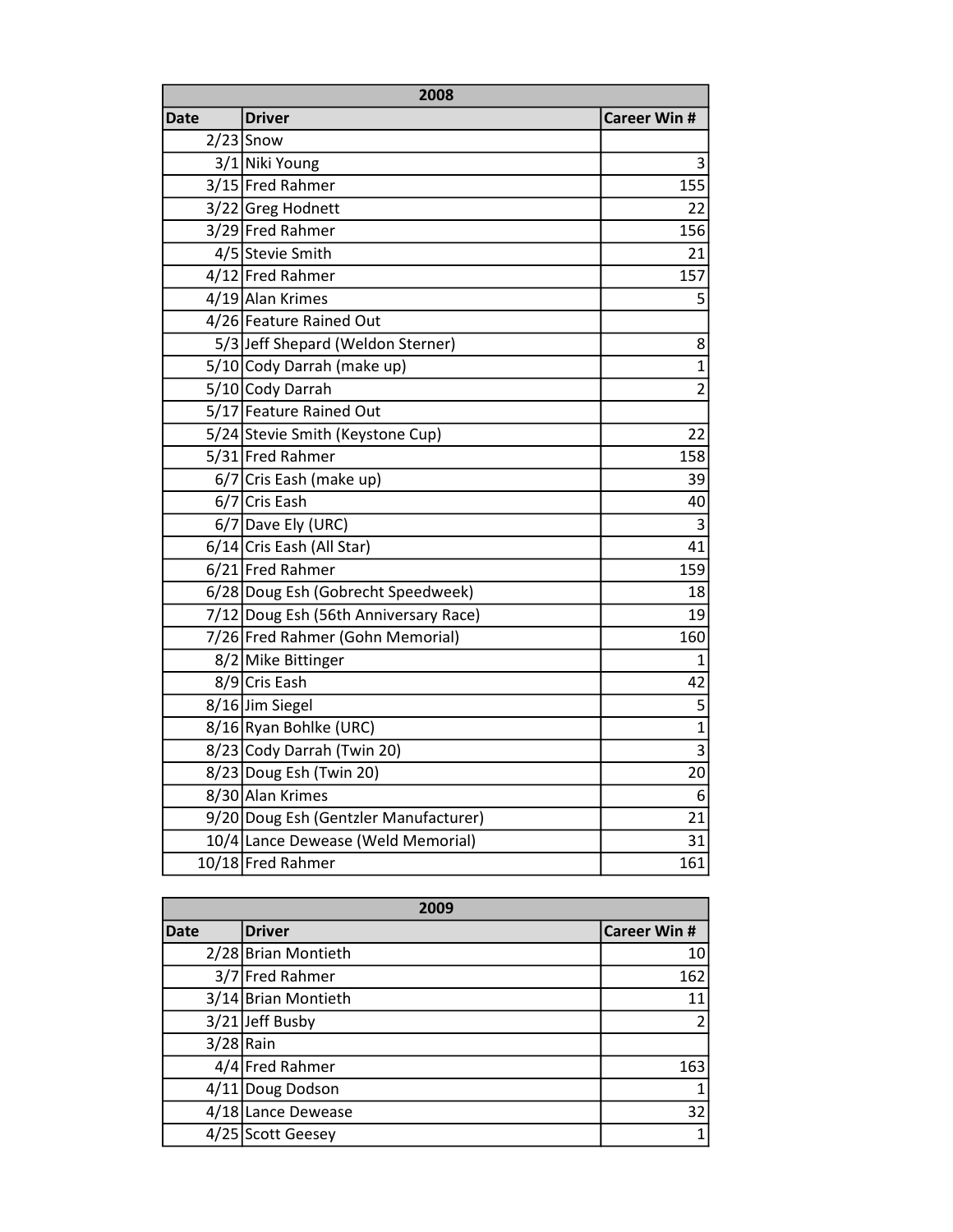| 2008 | | |
|---|---|---|
| Date | Driver | Career Win # |
| 2/23 | Snow | |
| 3/1 | Niki Young | 3 |
| 3/15 | Fred Rahmer | 155 |
| 3/22 | Greg Hodnett | 22 |
| 3/29 | Fred Rahmer | 156 |
| 4/5 | Stevie Smith | 21 |
| 4/12 | Fred Rahmer | 157 |
| 4/19 | Alan Krimes | 5 |
| 4/26 | Feature Rained Out | |
| 5/3 | Jeff Shepard (Weldon Sterner) | 8 |
| 5/10 | Cody Darrah (make up) | 1 |
| 5/10 | Cody Darrah | 2 |
| 5/17 | Feature Rained Out | |
| 5/24 | Stevie Smith (Keystone Cup) | 22 |
| 5/31 | Fred Rahmer | 158 |
| 6/7 | Cris Eash (make up) | 39 |
| 6/7 | Cris Eash | 40 |
| 6/7 | Dave Ely (URC) | 3 |
| 6/14 | Cris Eash (All Star) | 41 |
| 6/21 | Fred Rahmer | 159 |
| 6/28 | Doug Esh (Gobrecht Speedweek) | 18 |
| 7/12 | Doug Esh (56th Anniversary Race) | 19 |
| 7/26 | Fred Rahmer (Gohn Memorial) | 160 |
| 8/2 | Mike Bittinger | 1 |
| 8/9 | Cris Eash | 42 |
| 8/16 | Jim Siegel | 5 |
| 8/16 | Ryan Bohlke (URC) | 1 |
| 8/23 | Cody Darrah (Twin 20) | 3 |
| 8/23 | Doug Esh (Twin 20) | 20 |
| 8/30 | Alan Krimes | 6 |
| 9/20 | Doug Esh (Gentzler Manufacturer) | 21 |
| 10/4 | Lance Dewease (Weld Memorial) | 31 |
| 10/18 | Fred Rahmer | 161 |

| 2009 | | |
|---|---|---|
| Date | Driver | Career Win # |
| 2/28 | Brian Montieth | 10 |
| 3/7 | Fred Rahmer | 162 |
| 3/14 | Brian Montieth | 11 |
| 3/21 | Jeff Busby | 2 |
| 3/28 | Rain | |
| 4/4 | Fred Rahmer | 163 |
| 4/11 | Doug Dodson | 1 |
| 4/18 | Lance Dewease | 32 |
| 4/25 | Scott Geesey | 1 |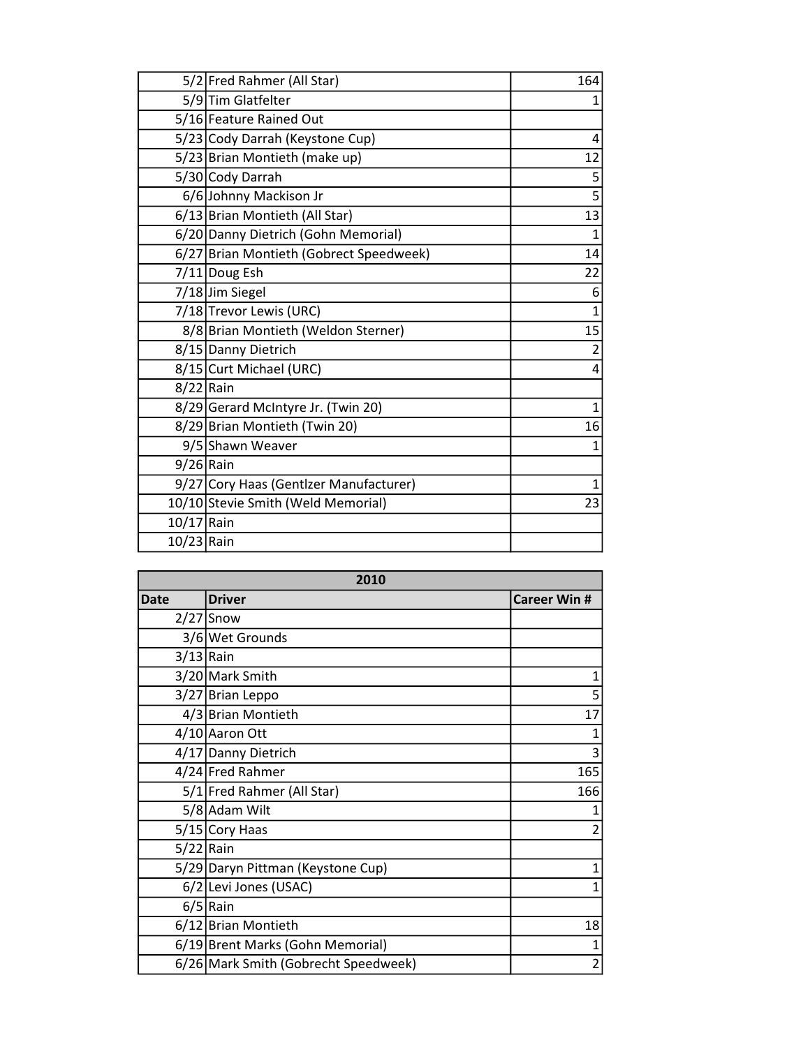| | | |
|---|---|---|
| 5/2 | Fred Rahmer (All Star) | 164 |
| 5/9 | Tim Glatfelter | 1 |
| 5/16 | Feature Rained Out | |
| 5/23 | Cody Darrah (Keystone Cup) | 4 |
| 5/23 | Brian Montieth (make up) | 12 |
| 5/30 | Cody Darrah | 5 |
| 6/6 | Johnny Mackison Jr | 5 |
| 6/13 | Brian Montieth (All Star) | 13 |
| 6/20 | Danny Dietrich (Gohn Memorial) | 1 |
| 6/27 | Brian Montieth (Gobrect Speedweek) | 14 |
| 7/11 | Doug Esh | 22 |
| 7/18 | Jim Siegel | 6 |
| 7/18 | Trevor Lewis (URC) | 1 |
| 8/8 | Brian Montieth (Weldon Sterner) | 15 |
| 8/15 | Danny Dietrich | 2 |
| 8/15 | Curt Michael (URC) | 4 |
| 8/22 | Rain | |
| 8/29 | Gerard McIntyre Jr. (Twin 20) | 1 |
| 8/29 | Brian Montieth (Twin 20) | 16 |
| 9/5 | Shawn Weaver | 1 |
| 9/26 | Rain | |
| 9/27 | Cory Haas (Gentlzer Manufacturer) | 1 |
| 10/10 | Stevie Smith (Weld Memorial) | 23 |
| 10/17 | Rain | |
| 10/23 | Rain | |

| 2010 | | |
|---|---|---|
| **Date** | **Driver** | **Career Win #** |
| 2/27 | Snow | |
| 3/6 | Wet Grounds | |
| 3/13 | Rain | |
| 3/20 | Mark Smith | 1 |
| 3/27 | Brian Leppo | 5 |
| 4/3 | Brian Montieth | 17 |
| 4/10 | Aaron Ott | 1 |
| 4/17 | Danny Dietrich | 3 |
| 4/24 | Fred Rahmer | 165 |
| 5/1 | Fred Rahmer (All Star) | 166 |
| 5/8 | Adam Wilt | 1 |
| 5/15 | Cory Haas | 2 |
| 5/22 | Rain | |
| 5/29 | Daryn Pittman (Keystone Cup) | 1 |
| 6/2 | Levi Jones (USAC) | 1 |
| 6/5 | Rain | |
| 6/12 | Brian Montieth | 18 |
| 6/19 | Brent Marks (Gohn Memorial) | 1 |
| 6/26 | Mark Smith (Gobrecht Speedweek) | 2 |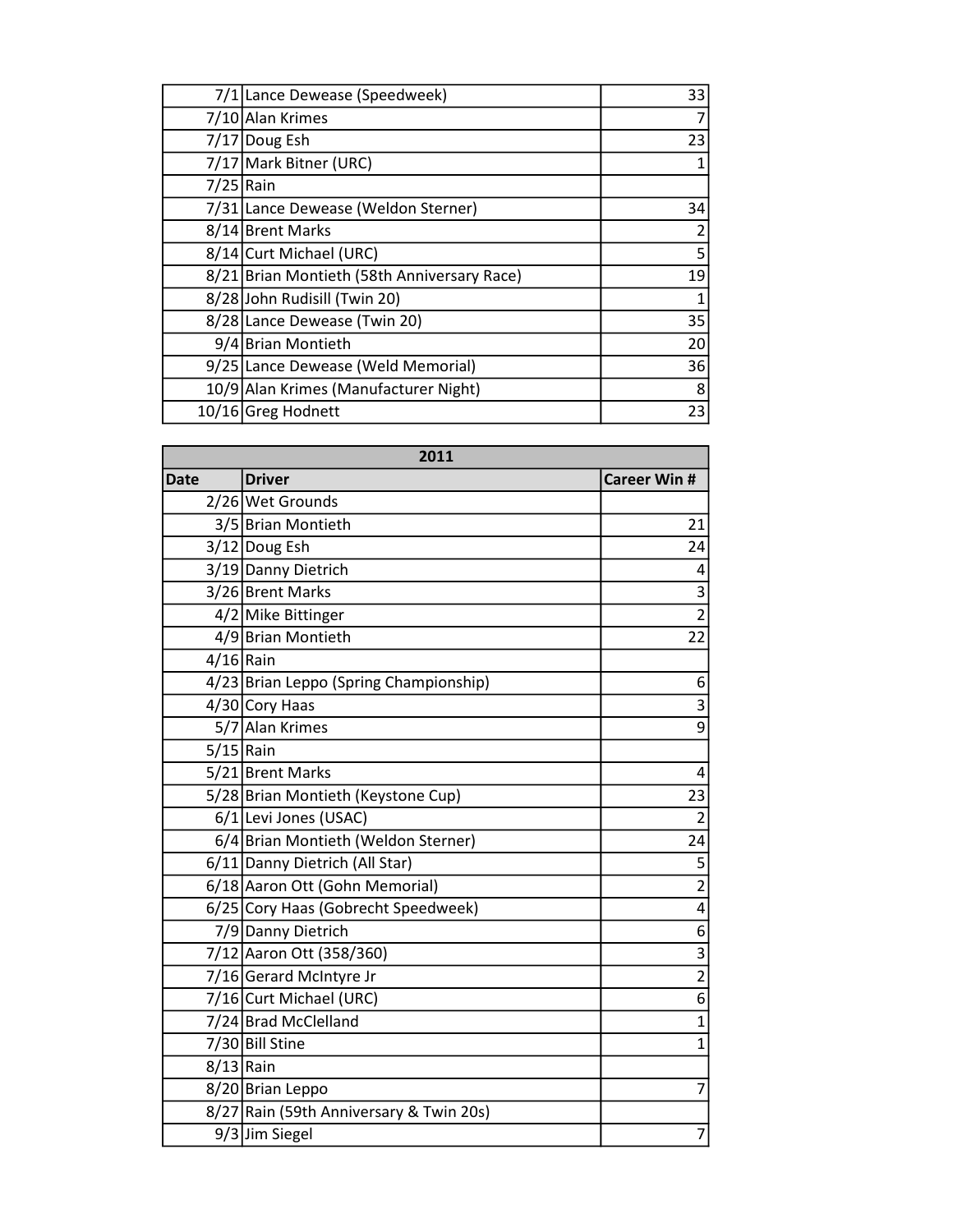| Date | Driver | Career Win # |
|---|---|---|
| 7/1 | Lance Dewease (Speedweek) | 33 |
| 7/10 | Alan Krimes | 7 |
| 7/17 | Doug Esh | 23 |
| 7/17 | Mark Bitner (URC) | 1 |
| 7/25 | Rain | |
| 7/31 | Lance Dewease (Weldon Sterner) | 34 |
| 8/14 | Brent Marks | 2 |
| 8/14 | Curt Michael (URC) | 5 |
| 8/21 | Brian Montieth (58th Anniversary Race) | 19 |
| 8/28 | John Rudisill (Twin 20) | 1 |
| 8/28 | Lance Dewease (Twin 20) | 35 |
| 9/4 | Brian Montieth | 20 |
| 9/25 | Lance Dewease (Weld Memorial) | 36 |
| 10/9 | Alan Krimes (Manufacturer Night) | 8 |
| 10/16 | Greg Hodnett | 23 |

| 2011 | | |
|---|---|---|
| **Date** | **Driver** | **Career Win #** |
| 2/26 | Wet Grounds | |
| 3/5 | Brian Montieth | 21 |
| 3/12 | Doug Esh | 24 |
| 3/19 | Danny Dietrich | 4 |
| 3/26 | Brent Marks | 3 |
| 4/2 | Mike Bittinger | 2 |
| 4/9 | Brian Montieth | 22 |
| 4/16 | Rain | |
| 4/23 | Brian Leppo (Spring Championship) | 6 |
| 4/30 | Cory Haas | 3 |
| 5/7 | Alan Krimes | 9 |
| 5/15 | Rain | |
| 5/21 | Brent Marks | 4 |
| 5/28 | Brian Montieth (Keystone Cup) | 23 |
| 6/1 | Levi Jones (USAC) | 2 |
| 6/4 | Brian Montieth (Weldon Sterner) | 24 |
| 6/11 | Danny Dietrich (All Star) | 5 |
| 6/18 | Aaron Ott (Gohn Memorial) | 2 |
| 6/25 | Cory Haas (Gobrecht Speedweek) | 4 |
| 7/9 | Danny Dietrich | 6 |
| 7/12 | Aaron Ott (358/360) | 3 |
| 7/16 | Gerard McIntyre Jr | 2 |
| 7/16 | Curt Michael (URC) | 6 |
| 7/24 | Brad McClelland | 1 |
| 7/30 | Bill Stine | 1 |
| 8/13 | Rain | |
| 8/20 | Brian Leppo | 7 |
| 8/27 | Rain (59th Anniversary & Twin 20s) | |
| 9/3 | Jim Siegel | 7 |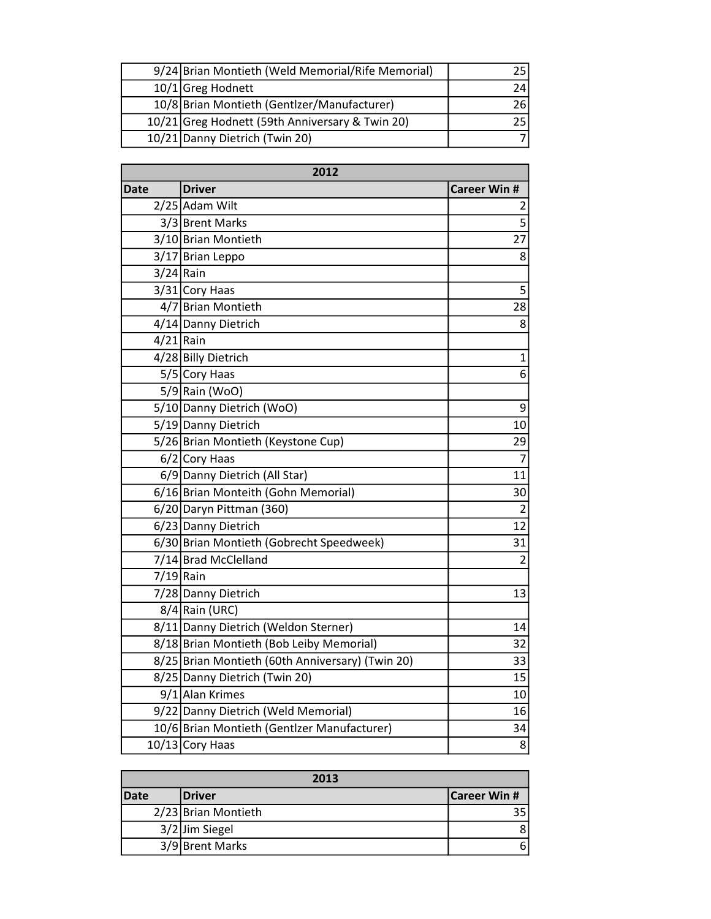| | | |
|---|---|---|
| 9/24 | Brian Montieth (Weld Memorial/Rife Memorial) | 25 |
| 10/1 | Greg Hodnett | 24 |
| 10/8 | Brian Montieth (Gentlzer/Manufacturer) | 26 |
| 10/21 | Greg Hodnett (59th Anniversary & Twin 20) | 25 |
| 10/21 | Danny Dietrich (Twin 20) | 7 |

| 2012 | | |
|---|---|---|
| **Date** | **Driver** | **Career Win #** |
| 2/25 | Adam Wilt | 2 |
| 3/3 | Brent Marks | 5 |
| 3/10 | Brian Montieth | 27 |
| 3/17 | Brian Leppo | 8 |
| 3/24 | Rain | |
| 3/31 | Cory Haas | 5 |
| 4/7 | Brian Montieth | 28 |
| 4/14 | Danny Dietrich | 8 |
| 4/21 | Rain | |
| 4/28 | Billy Dietrich | 1 |
| 5/5 | Cory Haas | 6 |
| 5/9 | Rain (WoO) | |
| 5/10 | Danny Dietrich (WoO) | 9 |
| 5/19 | Danny Dietrich | 10 |
| 5/26 | Brian Montieth (Keystone Cup) | 29 |
| 6/2 | Cory Haas | 7 |
| 6/9 | Danny Dietrich (All Star) | 11 |
| 6/16 | Brian Monteith (Gohn Memorial) | 30 |
| 6/20 | Daryn Pittman (360) | 2 |
| 6/23 | Danny Dietrich | 12 |
| 6/30 | Brian Montieth (Gobrecht Speedweek) | 31 |
| 7/14 | Brad McClelland | 2 |
| 7/19 | Rain | |
| 7/28 | Danny Dietrich | 13 |
| 8/4 | Rain (URC) | |
| 8/11 | Danny Dietrich (Weldon Sterner) | 14 |
| 8/18 | Brian Montieth (Bob Leiby Memorial) | 32 |
| 8/25 | Brian Montieth (60th Anniversary) (Twin 20) | 33 |
| 8/25 | Danny Dietrich (Twin 20) | 15 |
| 9/1 | Alan Krimes | 10 |
| 9/22 | Danny Dietrich (Weld Memorial) | 16 |
| 10/6 | Brian Montieth (Gentlzer Manufacturer) | 34 |
| 10/13 | Cory Haas | 8 |

| 2013 | | |
|---|---|---|
| **Date** | **Driver** | **Career Win #** |
| 2/23 | Brian Montieth | 35 |
| 3/2 | Jim Siegel | 8 |
| 3/9 | Brent Marks | 6 |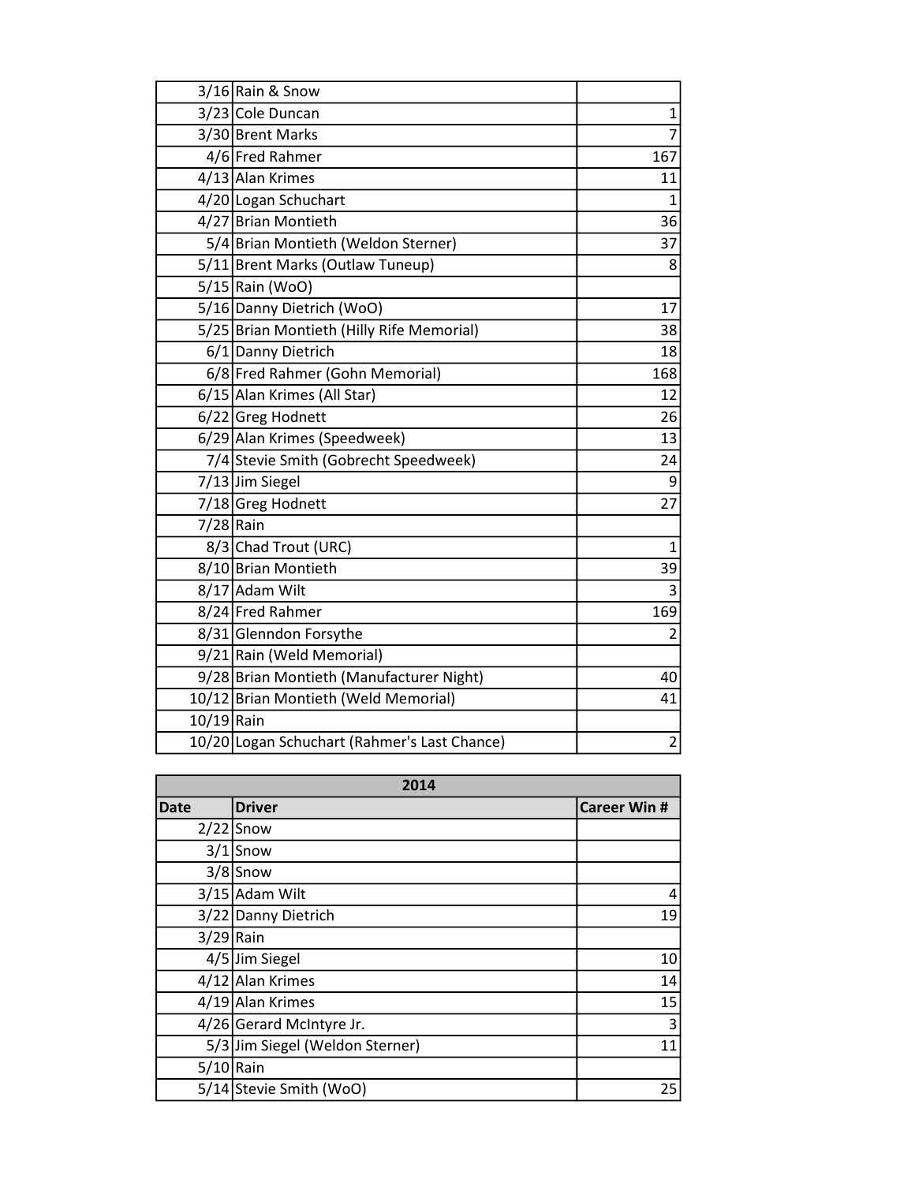| | | |
|---|---|---|
| 3/16 | Rain & Snow | |
| 3/23 | Cole Duncan | 1 |
| 3/30 | Brent Marks | 7 |
| 4/6 | Fred Rahmer | 167 |
| 4/13 | Alan Krimes | 11 |
| 4/20 | Logan Schuchart | 1 |
| 4/27 | Brian Montieth | 36 |
| 5/4 | Brian Montieth (Weldon Sterner) | 37 |
| 5/11 | Brent Marks (Outlaw Tuneup) | 8 |
| 5/15 | Rain (WoO) | |
| 5/16 | Danny Dietrich (WoO) | 17 |
| 5/25 | Brian Montieth (Hilly Rife Memorial) | 38 |
| 6/1 | Danny Dietrich | 18 |
| 6/8 | Fred Rahmer (Gohn Memorial) | 168 |
| 6/15 | Alan Krimes (All Star) | 12 |
| 6/22 | Greg Hodnett | 26 |
| 6/29 | Alan Krimes (Speedweek) | 13 |
| 7/4 | Stevie Smith (Gobrecht Speedweek) | 24 |
| 7/13 | Jim Siegel | 9 |
| 7/18 | Greg Hodnett | 27 |
| 7/28 | Rain | |
| 8/3 | Chad Trout (URC) | 1 |
| 8/10 | Brian Montieth | 39 |
| 8/17 | Adam Wilt | 3 |
| 8/24 | Fred Rahmer | 169 |
| 8/31 | Glenndon Forsythe | 2 |
| 9/21 | Rain (Weld Memorial) | |
| 9/28 | Brian Montieth (Manufacturer Night) | 40 |
| 10/12 | Brian Montieth (Weld Memorial) | 41 |
| 10/19 | Rain | |
| 10/20 | Logan Schuchart (Rahmer's Last Chance) | 2 |

| 2014 | | |
|---|---|---|
| **Date** | **Driver** | **Career Win #** |
| 2/22 | Snow | |
| 3/1 | Snow | |
| 3/8 | Snow | |
| 3/15 | Adam Wilt | 4 |
| 3/22 | Danny Dietrich | 19 |
| 3/29 | Rain | |
| 4/5 | Jim Siegel | 10 |
| 4/12 | Alan Krimes | 14 |
| 4/19 | Alan Krimes | 15 |
| 4/26 | Gerard McIntyre Jr. | 3 |
| 5/3 | Jim Siegel (Weldon Sterner) | 11 |
| 5/10 | Rain | |
| 5/14 | Stevie Smith (WoO) | 25 |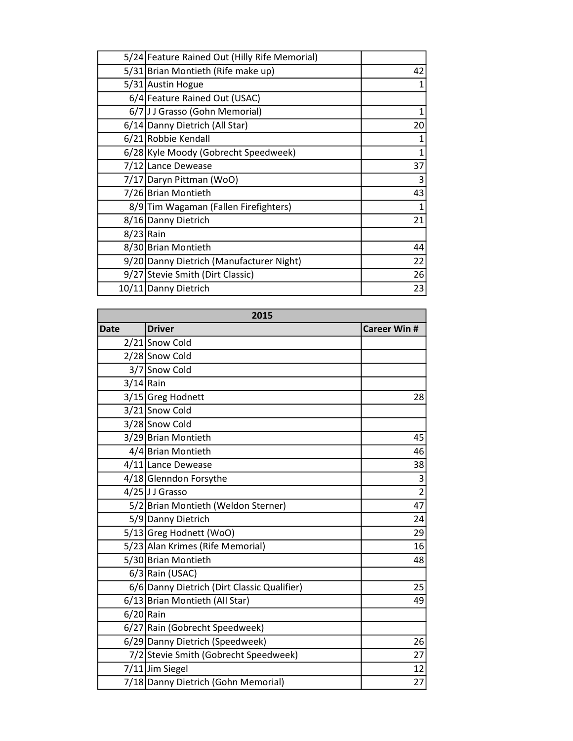| Date | Driver | Career Win # |
|---|---|---|
| 5/24 | Feature Rained Out (Hilly Rife Memorial) | |
| 5/31 | Brian Montieth (Rife make up) | 42 |
| 5/31 | Austin Hogue | 1 |
| 6/4 | Feature Rained Out (USAC) | |
| 6/7 | J J Grasso (Gohn Memorial) | 1 |
| 6/14 | Danny Dietrich (All Star) | 20 |
| 6/21 | Robbie Kendall | 1 |
| 6/28 | Kyle Moody (Gobrecht Speedweek) | 1 |
| 7/12 | Lance Dewease | 37 |
| 7/17 | Daryn Pittman (WoO) | 3 |
| 7/26 | Brian Montieth | 43 |
| 8/9 | Tim Wagaman (Fallen Firefighters) | 1 |
| 8/16 | Danny Dietrich | 21 |
| 8/23 | Rain | |
| 8/30 | Brian Montieth | 44 |
| 9/20 | Danny Dietrich (Manufacturer Night) | 22 |
| 9/27 | Stevie Smith (Dirt Classic) | 26 |
| 10/11 | Danny Dietrich | 23 |

| 2015 | | |
|---|---|---|
| **Date** | **Driver** | **Career Win #** |
| 2/21 | Snow Cold | |
| 2/28 | Snow Cold | |
| 3/7 | Snow Cold | |
| 3/14 | Rain | |
| 3/15 | Greg Hodnett | 28 |
| 3/21 | Snow Cold | |
| 3/28 | Snow Cold | |
| 3/29 | Brian Montieth | 45 |
| 4/4 | Brian Montieth | 46 |
| 4/11 | Lance Dewease | 38 |
| 4/18 | Glenndon Forsythe | 3 |
| 4/25 | J J Grasso | 2 |
| 5/2 | Brian Montieth (Weldon Sterner) | 47 |
| 5/9 | Danny Dietrich | 24 |
| 5/13 | Greg Hodnett (WoO) | 29 |
| 5/23 | Alan Krimes (Rife Memorial) | 16 |
| 5/30 | Brian Montieth | 48 |
| 6/3 | Rain (USAC) | |
| 6/6 | Danny Dietrich (Dirt Classic Qualifier) | 25 |
| 6/13 | Brian Montieth (All Star) | 49 |
| 6/20 | Rain | |
| 6/27 | Rain (Gobrecht Speedweek) | |
| 6/29 | Danny Dietrich (Speedweek) | 26 |
| 7/2 | Stevie Smith (Gobrecht Speedweek) | 27 |
| 7/11 | Jim Siegel | 12 |
| 7/18 | Danny Dietrich (Gohn Memorial) | 27 |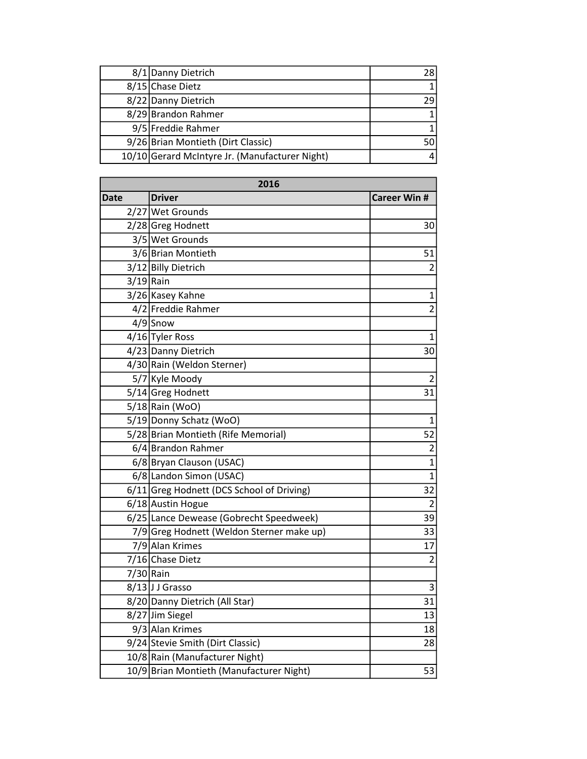| | | |
|---|---|---|
| 8/1 | Danny Dietrich | 28 |
| 8/15 | Chase Dietz | 1 |
| 8/22 | Danny Dietrich | 29 |
| 8/29 | Brandon Rahmer | 1 |
| 9/5 | Freddie Rahmer | 1 |
| 9/26 | Brian Montieth (Dirt Classic) | 50 |
| 10/10 | Gerard McIntyre Jr. (Manufacturer Night) | 4 |

| 2016 | | |
|---|---|---|
| **Date** | **Driver** | **Career Win #** |
| 2/27 | Wet Grounds | |
| 2/28 | Greg Hodnett | 30 |
| 3/5 | Wet Grounds | |
| 3/6 | Brian Montieth | 51 |
| 3/12 | Billy Dietrich | 2 |
| 3/19 | Rain | |
| 3/26 | Kasey Kahne | 1 |
| 4/2 | Freddie Rahmer | 2 |
| 4/9 | Snow | |
| 4/16 | Tyler Ross | 1 |
| 4/23 | Danny Dietrich | 30 |
| 4/30 | Rain (Weldon Sterner) | |
| 5/7 | Kyle Moody | 2 |
| 5/14 | Greg Hodnett | 31 |
| 5/18 | Rain (WoO) | |
| 5/19 | Donny Schatz (WoO) | 1 |
| 5/28 | Brian Montieth (Rife Memorial) | 52 |
| 6/4 | Brandon Rahmer | 2 |
| 6/8 | Bryan Clauson (USAC) | 1 |
| 6/8 | Landon Simon (USAC) | 1 |
| 6/11 | Greg Hodnett (DCS School of Driving) | 32 |
| 6/18 | Austin Hogue | 2 |
| 6/25 | Lance Dewease (Gobrecht Speedweek) | 39 |
| 7/9 | Greg Hodnett (Weldon Sterner make up) | 33 |
| 7/9 | Alan Krimes | 17 |
| 7/16 | Chase Dietz | 2 |
| 7/30 | Rain | |
| 8/13 | J J Grasso | 3 |
| 8/20 | Danny Dietrich (All Star) | 31 |
| 8/27 | Jim Siegel | 13 |
| 9/3 | Alan Krimes | 18 |
| 9/24 | Stevie Smith (Dirt Classic) | 28 |
| 10/8 | Rain (Manufacturer Night) | |
| 10/9 | Brian Montieth (Manufacturer Night) | 53 |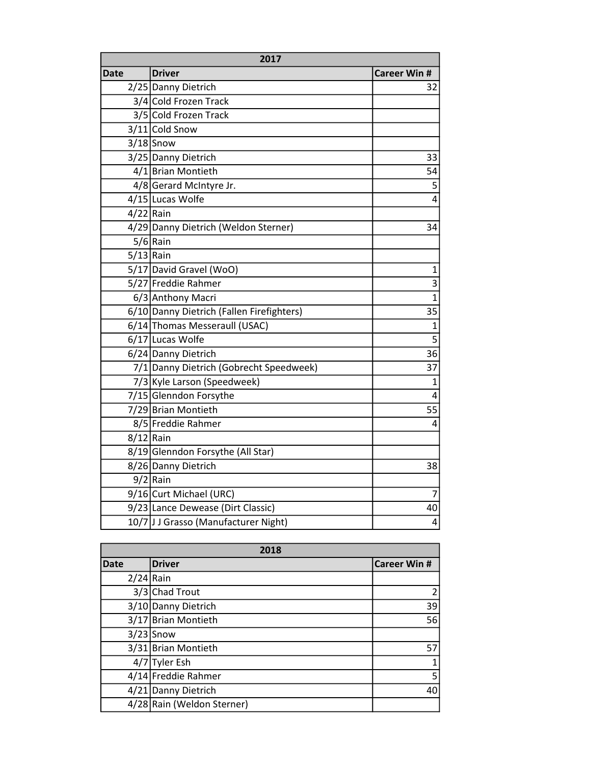| 2017 | | |
|---|---|---|
| **Date** | **Driver** | **Career Win #** |
| 2/25 | Danny Dietrich | 32 |
| 3/4 | Cold Frozen Track | |
| 3/5 | Cold Frozen Track | |
| 3/11 | Cold Snow | |
| 3/18 | Snow | |
| 3/25 | Danny Dietrich | 33 |
| 4/1 | Brian Montieth | 54 |
| 4/8 | Gerard McIntyre Jr. | 5 |
| 4/15 | Lucas Wolfe | 4 |
| 4/22 | Rain | |
| 4/29 | Danny Dietrich (Weldon Sterner) | 34 |
| 5/6 | Rain | |
| 5/13 | Rain | |
| 5/17 | David Gravel (WoO) | 1 |
| 5/27 | Freddie Rahmer | 3 |
| 6/3 | Anthony Macri | 1 |
| 6/10 | Danny Dietrich (Fallen Firefighters) | 35 |
| 6/14 | Thomas Messeraull (USAC) | 1 |
| 6/17 | Lucas Wolfe | 5 |
| 6/24 | Danny Dietrich | 36 |
| 7/1 | Danny Dietrich (Gobrecht Speedweek) | 37 |
| 7/3 | Kyle Larson (Speedweek) | 1 |
| 7/15 | Glenndon Forsythe | 4 |
| 7/29 | Brian Montieth | 55 |
| 8/5 | Freddie Rahmer | 4 |
| 8/12 | Rain | |
| 8/19 | Glenndon Forsythe (All Star) | |
| 8/26 | Danny Dietrich | 38 |
| 9/2 | Rain | |
| 9/16 | Curt Michael (URC) | 7 |
| 9/23 | Lance Dewease (Dirt Classic) | 40 |
| 10/7 | J J Grasso (Manufacturer Night) | 4 |

| 2018 | | |
|---|---|---|
| **Date** | **Driver** | **Career Win #** |
| 2/24 | Rain | |
| 3/3 | Chad Trout | 2 |
| 3/10 | Danny Dietrich | 39 |
| 3/17 | Brian Montieth | 56 |
| 3/23 | Snow | |
| 3/31 | Brian Montieth | 57 |
| 4/7 | Tyler Esh | 1 |
| 4/14 | Freddie Rahmer | 5 |
| 4/21 | Danny Dietrich | 40 |
| 4/28 | Rain (Weldon Sterner) | |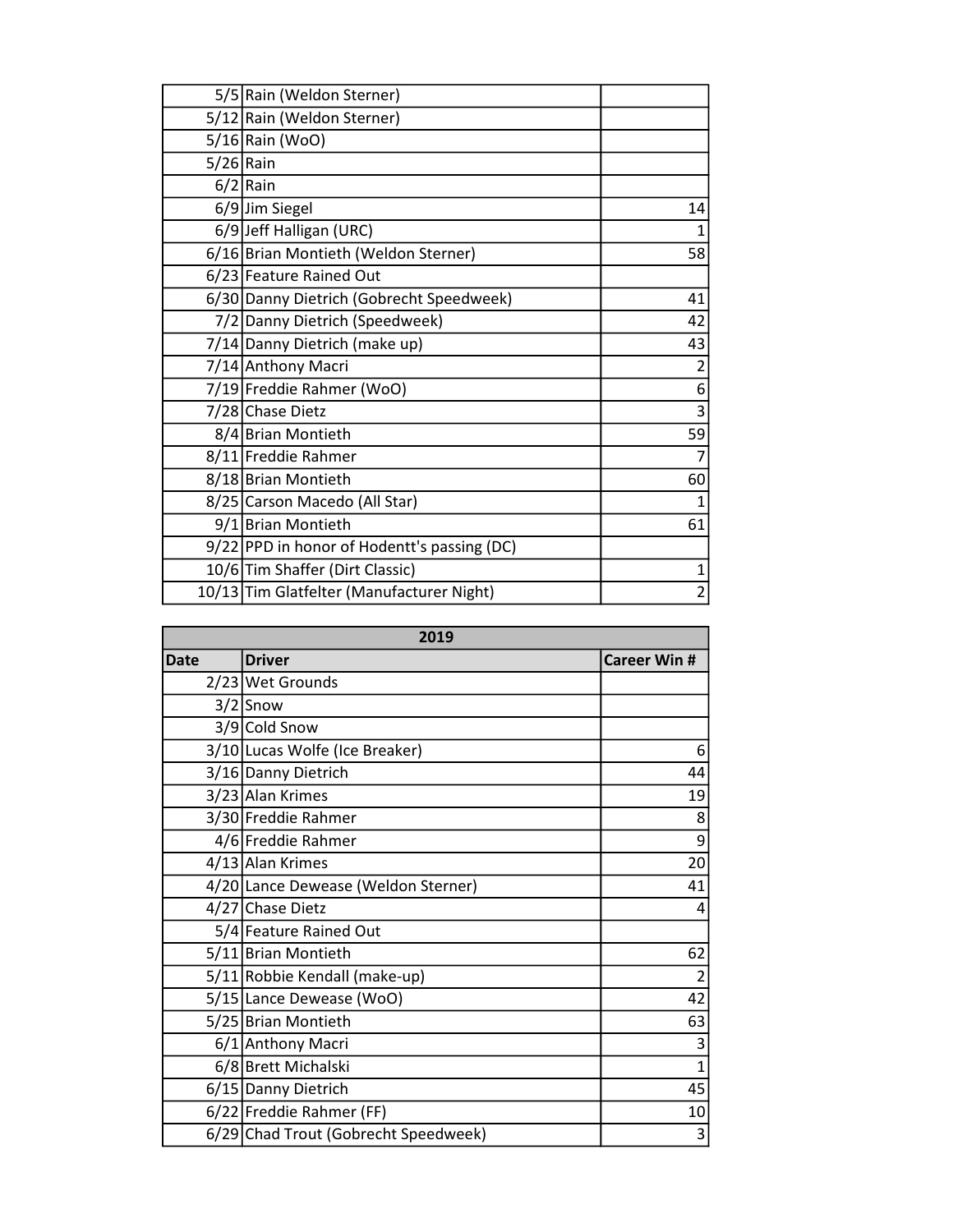| | | |
|---|---|---|
| 5/5 | Rain (Weldon Sterner) | |
| 5/12 | Rain (Weldon Sterner) | |
| 5/16 | Rain (WoO) | |
| 5/26 | Rain | |
| 6/2 | Rain | |
| 6/9 | Jim Siegel | 14 |
| 6/9 | Jeff Halligan (URC) | 1 |
| 6/16 | Brian Montieth (Weldon Sterner) | 58 |
| 6/23 | Feature Rained Out | |
| 6/30 | Danny Dietrich (Gobrecht Speedweek) | 41 |
| 7/2 | Danny Dietrich (Speedweek) | 42 |
| 7/14 | Danny Dietrich (make up) | 43 |
| 7/14 | Anthony Macri | 2 |
| 7/19 | Freddie Rahmer (WoO) | 6 |
| 7/28 | Chase Dietz | 3 |
| 8/4 | Brian Montieth | 59 |
| 8/11 | Freddie Rahmer | 7 |
| 8/18 | Brian Montieth | 60 |
| 8/25 | Carson Macedo (All Star) | 1 |
| 9/1 | Brian Montieth | 61 |
| 9/22 | PPD in honor of Hodentt's passing (DC) | |
| 10/6 | Tim Shaffer (Dirt Classic) | 1 |
| 10/13 | Tim Glatfelter (Manufacturer Night) | 2 |

| 2019 | | |
|---|---|---|
| **Date** | **Driver** | **Career Win #** |
| 2/23 | Wet Grounds | |
| 3/2 | Snow | |
| 3/9 | Cold Snow | |
| 3/10 | Lucas Wolfe (Ice Breaker) | 6 |
| 3/16 | Danny Dietrich | 44 |
| 3/23 | Alan Krimes | 19 |
| 3/30 | Freddie Rahmer | 8 |
| 4/6 | Freddie Rahmer | 9 |
| 4/13 | Alan Krimes | 20 |
| 4/20 | Lance Dewease (Weldon Sterner) | 41 |
| 4/27 | Chase Dietz | 4 |
| 5/4 | Feature Rained Out | |
| 5/11 | Brian Montieth | 62 |
| 5/11 | Robbie Kendall (make-up) | 2 |
| 5/15 | Lance Dewease (WoO) | 42 |
| 5/25 | Brian Montieth | 63 |
| 6/1 | Anthony Macri | 3 |
| 6/8 | Brett Michalski | 1 |
| 6/15 | Danny Dietrich | 45 |
| 6/22 | Freddie Rahmer (FF) | 10 |
| 6/29 | Chad Trout (Gobrecht Speedweek) | 3 |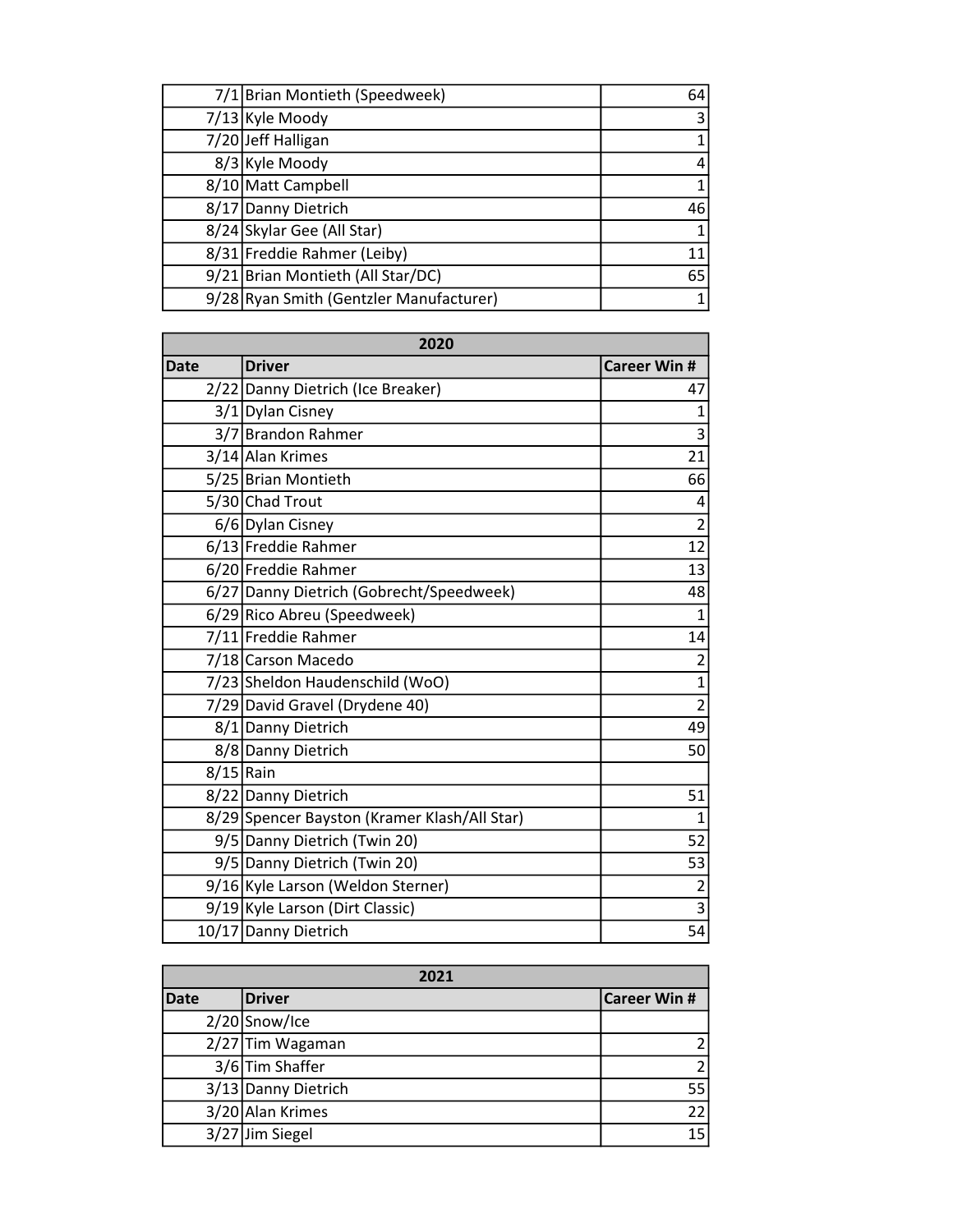| Date | Driver | Career Win # |
|---|---|---|
| 7/1 | Brian Montieth (Speedweek) | 64 |
| 7/13 | Kyle Moody | 3 |
| 7/20 | Jeff Halligan | 1 |
| 8/3 | Kyle Moody | 4 |
| 8/10 | Matt Campbell | 1 |
| 8/17 | Danny Dietrich | 46 |
| 8/24 | Skylar Gee (All Star) | 1 |
| 8/31 | Freddie Rahmer (Leiby) | 11 |
| 9/21 | Brian Montieth (All Star/DC) | 65 |
| 9/28 | Ryan Smith (Gentzler Manufacturer) | 1 |

| 2020 | | |
|---|---|---|
| Date | Driver | Career Win # |
| 2/22 | Danny Dietrich (Ice Breaker) | 47 |
| 3/1 | Dylan Cisney | 1 |
| 3/7 | Brandon Rahmer | 3 |
| 3/14 | Alan Krimes | 21 |
| 5/25 | Brian Montieth | 66 |
| 5/30 | Chad Trout | 4 |
| 6/6 | Dylan Cisney | 2 |
| 6/13 | Freddie Rahmer | 12 |
| 6/20 | Freddie Rahmer | 13 |
| 6/27 | Danny Dietrich (Gobrecht/Speedweek) | 48 |
| 6/29 | Rico Abreu (Speedweek) | 1 |
| 7/11 | Freddie Rahmer | 14 |
| 7/18 | Carson Macedo | 2 |
| 7/23 | Sheldon Haudenschild (WoO) | 1 |
| 7/29 | David Gravel (Drydene 40) | 2 |
| 8/1 | Danny Dietrich | 49 |
| 8/8 | Danny Dietrich | 50 |
| 8/15 | Rain | |
| 8/22 | Danny Dietrich | 51 |
| 8/29 | Spencer Bayston (Kramer Klash/All Star) | 1 |
| 9/5 | Danny Dietrich (Twin 20) | 52 |
| 9/5 | Danny Dietrich (Twin 20) | 53 |
| 9/16 | Kyle Larson (Weldon Sterner) | 2 |
| 9/19 | Kyle Larson (Dirt Classic) | 3 |
| 10/17 | Danny Dietrich | 54 |

| 2021 | | |
|---|---|---|
| Date | Driver | Career Win # |
| 2/20 | Snow/Ice | |
| 2/27 | Tim Wagaman | 2 |
| 3/6 | Tim Shaffer | 2 |
| 3/13 | Danny Dietrich | 55 |
| 3/20 | Alan Krimes | 22 |
| 3/27 | Jim Siegel | 15 |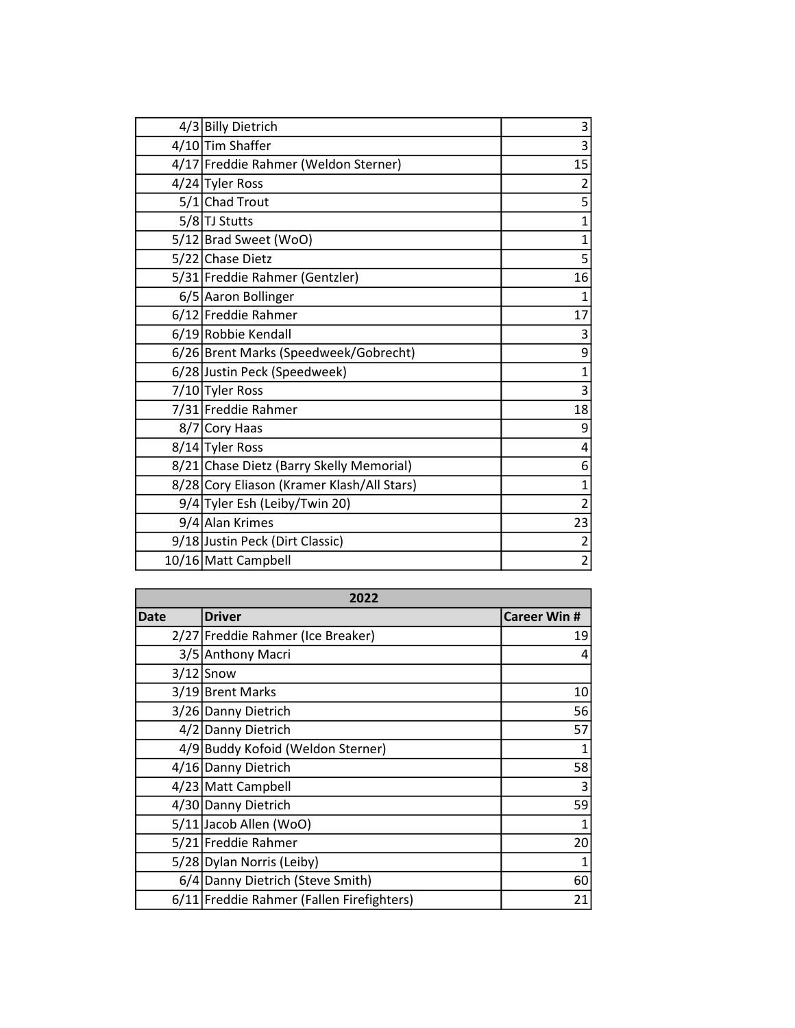| | | |
|---|---|---|
| 4/3 | Billy Dietrich | 3 |
| 4/10 | Tim Shaffer | 3 |
| 4/17 | Freddie Rahmer (Weldon Sterner) | 15 |
| 4/24 | Tyler Ross | 2 |
| 5/1 | Chad Trout | 5 |
| 5/8 | TJ Stutts | 1 |
| 5/12 | Brad Sweet (WoO) | 1 |
| 5/22 | Chase Dietz | 5 |
| 5/31 | Freddie Rahmer (Gentzler) | 16 |
| 6/5 | Aaron Bollinger | 1 |
| 6/12 | Freddie Rahmer | 17 |
| 6/19 | Robbie Kendall | 3 |
| 6/26 | Brent Marks (Speedweek/Gobrecht) | 9 |
| 6/28 | Justin Peck (Speedweek) | 1 |
| 7/10 | Tyler Ross | 3 |
| 7/31 | Freddie Rahmer | 18 |
| 8/7 | Cory Haas | 9 |
| 8/14 | Tyler Ross | 4 |
| 8/21 | Chase Dietz (Barry Skelly Memorial) | 6 |
| 8/28 | Cory Eliason (Kramer Klash/All Stars) | 1 |
| 9/4 | Tyler Esh (Leiby/Twin 20) | 2 |
| 9/4 | Alan Krimes | 23 |
| 9/18 | Justin Peck (Dirt Classic) | 2 |
| 10/16 | Matt Campbell | 2 |

| 2022 | | |
|---|---|---|
| **Date** | **Driver** | **Career Win #** |
| 2/27 | Freddie Rahmer (Ice Breaker) | 19 |
| 3/5 | Anthony Macri | 4 |
| 3/12 | Snow | |
| 3/19 | Brent Marks | 10 |
| 3/26 | Danny Dietrich | 56 |
| 4/2 | Danny Dietrich | 57 |
| 4/9 | Buddy Kofoid (Weldon Sterner) | 1 |
| 4/16 | Danny Dietrich | 58 |
| 4/23 | Matt Campbell | 3 |
| 4/30 | Danny Dietrich | 59 |
| 5/11 | Jacob Allen (WoO) | 1 |
| 5/21 | Freddie Rahmer | 20 |
| 5/28 | Dylan Norris (Leiby) | 1 |
| 6/4 | Danny Dietrich (Steve Smith) | 60 |
| 6/11 | Freddie Rahmer (Fallen Firefighters) | 21 |